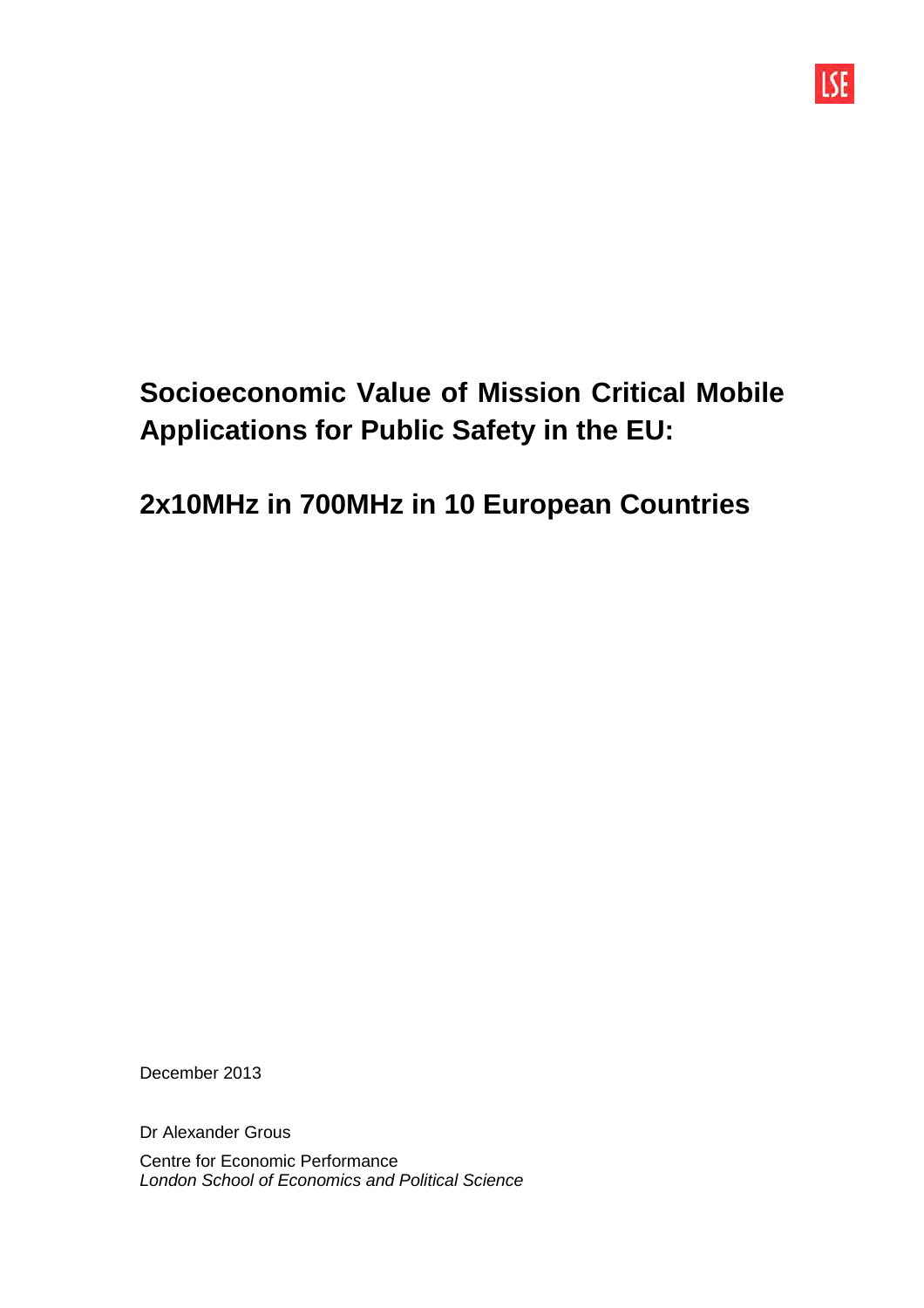# Socioeconomic Value of Mission Critical Mobile Applications for Public Safety in the EU:

# 2x10MHz in 700MHz in 10 European Countries

December 2013

Dr Alexander Grous

Centre for Economic Performance
*London School of Economics and Political Science*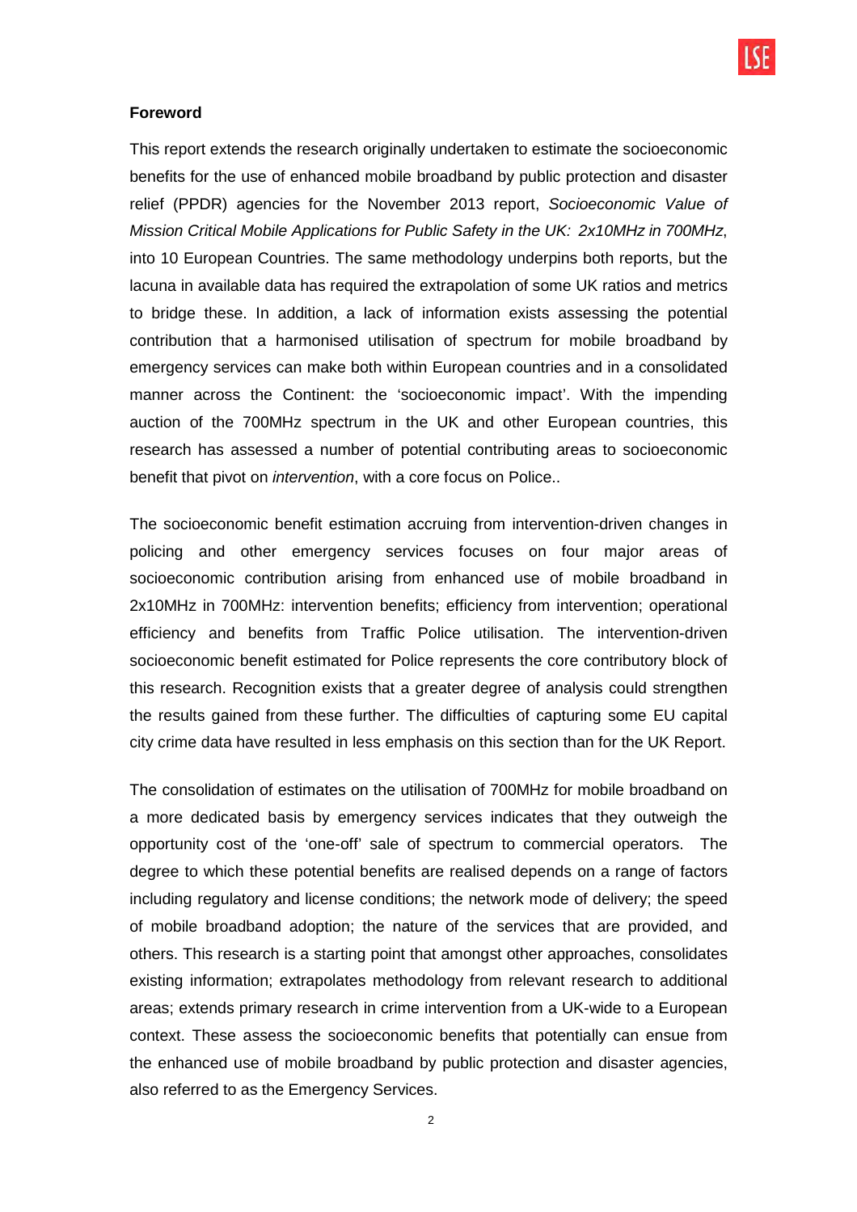**Foreword**

This report extends the research originally undertaken to estimate the socioeconomic benefits for the use of enhanced mobile broadband by public protection and disaster relief (PPDR) agencies for the November 2013 report, *Socioeconomic Value of Mission Critical Mobile Applications for Public Safety in the UK: 2x10MHz in 700MHz*, into 10 European Countries. The same methodology underpins both reports, but the lacuna in available data has required the extrapolation of some UK ratios and metrics to bridge these. In addition, a lack of information exists assessing the potential contribution that a harmonised utilisation of spectrum for mobile broadband by emergency services can make both within European countries and in a consolidated manner across the Continent: the 'socioeconomic impact'. With the impending auction of the 700MHz spectrum in the UK and other European countries, this research has assessed a number of potential contributing areas to socioeconomic benefit that pivot on *intervention*, with a core focus on Police..

The socioeconomic benefit estimation accruing from intervention-driven changes in policing and other emergency services focuses on four major areas of socioeconomic contribution arising from enhanced use of mobile broadband in 2x10MHz in 700MHz: intervention benefits; efficiency from intervention; operational efficiency and benefits from Traffic Police utilisation. The intervention-driven socioeconomic benefit estimated for Police represents the core contributory block of this research. Recognition exists that a greater degree of analysis could strengthen the results gained from these further. The difficulties of capturing some EU capital city crime data have resulted in less emphasis on this section than for the UK Report.

The consolidation of estimates on the utilisation of 700MHz for mobile broadband on a more dedicated basis by emergency services indicates that they outweigh the opportunity cost of the 'one-off' sale of spectrum to commercial operators. The degree to which these potential benefits are realised depends on a range of factors including regulatory and license conditions; the network mode of delivery; the speed of mobile broadband adoption; the nature of the services that are provided, and others. This research is a starting point that amongst other approaches, consolidates existing information; extrapolates methodology from relevant research to additional areas; extends primary research in crime intervention from a UK-wide to a European context. These assess the socioeconomic benefits that potentially can ensue from the enhanced use of mobile broadband by public protection and disaster agencies, also referred to as the Emergency Services.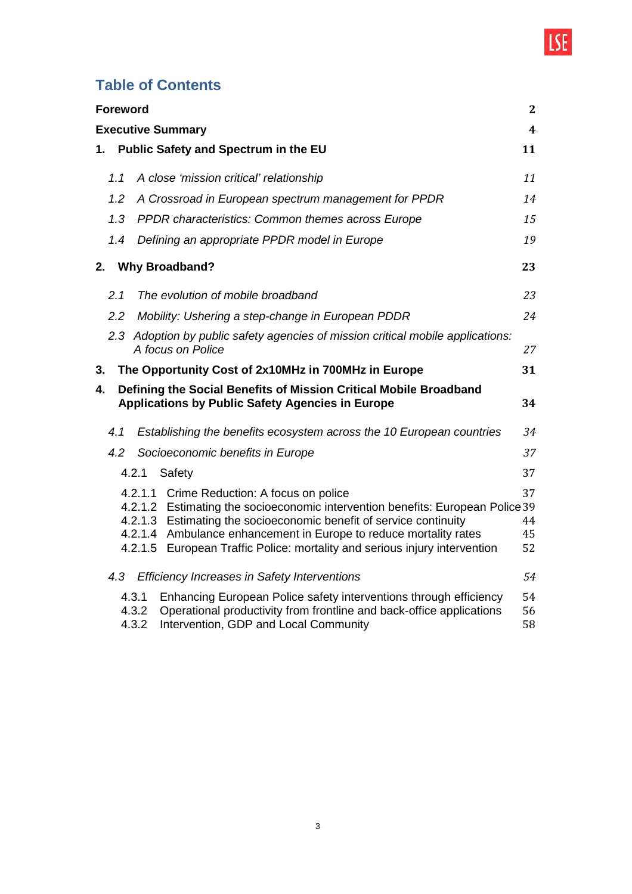## Table of Contents

| | |
|---|---|
| **Foreword** | **2** |
| **Executive Summary** | **4** |
| **1. Public Safety and Spectrum in the EU** | **11** |
| *1.1 A close 'mission critical' relationship* | *11* |
| *1.2 A Crossroad in European spectrum management for PPDR* | *14* |
| *1.3 PPDR characteristics: Common themes across Europe* | *15* |
| *1.4 Defining an appropriate PPDR model in Europe* | *19* |
| **2. Why Broadband?** | **23** |
| *2.1 The evolution of mobile broadband* | *23* |
| *2.2 Mobility: Ushering a step-change in European PDDR* | *24* |
| *2.3 Adoption by public safety agencies of mission critical mobile applications: A focus on Police* | *27* |
| **3. The Opportunity Cost of 2x10MHz in 700MHz in Europe** | **31** |
| **4. Defining the Social Benefits of Mission Critical Mobile Broadband Applications by Public Safety Agencies in Europe** | **34** |
| *4.1 Establishing the benefits ecosystem across the 10 European countries* | *34* |
| *4.2 Socioeconomic benefits in Europe* | *37* |
| 4.2.1 Safety | 37 |
| 4.2.1.1 Crime Reduction: A focus on police | 37 |
| 4.2.1.2 Estimating the socioeconomic intervention benefits: European Police | 39 |
| 4.2.1.3 Estimating the socioeconomic benefit of service continuity | 44 |
| 4.2.1.4 Ambulance enhancement in Europe to reduce mortality rates | 45 |
| 4.2.1.5 European Traffic Police: mortality and serious injury intervention | 52 |
| *4.3 Efficiency Increases in Safety Interventions* | *54* |
| 4.3.1 Enhancing European Police safety interventions through efficiency | 54 |
| 4.3.2 Operational productivity from frontline and back-office applications | 56 |
| 4.3.2 Intervention, GDP and Local Community | 58 |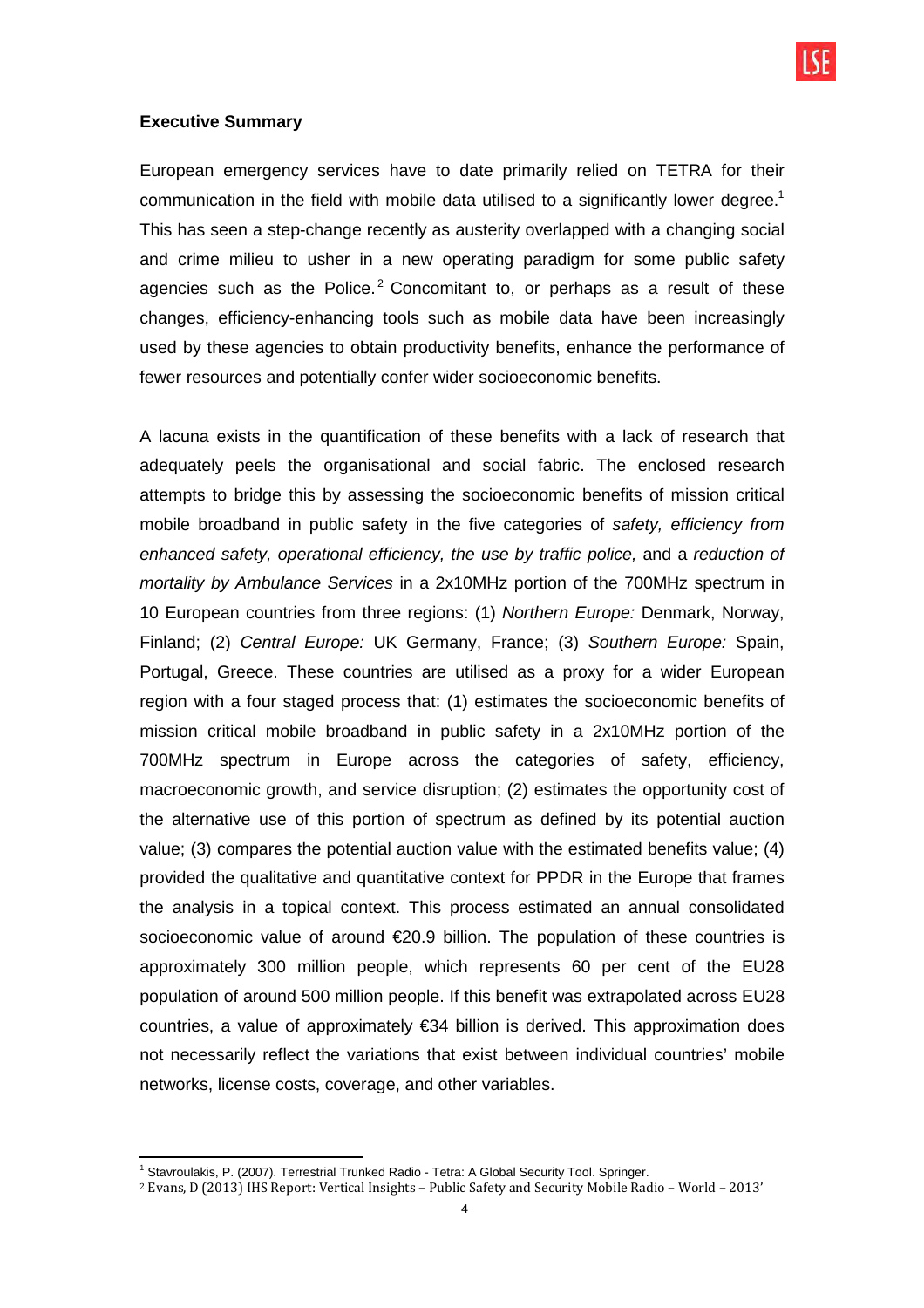**Executive Summary**

European emergency services have to date primarily relied on TETRA for their communication in the field with mobile data utilised to a significantly lower degree.[1] This has seen a step-change recently as austerity overlapped with a changing social and crime milieu to usher in a new operating paradigm for some public safety agencies such as the Police.[2] Concomitant to, or perhaps as a result of these changes, efficiency-enhancing tools such as mobile data have been increasingly used by these agencies to obtain productivity benefits, enhance the performance of fewer resources and potentially confer wider socioeconomic benefits.

A lacuna exists in the quantification of these benefits with a lack of research that adequately peels the organisational and social fabric. The enclosed research attempts to bridge this by assessing the socioeconomic benefits of mission critical mobile broadband in public safety in the five categories of *safety, efficiency from enhanced safety, operational efficiency, the use by traffic police,* and a *reduction of mortality by Ambulance Services* in a 2x10MHz portion of the 700MHz spectrum in 10 European countries from three regions: (1) *Northern Europe:* Denmark, Norway, Finland; (2) *Central Europe:* UK Germany, France; (3) *Southern Europe:* Spain, Portugal, Greece. These countries are utilised as a proxy for a wider European region with a four staged process that: (1) estimates the socioeconomic benefits of mission critical mobile broadband in public safety in a 2x10MHz portion of the 700MHz spectrum in Europe across the categories of safety, efficiency, macroeconomic growth, and service disruption; (2) estimates the opportunity cost of the alternative use of this portion of spectrum as defined by its potential auction value; (3) compares the potential auction value with the estimated benefits value; (4) provided the qualitative and quantitative context for PPDR in the Europe that frames the analysis in a topical context. This process estimated an annual consolidated socioeconomic value of around €20.9 billion. The population of these countries is approximately 300 million people, which represents 60 per cent of the EU28 population of around 500 million people. If this benefit was extrapolated across EU28 countries, a value of approximately €34 billion is derived. This approximation does not necessarily reflect the variations that exist between individual countries' mobile networks, license costs, coverage, and other variables.

---

[1] Stavroulakis, P. (2007). Terrestrial Trunked Radio - Tetra: A Global Security Tool. Springer.

[2] Evans, D (2013) IHS Report: Vertical Insights – Public Safety and Security Mobile Radio – World – 2013'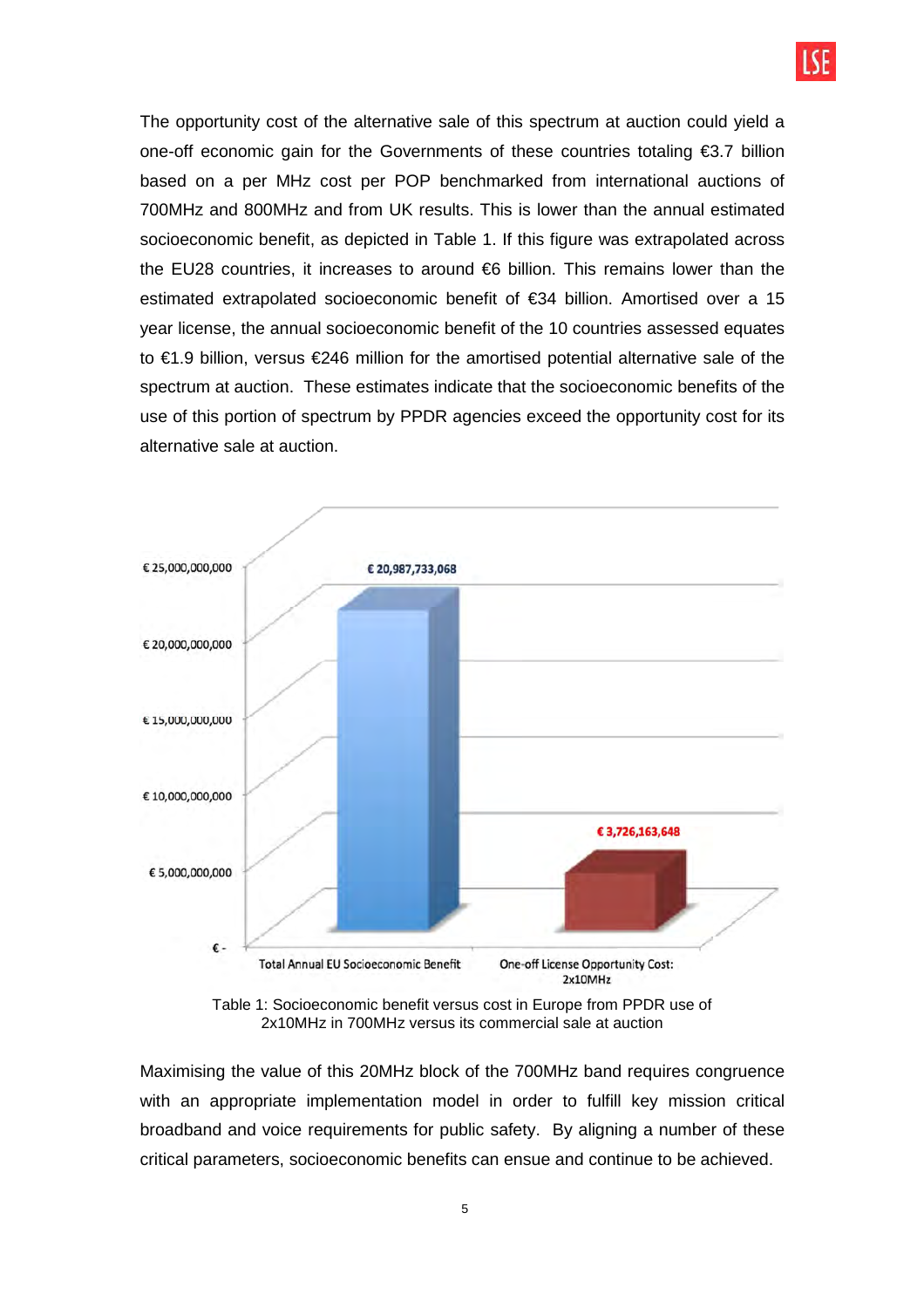The opportunity cost of the alternative sale of this spectrum at auction could yield a one-off economic gain for the Governments of these countries totaling €3.7 billion based on a per MHz cost per POP benchmarked from international auctions of 700MHz and 800MHz and from UK results. This is lower than the annual estimated socioeconomic benefit, as depicted in Table 1. If this figure was extrapolated across the EU28 countries, it increases to around €6 billion. This remains lower than the estimated extrapolated socioeconomic benefit of €34 billion. Amortised over a 15 year license, the annual socioeconomic benefit of the 10 countries assessed equates to €1.9 billion, versus €246 million for the amortised potential alternative sale of the spectrum at auction. These estimates indicate that the socioeconomic benefits of the use of this portion of spectrum by PPDR agencies exceed the opportunity cost for its alternative sale at auction.

| | Value |
|---|---|
| Total Annual EU Socioeconomic Benefit | € 20,987,733,068 |
| One-off License Opportunity Cost: 2x10MHz | € 3,726,163,648 |

Table 1: Socioeconomic benefit versus cost in Europe from PPDR use of 2x10MHz in 700MHz versus its commercial sale at auction

Maximising the value of this 20MHz block of the 700MHz band requires congruence with an appropriate implementation model in order to fulfill key mission critical broadband and voice requirements for public safety. By aligning a number of these critical parameters, socioeconomic benefits can ensue and continue to be achieved.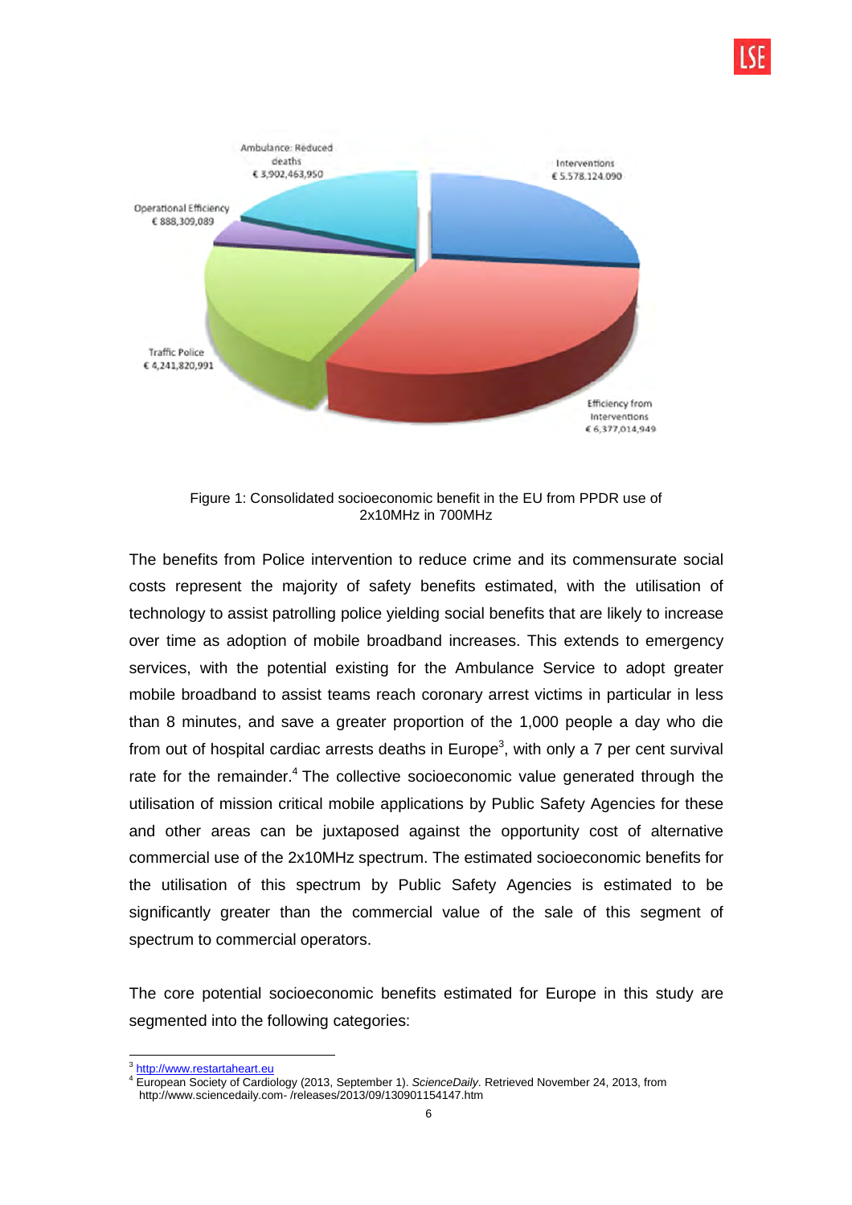Ambulance: Reduced deaths € 3,902,463,950

Interventions € 5.578.124.090

Operational Efficiency € 888,309,089

Traffic Police € 4,241,820,991

Efficiency from Interventions € 6,377,014,949

Figure 1: Consolidated socioeconomic benefit in the EU from PPDR use of 2x10MHz in 700MHz

The benefits from Police intervention to reduce crime and its commensurate social costs represent the majority of safety benefits estimated, with the utilisation of technology to assist patrolling police yielding social benefits that are likely to increase over time as adoption of mobile broadband increases. This extends to emergency services, with the potential existing for the Ambulance Service to adopt greater mobile broadband to assist teams reach coronary arrest victims in particular in less than 8 minutes, and save a greater proportion of the 1,000 people a day who die from out of hospital cardiac arrests deaths in Europe[3], with only a 7 per cent survival rate for the remainder.[4] The collective socioeconomic value generated through the utilisation of mission critical mobile applications by Public Safety Agencies for these and other areas can be juxtaposed against the opportunity cost of alternative commercial use of the 2x10MHz spectrum. The estimated socioeconomic benefits for the utilisation of this spectrum by Public Safety Agencies is estimated to be significantly greater than the commercial value of the sale of this segment of spectrum to commercial operators.

The core potential socioeconomic benefits estimated for Europe in this study are segmented into the following categories:

---

[3] http://www.restartaheart.eu

[4] European Society of Cardiology (2013, September 1). *ScienceDaily*. Retrieved November 24, 2013, from http://www.sciencedaily.com- /releases/2013/09/130901154147.htm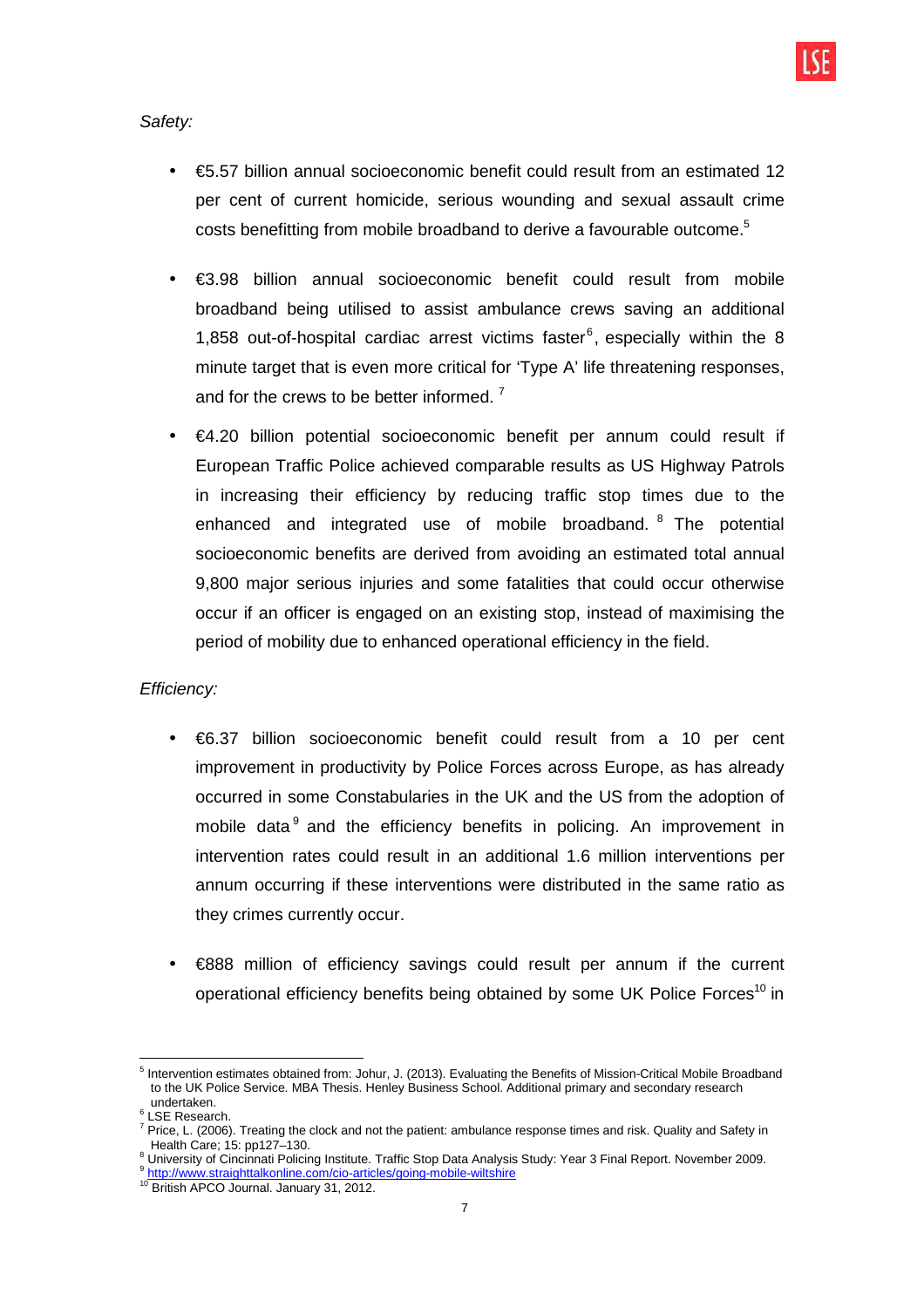*Safety:*

- €5.57 billion annual socioeconomic benefit could result from an estimated 12 per cent of current homicide, serious wounding and sexual assault crime costs benefitting from mobile broadband to derive a favourable outcome.[5]

- €3.98 billion annual socioeconomic benefit could result from mobile broadband being utilised to assist ambulance crews saving an additional 1,858 out-of-hospital cardiac arrest victims faster[6], especially within the 8 minute target that is even more critical for 'Type A' life threatening responses, and for the crews to be better informed.[7]

- €4.20 billion potential socioeconomic benefit per annum could result if European Traffic Police achieved comparable results as US Highway Patrols in increasing their efficiency by reducing traffic stop times due to the enhanced and integrated use of mobile broadband.[8] The potential socioeconomic benefits are derived from avoiding an estimated total annual 9,800 major serious injuries and some fatalities that could occur otherwise occur if an officer is engaged on an existing stop, instead of maximising the period of mobility due to enhanced operational efficiency in the field.

*Efficiency:*

- €6.37 billion socioeconomic benefit could result from a 10 per cent improvement in productivity by Police Forces across Europe, as has already occurred in some Constabularies in the UK and the US from the adoption of mobile data[9] and the efficiency benefits in policing. An improvement in intervention rates could result in an additional 1.6 million interventions per annum occurring if these interventions were distributed in the same ratio as they crimes currently occur.

- €888 million of efficiency savings could result per annum if the current operational efficiency benefits being obtained by some UK Police Forces[10] in

---

[5] Intervention estimates obtained from: Johur, J. (2013). Evaluating the Benefits of Mission-Critical Mobile Broadband to the UK Police Service. MBA Thesis. Henley Business School. Additional primary and secondary research undertaken.

[6] LSE Research.

[7] Price, L. (2006). Treating the clock and not the patient: ambulance response times and risk. Quality and Safety in Health Care; 15: pp127–130.

[8] University of Cincinnati Policing Institute. Traffic Stop Data Analysis Study: Year 3 Final Report. November 2009.

[9] http://www.straighttalkonline.com/cio-articles/goiong-mobile-wiltshire

[10] British APCO Journal. January 31, 2012.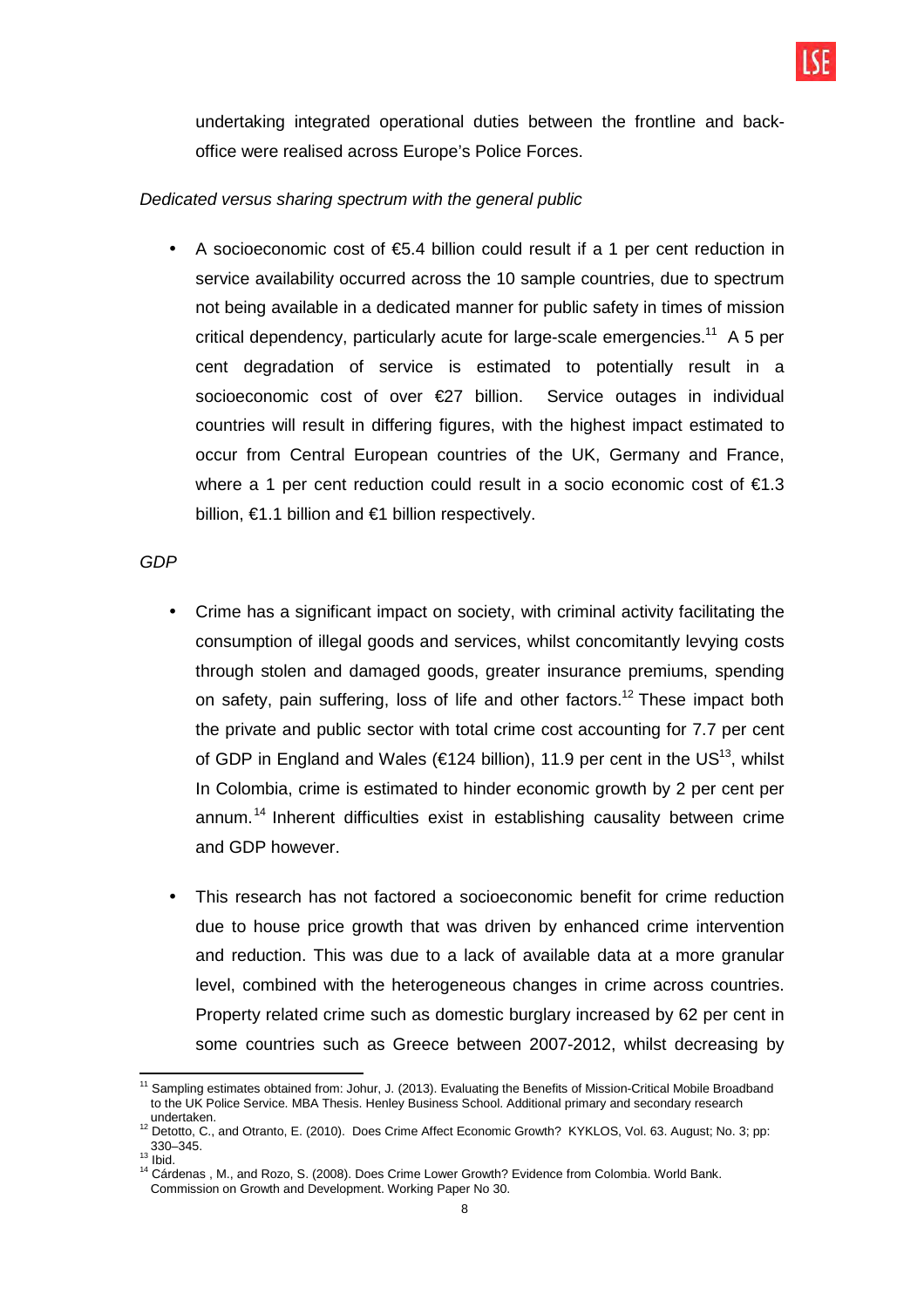undertaking integrated operational duties between the frontline and back-office were realised across Europe's Police Forces.

*Dedicated versus sharing spectrum with the general public*

- A socioeconomic cost of €5.4 billion could result if a 1 per cent reduction in service availability occurred across the 10 sample countries, due to spectrum not being available in a dedicated manner for public safety in times of mission critical dependency, particularly acute for large-scale emergencies.[11] A 5 per cent degradation of service is estimated to potentially result in a socioeconomic cost of over €27 billion. Service outages in individual countries will result in differing figures, with the highest impact estimated to occur from Central European countries of the UK, Germany and France, where a 1 per cent reduction could result in a socio economic cost of €1.3 billion, €1.1 billion and €1 billion respectively.

*GDP*

- Crime has a significant impact on society, with criminal activity facilitating the consumption of illegal goods and services, whilst concomitantly levying costs through stolen and damaged goods, greater insurance premiums, spending on safety, pain suffering, loss of life and other factors.[12] These impact both the private and public sector with total crime cost accounting for 7.7 per cent of GDP in England and Wales (€124 billion), 11.9 per cent in the US[13], whilst In Colombia, crime is estimated to hinder economic growth by 2 per cent per annum.[14] Inherent difficulties exist in establishing causality between crime and GDP however.

- This research has not factored a socioeconomic benefit for crime reduction due to house price growth that was driven by enhanced crime intervention and reduction. This was due to a lack of available data at a more granular level, combined with the heterogeneous changes in crime across countries. Property related crime such as domestic burglary increased by 62 per cent in some countries such as Greece between 2007-2012, whilst decreasing by

---

[11] Sampling estimates obtained from: Johur, J. (2013). Evaluating the Benefits of Mission-Critical Mobile Broadband to the UK Police Service. MBA Thesis. Henley Business School. Additional primary and secondary research undertaken.

[12] Detotto, C., and Otranto, E. (2010). Does Crime Affect Economic Growth? KYKLOS, Vol. 63. August; No. 3; pp: 330–345.

[13] Ibid.

[14] Cárdenas , M., and Rozo, S. (2008). Does Crime Lower Growth? Evidence from Colombia. World Bank. Commission on Growth and Development. Working Paper No 30.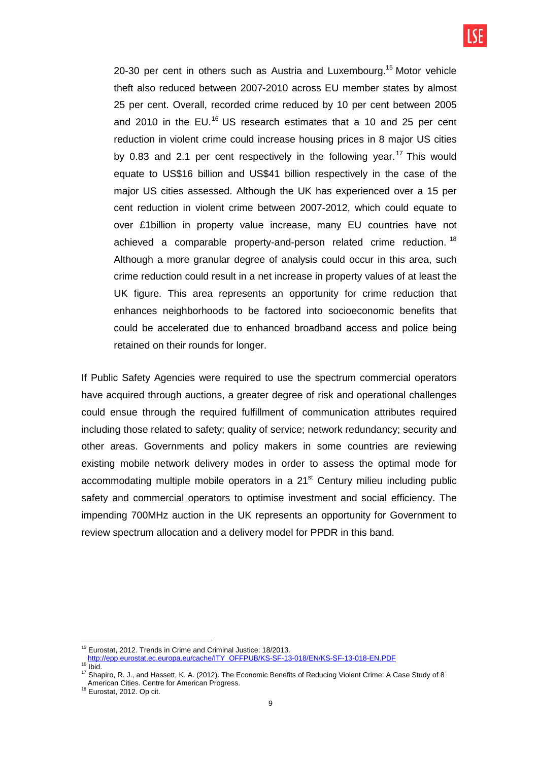20-30 per cent in others such as Austria and Luxembourg.[15] Motor vehicle theft also reduced between 2007-2010 across EU member states by almost 25 per cent. Overall, recorded crime reduced by 10 per cent between 2005 and 2010 in the EU.[16] US research estimates that a 10 and 25 per cent reduction in violent crime could increase housing prices in 8 major US cities by 0.83 and 2.1 per cent respectively in the following year.[17] This would equate to US$16 billion and US$41 billion respectively in the case of the major US cities assessed. Although the UK has experienced over a 15 per cent reduction in violent crime between 2007-2012, which could equate to over £1billion in property value increase, many EU countries have not achieved a comparable property-and-person related crime reduction.[18] Although a more granular degree of analysis could occur in this area, such crime reduction could result in a net increase in property values of at least the UK figure. This area represents an opportunity for crime reduction that enhances neighborhoods to be factored into socioeconomic benefits that could be accelerated due to enhanced broadband access and police being retained on their rounds for longer.

If Public Safety Agencies were required to use the spectrum commercial operators have acquired through auctions, a greater degree of risk and operational challenges could ensue through the required fulfillment of communication attributes required including those related to safety; quality of service; network redundancy; security and other areas. Governments and policy makers in some countries are reviewing existing mobile network delivery modes in order to assess the optimal mode for accommodating multiple mobile operators in a 21st Century milieu including public safety and commercial operators to optimise investment and social efficiency. The impending 700MHz auction in the UK represents an opportunity for Government to review spectrum allocation and a delivery model for PPDR in this band.

---

[15] Eurostat, 2012. Trends in Crime and Criminal Justice: 18/2013. http://epp.eurostat.ec.europa.eu/cache/ITY_OFFPUB/KS-SF-13-018/EN/KS-SF-13-018-EN.PDF

[16] Ibid.

[17] Shapiro, R. J., and Hassett, K. A. (2012). The Economic Benefits of Reducing Violent Crime: A Case Study of 8 American Cities. Centre for American Progress.

[18] Eurostat, 2012. Op cit.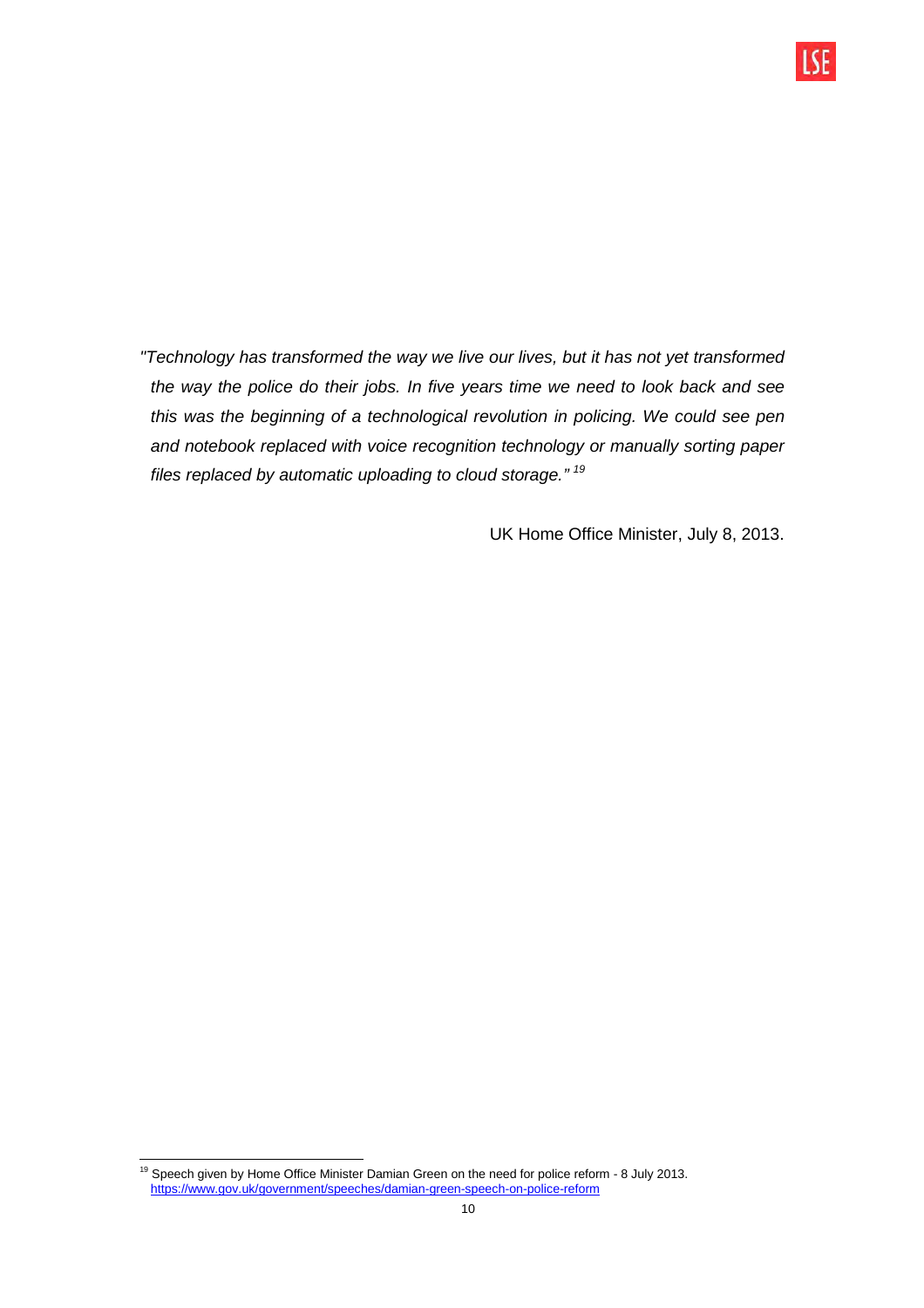*"Technology has transformed the way we live our lives, but it has not yet transformed the way the police do their jobs. In five years time we need to look back and see this was the beginning of a technological revolution in policing. We could see pen and notebook replaced with voice recognition technology or manually sorting paper files replaced by automatic uploading to cloud storage."* [19]

UK Home Office Minister, July 8, 2013.

---

[19] Speech given by Home Office Minister Damian Green on the need for police reform - 8 July 2013. https://www.gov.uk/government/speeches/damian-green-speech-on-police-reform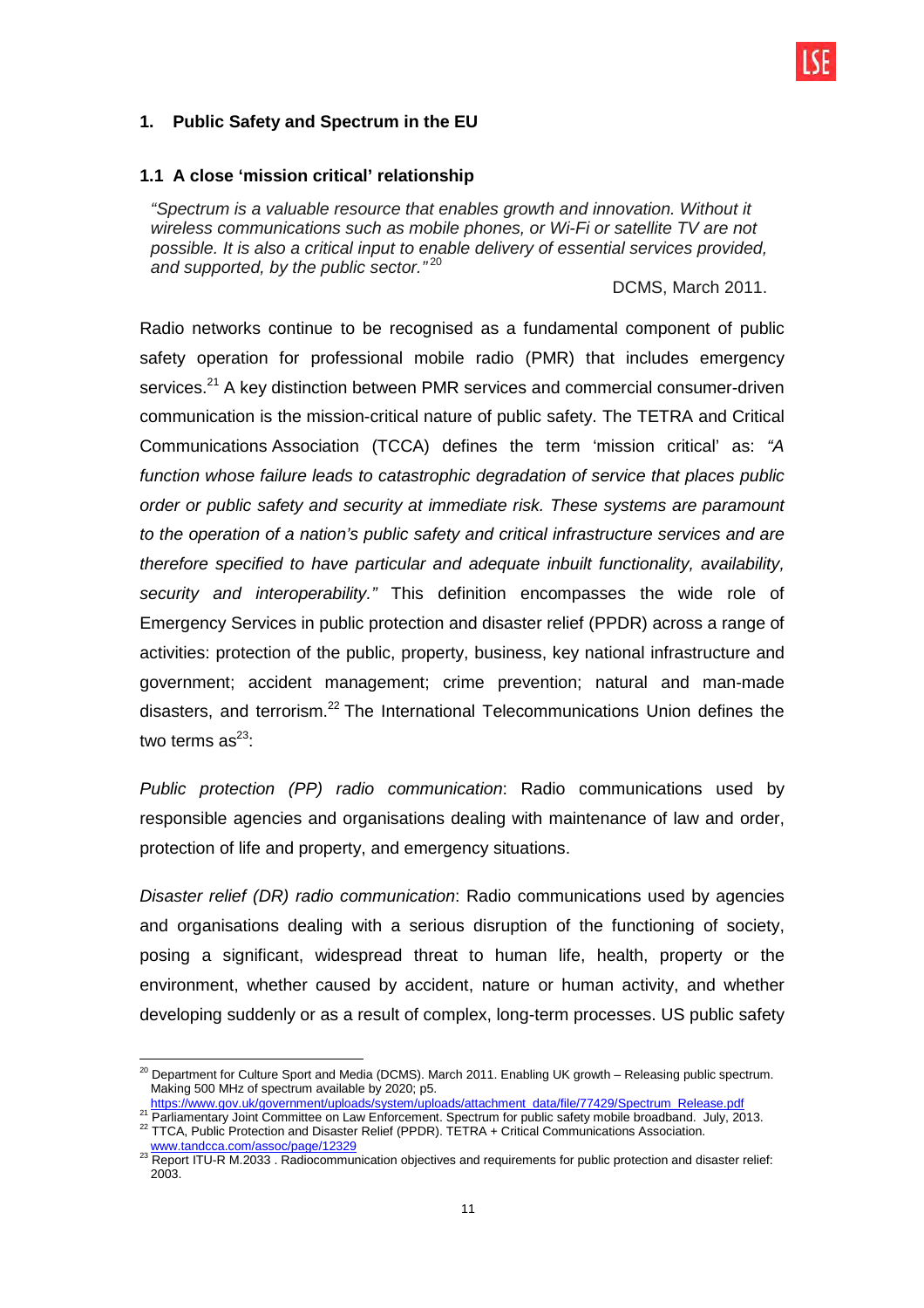## 1. Public Safety and Spectrum in the EU

### 1.1 A close 'mission critical' relationship

> *"Spectrum is a valuable resource that enables growth and innovation. Without it wireless communications such as mobile phones, or Wi-Fi or satellite TV are not possible. It is also a critical input to enable delivery of essential services provided, and supported, by the public sector."*[20]
>
> DCMS, March 2011.

Radio networks continue to be recognised as a fundamental component of public safety operation for professional mobile radio (PMR) that includes emergency services.[21] A key distinction between PMR services and commercial consumer-driven communication is the mission-critical nature of public safety. The TETRA and Critical Communications Association (TCCA) defines the term 'mission critical' as: *"A function whose failure leads to catastrophic degradation of service that places public order or public safety and security at immediate risk. These systems are paramount to the operation of a nation's public safety and critical infrastructure services and are therefore specified to have particular and adequate inbuilt functionality, availability, security and interoperability."* This definition encompasses the wide role of Emergency Services in public protection and disaster relief (PPDR) across a range of activities: protection of the public, property, business, key national infrastructure and government; accident management; crime prevention; natural and man-made disasters, and terrorism.[22] The International Telecommunications Union defines the two terms as[23]:

*Public protection (PP) radio communication*: Radio communications used by responsible agencies and organisations dealing with maintenance of law and order, protection of life and property, and emergency situations.

*Disaster relief (DR) radio communication*: Radio communications used by agencies and organisations dealing with a serious disruption of the functioning of society, posing a significant, widespread threat to human life, health, property or the environment, whether caused by accident, nature or human activity, and whether developing suddenly or as a result of complex, long-term processes. US public safety

---

[20] Department for Culture Sport and Media (DCMS). March 2011. Enabling UK growth – Releasing public spectrum. Making 500 MHz of spectrum available by 2020; p5. https://www.gov.uk/government/uploads/system/uploads/attachment_data/file/77429/Spectrum_Release.pdf

[21] Parliamentary Joint Committee on Law Enforcement. Spectrum for public safety mobile broadband. July, 2013.

[22] TTCA, Public Protection and Disaster Relief (PPDR). TETRA + Critical Communications Association. www.tandcca.com/assoc/page/12329

[23] Report ITU-R M.2033 . Radiocommunication objectives and requirements for public protection and disaster relief: 2003.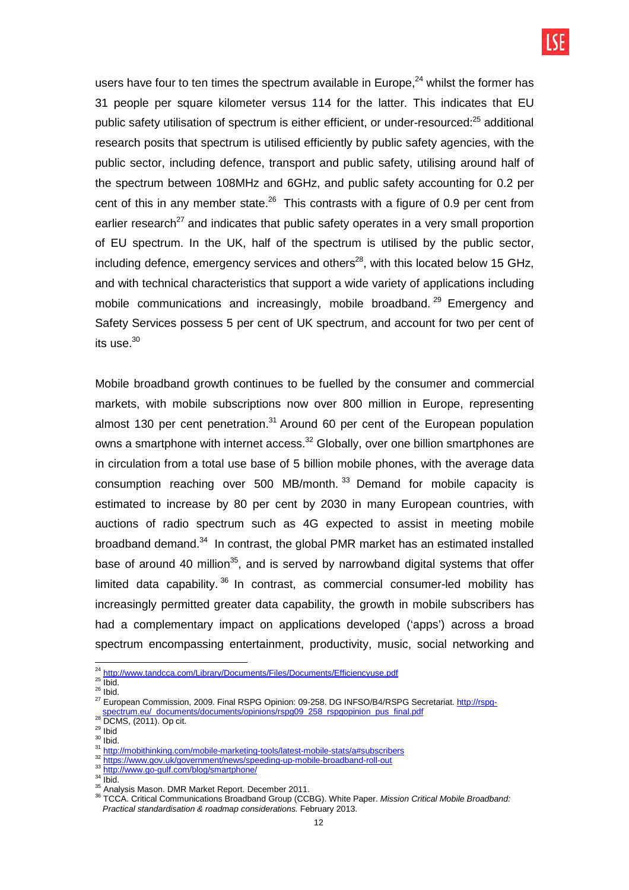users have four to ten times the spectrum available in Europe,[24] whilst the former has 31 people per square kilometer versus 114 for the latter. This indicates that EU public safety utilisation of spectrum is either efficient, or under-resourced:[25] additional research posits that spectrum is utilised efficiently by public safety agencies, with the public sector, including defence, transport and public safety, utilising around half of the spectrum between 108MHz and 6GHz, and public safety accounting for 0.2 per cent of this in any member state.[26] This contrasts with a figure of 0.9 per cent from earlier research[27] and indicates that public safety operates in a very small proportion of EU spectrum. In the UK, half of the spectrum is utilised by the public sector, including defence, emergency services and others[28], with this located below 15 GHz, and with technical characteristics that support a wide variety of applications including mobile communications and increasingly, mobile broadband.[29] Emergency and Safety Services possess 5 per cent of UK spectrum, and account for two per cent of its use.[30]

Mobile broadband growth continues to be fuelled by the consumer and commercial markets, with mobile subscriptions now over 800 million in Europe, representing almost 130 per cent penetration.[31] Around 60 per cent of the European population owns a smartphone with internet access.[32] Globally, over one billion smartphones are in circulation from a total use base of 5 billion mobile phones, with the average data consumption reaching over 500 MB/month.[33] Demand for mobile capacity is estimated to increase by 80 per cent by 2030 in many European countries, with auctions of radio spectrum such as 4G expected to assist in meeting mobile broadband demand.[34] In contrast, the global PMR market has an estimated installed base of around 40 million[35], and is served by narrowband digital systems that offer limited data capability.[36] In contrast, as commercial consumer-led mobility has increasingly permitted greater data capability, the growth in mobile subscribers has had a complementary impact on applications developed ('apps') across a broad spectrum encompassing entertainment, productivity, music, social networking and

---

[24] http://www.tandcca.com/Library/Documents/Files/Documents/Efficiencyuse.pdf
[25] Ibid.
[26] Ibid.
[27] European Commission, 2009. Final RSPG Opinion: 09-258. DG INFSO/B4/RSPG Secretariat. http://rspg-spectrum.eu/_documents/documents/opinions/rspg09_258_rspgopinion_pus_final.pdf
[28] DCMS, (2011). Op cit.
[29] Ibid
[30] Ibid.
[31] http://mobithinking.com/mobile-marketing-tools/latest-mobile-stats/a#subscribers
[32] https://www.gov.uk/government/news/speeding-up-mobile-broadband-roll-out
[33] http://www.go-gulf.com/blog/smartphone/
[34] Ibid.
[35] Analysis Mason. DMR Market Report. December 2011.
[36] TCCA. Critical Communications Broadband Group (CCBG). White Paper. *Mission Critical Mobile Broadband: Practical standardisation & roadmap considerations.* February 2013.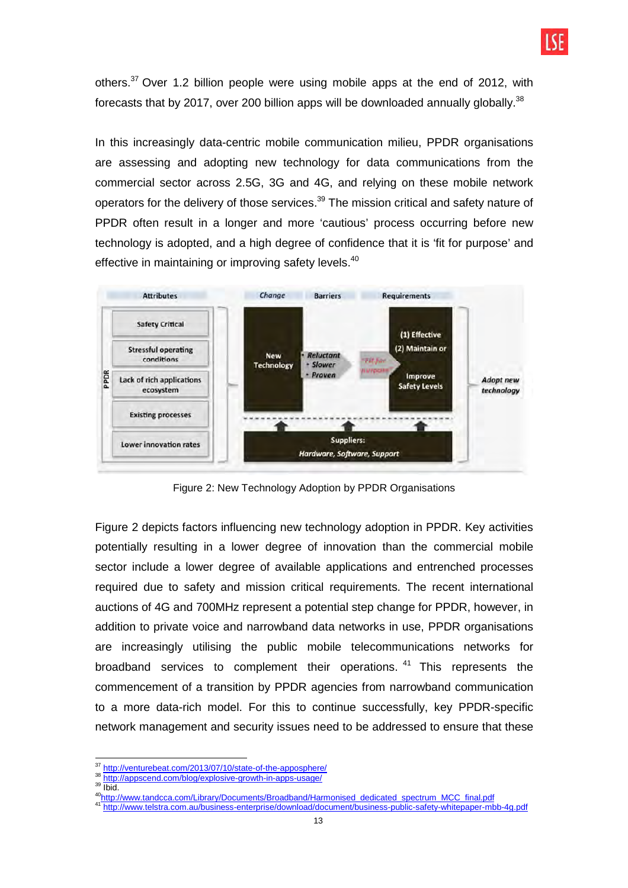others.[37] Over 1.2 billion people were using mobile apps at the end of 2012, with forecasts that by 2017, over 200 billion apps will be downloaded annually globally.[38]

In this increasingly data-centric mobile communication milieu, PPDR organisations are assessing and adopting new technology for data communications from the commercial sector across 2.5G, 3G and 4G, and relying on these mobile network operators for the delivery of those services.[39] The mission critical and safety nature of PPDR often result in a longer and more 'cautious' process occurring before new technology is adopted, and a high degree of confidence that it is 'fit for purpose' and effective in maintaining or improving safety levels.[40]

| Attributes | Change | Barriers | Requirements | |
|---|---|---|---|---|
| Safety Critical | | | | |
| Stressful operating conditions | | | | |
| Lack of rich applications ecosystem | New Technology | • Reluctant • Slower • Proven | (1) Effective (2) Maintain or Improve Safety Levels | Adopt new technology |
| Existing processes | | | | |
| Lower innovation rates | | | | |
| | Suppliers: Hardware, Software, Support | | | |

Figure 2: New Technology Adoption by PPDR Organisations

Figure 2 depicts factors influencing new technology adoption in PPDR. Key activities potentially resulting in a lower degree of innovation than the commercial mobile sector include a lower degree of available applications and entrenched processes required due to safety and mission critical requirements. The recent international auctions of 4G and 700MHz represent a potential step change for PPDR, however, in addition to private voice and narrowband data networks in use, PPDR organisations are increasingly utilising the public mobile telecommunications networks for broadband services to complement their operations.[41] This represents the commencement of a transition by PPDR agencies from narrowband communication to a more data-rich model. For this to continue successfully, key PPDR-specific network management and security issues need to be addressed to ensure that these

[37] http://venturebeat.com/2013/07/10/state-of-the-appsphere/
[38] http://appscend.com/blog/explosive-growth-in-apps-usage/
[39] Ibid.
[40] http://www.tandcca.com/Library/Documents/Broadband/Harmonised_dedicated_spectrum_MCC_final.pdf
[41] http://www.telstra.com.au/business-enterprise/download/document/business-public-safety-whitepaper-mbb-4g.pdf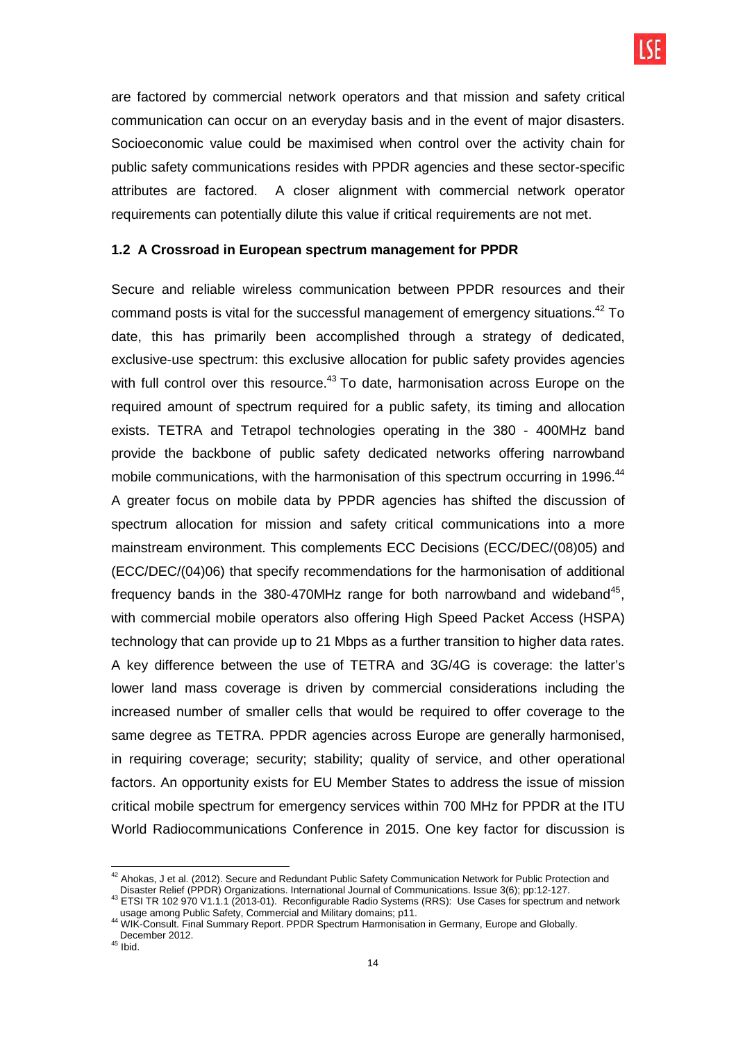are factored by commercial network operators and that mission and safety critical communication can occur on an everyday basis and in the event of major disasters. Socioeconomic value could be maximised when control over the activity chain for public safety communications resides with PPDR agencies and these sector-specific attributes are factored. A closer alignment with commercial network operator requirements can potentially dilute this value if critical requirements are not met.

### 1.2 A Crossroad in European spectrum management for PPDR

Secure and reliable wireless communication between PPDR resources and their command posts is vital for the successful management of emergency situations.[42] To date, this has primarily been accomplished through a strategy of dedicated, exclusive-use spectrum: this exclusive allocation for public safety provides agencies with full control over this resource.[43] To date, harmonisation across Europe on the required amount of spectrum required for a public safety, its timing and allocation exists. TETRA and Tetrapol technologies operating in the 380 - 400MHz band provide the backbone of public safety dedicated networks offering narrowband mobile communications, with the harmonisation of this spectrum occurring in 1996.[44] A greater focus on mobile data by PPDR agencies has shifted the discussion of spectrum allocation for mission and safety critical communications into a more mainstream environment. This complements ECC Decisions (ECC/DEC/(08)05) and (ECC/DEC/(04)06) that specify recommendations for the harmonisation of additional frequency bands in the 380-470MHz range for both narrowband and wideband[45], with commercial mobile operators also offering High Speed Packet Access (HSPA) technology that can provide up to 21 Mbps as a further transition to higher data rates. A key difference between the use of TETRA and 3G/4G is coverage: the latter's lower land mass coverage is driven by commercial considerations including the increased number of smaller cells that would be required to offer coverage to the same degree as TETRA. PPDR agencies across Europe are generally harmonised, in requiring coverage; security; stability; quality of service, and other operational factors. An opportunity exists for EU Member States to address the issue of mission critical mobile spectrum for emergency services within 700 MHz for PPDR at the ITU World Radiocommunications Conference in 2015. One key factor for discussion is

---

[42] Ahokas, J et al. (2012). Secure and Redundant Public Safety Communication Network for Public Protection and Disaster Relief (PPDR) Organizations. International Journal of Communications. Issue 3(6); pp:12-127.

[43] ETSI TR 102 970 V1.1.1 (2013-01). Reconfigurable Radio Systems (RRS): Use Cases for spectrum and network usage among Public Safety, Commercial and Military domains; p11.

[44] WIK-Consult. Final Summary Report. PPDR Spectrum Harmonisation in Germany, Europe and Globally. December 2012.

[45] Ibid.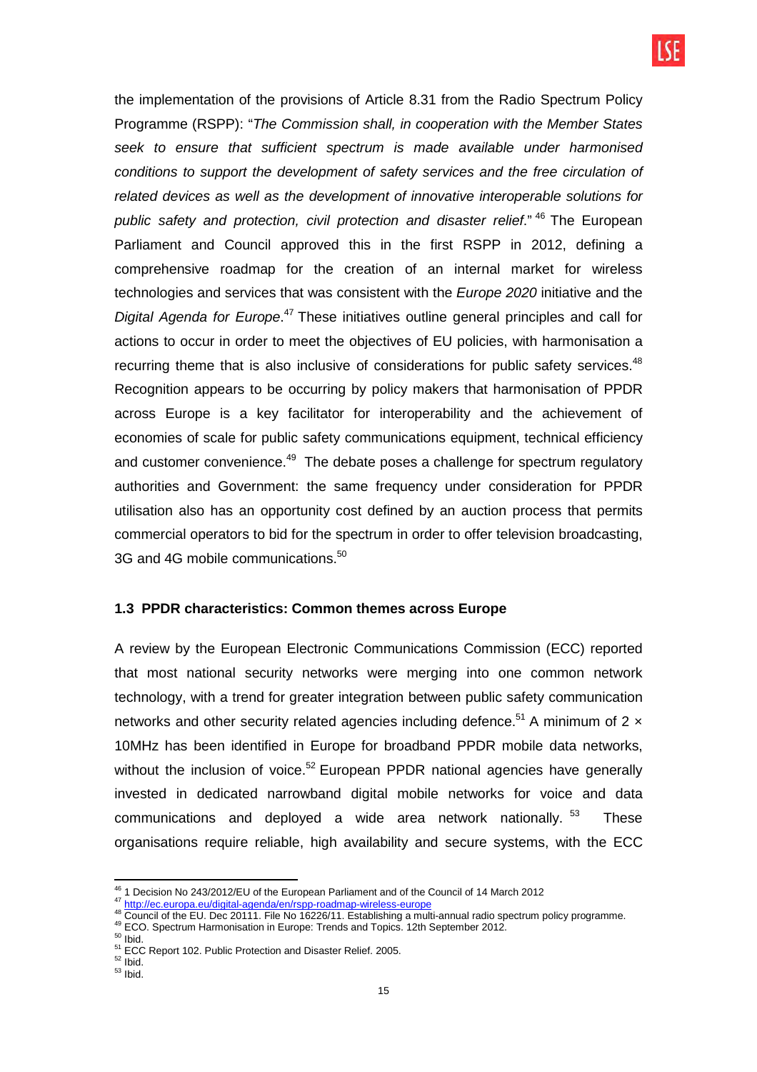the implementation of the provisions of Article 8.31 from the Radio Spectrum Policy Programme (RSPP): "*The Commission shall, in cooperation with the Member States seek to ensure that sufficient spectrum is made available under harmonised conditions to support the development of safety services and the free circulation of related devices as well as the development of innovative interoperable solutions for public safety and protection, civil protection and disaster relief*."[46] The European Parliament and Council approved this in the first RSPP in 2012, defining a comprehensive roadmap for the creation of an internal market for wireless technologies and services that was consistent with the *Europe 2020* initiative and the *Digital Agenda for Europe*.[47] These initiatives outline general principles and call for actions to occur in order to meet the objectives of EU policies, with harmonisation a recurring theme that is also inclusive of considerations for public safety services.[48] Recognition appears to be occurring by policy makers that harmonisation of PPDR across Europe is a key facilitator for interoperability and the achievement of economies of scale for public safety communications equipment, technical efficiency and customer convenience.[49] The debate poses a challenge for spectrum regulatory authorities and Government: the same frequency under consideration for PPDR utilisation also has an opportunity cost defined by an auction process that permits commercial operators to bid for the spectrum in order to offer television broadcasting, 3G and 4G mobile communications.[50]

### 1.3 PPDR characteristics: Common themes across Europe

A review by the European Electronic Communications Commission (ECC) reported that most national security networks were merging into one common network technology, with a trend for greater integration between public safety communication networks and other security related agencies including defence.[51] A minimum of 2 × 10MHz has been identified in Europe for broadband PPDR mobile data networks, without the inclusion of voice.[52] European PPDR national agencies have generally invested in dedicated narrowband digital mobile networks for voice and data communications and deployed a wide area network nationally.[53] These organisations require reliable, high availability and secure systems, with the ECC

---

[46] 1 Decision No 243/2012/EU of the European Parliament and of the Council of 14 March 2012

[47] http://ec.europa.eu/digital-agenda/en/rspp-roadmap-wireless-europe

[48] Council of the EU. Dec 20111. File No 16226/11. Establishing a multi-annual radio spectrum policy programme.

[49] ECO. Spectrum Harmonisation in Europe: Trends and Topics. 12th September 2012.

[50] Ibid.

[51] ECC Report 102. Public Protection and Disaster Relief. 2005.

[52] Ibid.

[53] Ibid.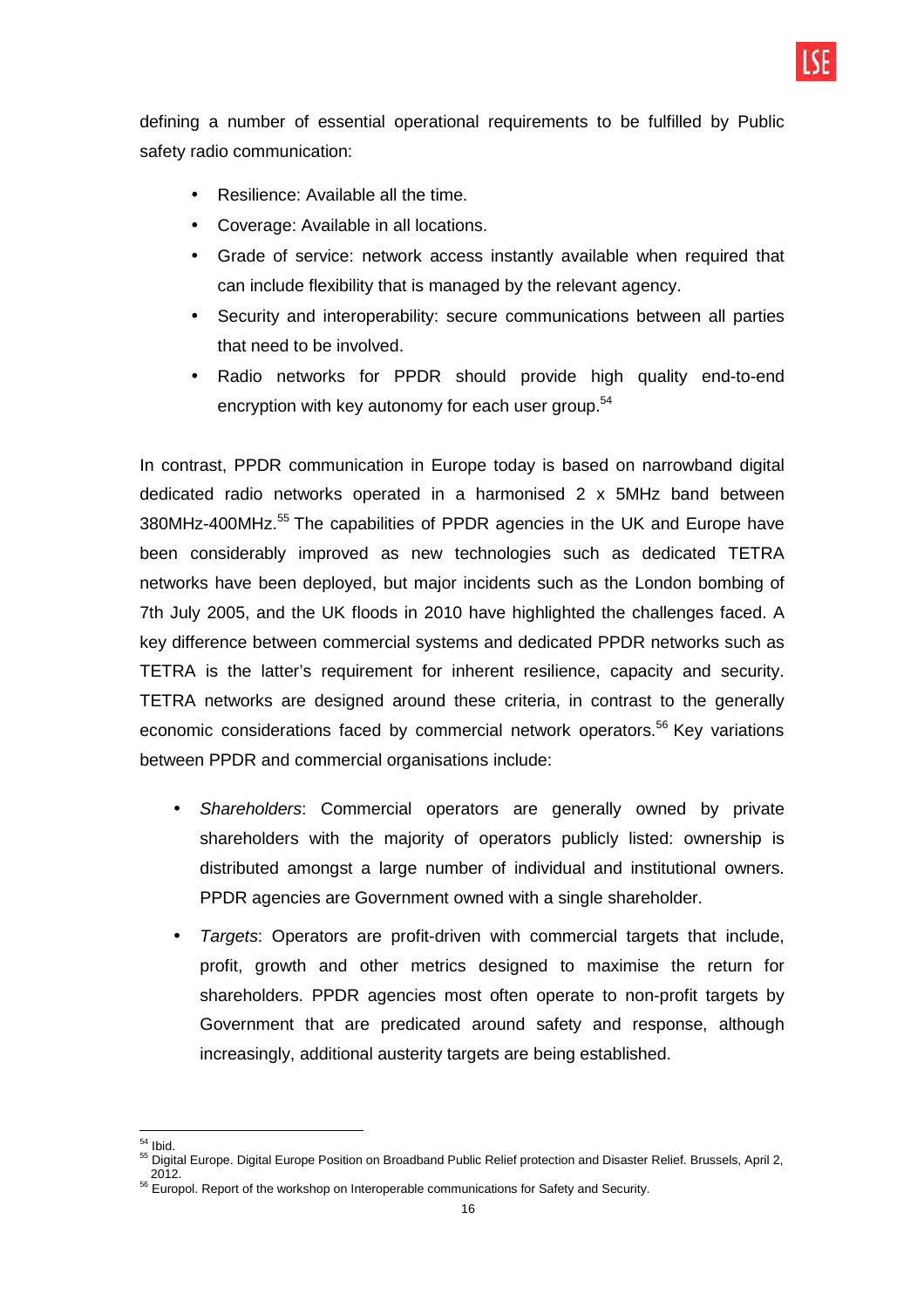defining a number of essential operational requirements to be fulfilled by Public safety radio communication:

- Resilience: Available all the time.
- Coverage: Available in all locations.
- Grade of service: network access instantly available when required that can include flexibility that is managed by the relevant agency.
- Security and interoperability: secure communications between all parties that need to be involved.
- Radio networks for PPDR should provide high quality end-to-end encryption with key autonomy for each user group.[54]

In contrast, PPDR communication in Europe today is based on narrowband digital dedicated radio networks operated in a harmonised 2 x 5MHz band between 380MHz-400MHz.[55] The capabilities of PPDR agencies in the UK and Europe have been considerably improved as new technologies such as dedicated TETRA networks have been deployed, but major incidents such as the London bombing of 7th July 2005, and the UK floods in 2010 have highlighted the challenges faced. A key difference between commercial systems and dedicated PPDR networks such as TETRA is the latter's requirement for inherent resilience, capacity and security. TETRA networks are designed around these criteria, in contrast to the generally economic considerations faced by commercial network operators.[56] Key variations between PPDR and commercial organisations include:

- *Shareholders*: Commercial operators are generally owned by private shareholders with the majority of operators publicly listed: ownership is distributed amongst a large number of individual and institutional owners. PPDR agencies are Government owned with a single shareholder.
- *Targets*: Operators are profit-driven with commercial targets that include, profit, growth and other metrics designed to maximise the return for shareholders. PPDR agencies most often operate to non-profit targets by Government that are predicated around safety and response, although increasingly, additional austerity targets are being established.

---

[54] Ibid.

[55] Digital Europe. Digital Europe Position on Broadband Public Relief protection and Disaster Relief. Brussels, April 2, 2012.

[56] Europol. Report of the workshop on Interoperable communications for Safety and Security.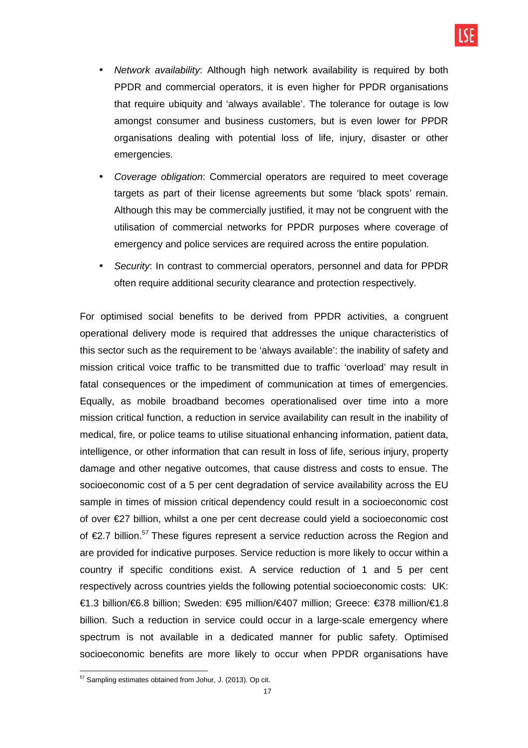- *Network availability*: Although high network availability is required by both PPDR and commercial operators, it is even higher for PPDR organisations that require ubiquity and 'always available'. The tolerance for outage is low amongst consumer and business customers, but is even lower for PPDR organisations dealing with potential loss of life, injury, disaster or other emergencies.
- *Coverage obligation*: Commercial operators are required to meet coverage targets as part of their license agreements but some 'black spots' remain. Although this may be commercially justified, it may not be congruent with the utilisation of commercial networks for PPDR purposes where coverage of emergency and police services are required across the entire population.
- *Security*: In contrast to commercial operators, personnel and data for PPDR often require additional security clearance and protection respectively.

For optimised social benefits to be derived from PPDR activities, a congruent operational delivery mode is required that addresses the unique characteristics of this sector such as the requirement to be 'always available': the inability of safety and mission critical voice traffic to be transmitted due to traffic 'overload' may result in fatal consequences or the impediment of communication at times of emergencies. Equally, as mobile broadband becomes operationalised over time into a more mission critical function, a reduction in service availability can result in the inability of medical, fire, or police teams to utilise situational enhancing information, patient data, intelligence, or other information that can result in loss of life, serious injury, property damage and other negative outcomes, that cause distress and costs to ensue. The socioeconomic cost of a 5 per cent degradation of service availability across the EU sample in times of mission critical dependency could result in a socioeconomic cost of over €27 billion, whilst a one per cent decrease could yield a socioeconomic cost of €2.7 billion.[57] These figures represent a service reduction across the Region and are provided for indicative purposes. Service reduction is more likely to occur within a country if specific conditions exist. A service reduction of 1 and 5 per cent respectively across countries yields the following potential socioeconomic costs: UK: €1.3 billion/€6.8 billion; Sweden: €95 million/€407 million; Greece: €378 million/€1.8 billion. Such a reduction in service could occur in a large-scale emergency where spectrum is not available in a dedicated manner for public safety. Optimised socioeconomic benefits are more likely to occur when PPDR organisations have

---

[57] Sampling estimates obtained from Johur, J. (2013). Op cit.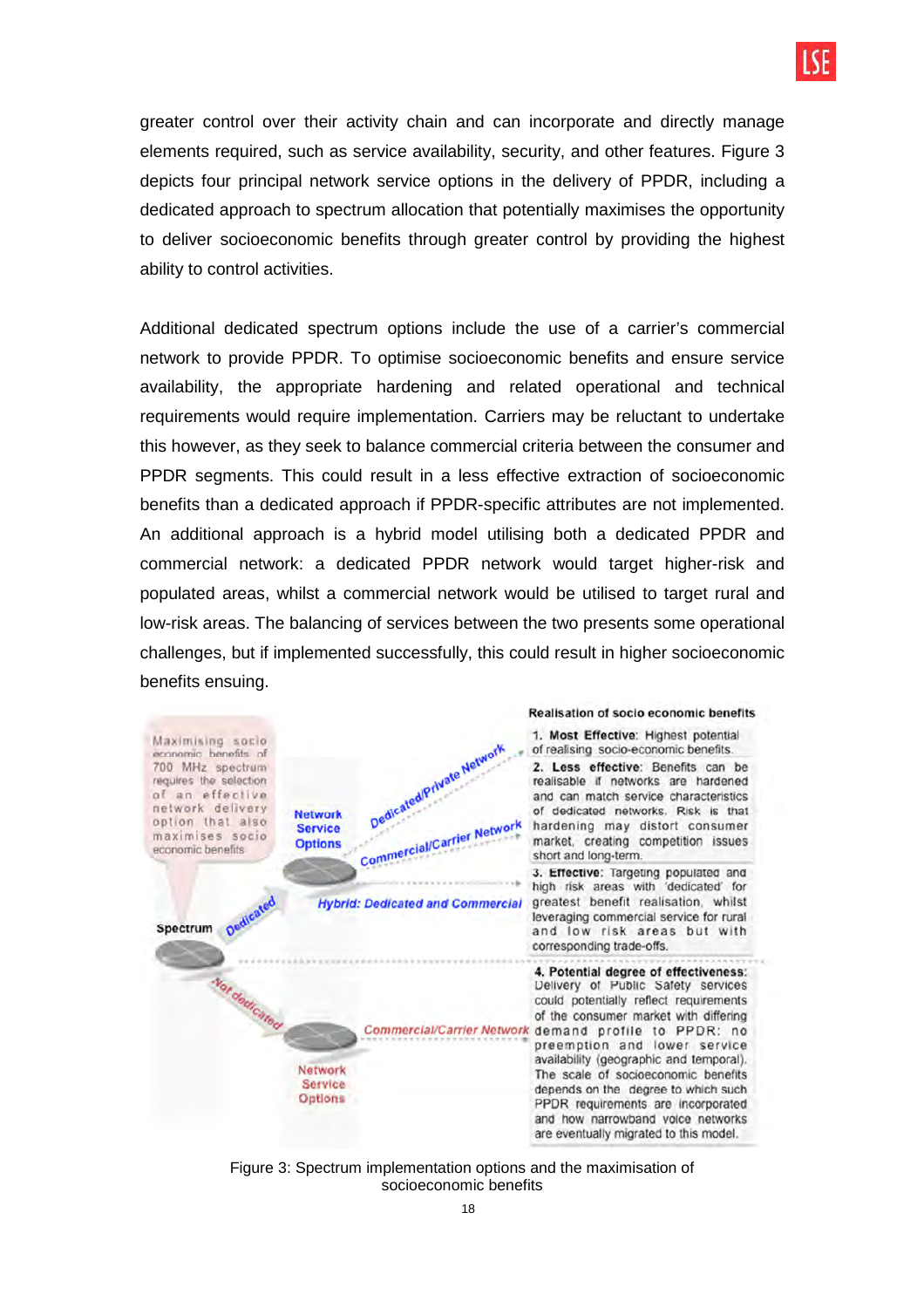greater control over their activity chain and can incorporate and directly manage elements required, such as service availability, security, and other features. Figure 3 depicts four principal network service options in the delivery of PPDR, including a dedicated approach to spectrum allocation that potentially maximises the opportunity to deliver socioeconomic benefits through greater control by providing the highest ability to control activities.

Additional dedicated spectrum options include the use of a carrier's commercial network to provide PPDR. To optimise socioeconomic benefits and ensure service availability, the appropriate hardening and related operational and technical requirements would require implementation. Carriers may be reluctant to undertake this however, as they seek to balance commercial criteria between the consumer and PPDR segments. This could result in a less effective extraction of socioeconomic benefits than a dedicated approach if PPDR-specific attributes are not implemented. An additional approach is a hybrid model utilising both a dedicated PPDR and commercial network: a dedicated PPDR network would target higher-risk and populated areas, whilst a commercial network would be utilised to target rural and low-risk areas. The balancing of services between the two presents some operational challenges, but if implemented successfully, this could result in higher socioeconomic benefits ensuing.

Maximising socio economic benefits of 700 MHz spectrum requires the selection of an effective network delivery option that also maximises socio economic benefits

Spectrum — Dedicated — Network Service Options: Dedicated/Private Network; Commercial/Carrier Network; Hybrid: Dedicated and Commercial

Spectrum — Not dedicated — Network Service Options: Commercial/Carrier Network

**Realisation of socio economic benefits**

1. **Most Effective:** Highest potential of realising socio-economic benefits.
2. **Less effective:** Benefits can be realisable if networks are hardened and can match service characteristics of dedicated networks. Risk is that hardening may distort consumer market, creating competition issues short and long-term.
3. **Effective:** Targeting populated and high risk areas with 'dedicated' for greatest benefit realisation, whilst leveraging commercial service for rural and low risk areas but with corresponding trade-offs.
4. **Potential degree of effectiveness:** Delivery of Public Safety services could potentially reflect requirements of the consumer market with differing demand profile to PPDR: no preemption and lower service availability (geographic and temporal). The scale of socioeconomic benefits depends on the degree to which such PPDR requirements are incorporated and how narrowband voice networks are eventually migrated to this model.

Figure 3: Spectrum implementation options and the maximisation of socioeconomic benefits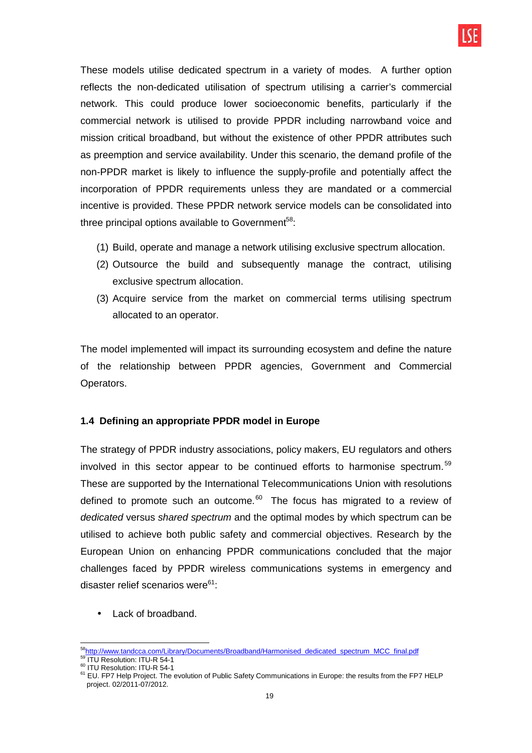These models utilise dedicated spectrum in a variety of modes. A further option reflects the non-dedicated utilisation of spectrum utilising a carrier's commercial network. This could produce lower socioeconomic benefits, particularly if the commercial network is utilised to provide PPDR including narrowband voice and mission critical broadband, but without the existence of other PPDR attributes such as preemption and service availability. Under this scenario, the demand profile of the non-PPDR market is likely to influence the supply-profile and potentially affect the incorporation of PPDR requirements unless they are mandated or a commercial incentive is provided. These PPDR network service models can be consolidated into three principal options available to Government[58]:

(1) Build, operate and manage a network utilising exclusive spectrum allocation.
(2) Outsource the build and subsequently manage the contract, utilising exclusive spectrum allocation.
(3) Acquire service from the market on commercial terms utilising spectrum allocated to an operator.

The model implemented will impact its surrounding ecosystem and define the nature of the relationship between PPDR agencies, Government and Commercial Operators.

### 1.4 Defining an appropriate PPDR model in Europe

The strategy of PPDR industry associations, policy makers, EU regulators and others involved in this sector appear to be continued efforts to harmonise spectrum.[59] These are supported by the International Telecommunications Union with resolutions defined to promote such an outcome.[60] The focus has migrated to a review of *dedicated* versus *shared spectrum* and the optimal modes by which spectrum can be utilised to achieve both public safety and commercial objectives. Research by the European Union on enhancing PPDR communications concluded that the major challenges faced by PPDR wireless communications systems in emergency and disaster relief scenarios were[61]:

- Lack of broadband.

---

[58] http://www.tandcca.com/Library/Documents/Broadband/Harmonised_dedicated_spectrum_MCC_final.pdf
[59] ITU Resolution: ITU-R 54-1
[60] ITU Resolution: ITU-R 54-1
[61] EU. FP7 Help Project. The evolution of Public Safety Communications in Europe: the results from the FP7 HELP project. 02/2011-07/2012.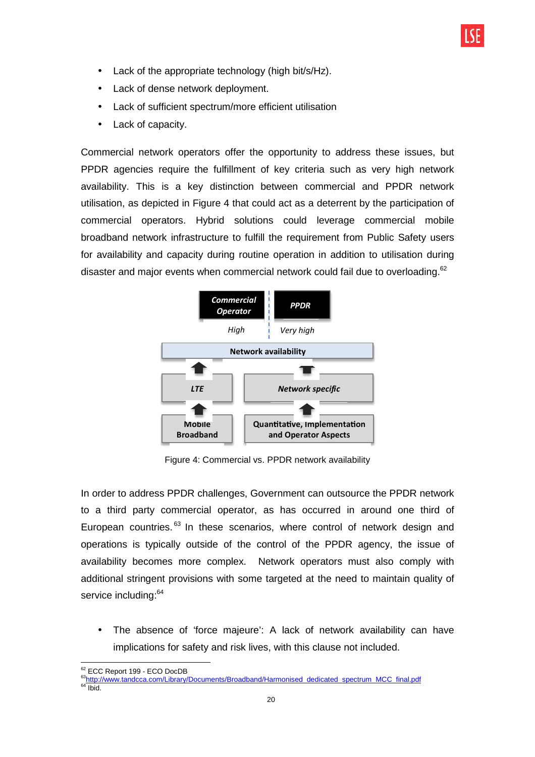- Lack of the appropriate technology (high bit/s/Hz).
- Lack of dense network deployment.
- Lack of sufficient spectrum/more efficient utilisation
- Lack of capacity.

Commercial network operators offer the opportunity to address these issues, but PPDR agencies require the fulfillment of key criteria such as very high network availability. This is a key distinction between commercial and PPDR network utilisation, as depicted in Figure 4 that could act as a deterrent by the participation of commercial operators. Hybrid solutions could leverage commercial mobile broadband network infrastructure to fulfill the requirement from Public Safety users for availability and capacity during routine operation in addition to utilisation during disaster and major events when commercial network could fail due to overloading.[62]

| *Commercial Operator* | *PPDR* |
|---|---|
| *High* | *Very high* |
| **Network availability** | |
| ***LTE*** | ***Network specific*** |
| **Mobile Broadband** | **Quantitative, Implementation and Operator Aspects** |

Figure 4: Commercial vs. PPDR network availability

In order to address PPDR challenges, Government can outsource the PPDR network to a third party commercial operator, as has occurred in around one third of European countries.[63] In these scenarios, where control of network design and operations is typically outside of the control of the PPDR agency, the issue of availability becomes more complex. Network operators must also comply with additional stringent provisions with some targeted at the need to maintain quality of service including:[64]

- The absence of 'force majeure': A lack of network availability can have implications for safety and risk lives, with this clause not included.

[62] ECC Report 199 - ECO DocDB
[63] http://www.tandcca.com/Library/Documents/Broadband/Harmonised_dedicated_spectrum_MCC_final.pdf
[64] Ibid.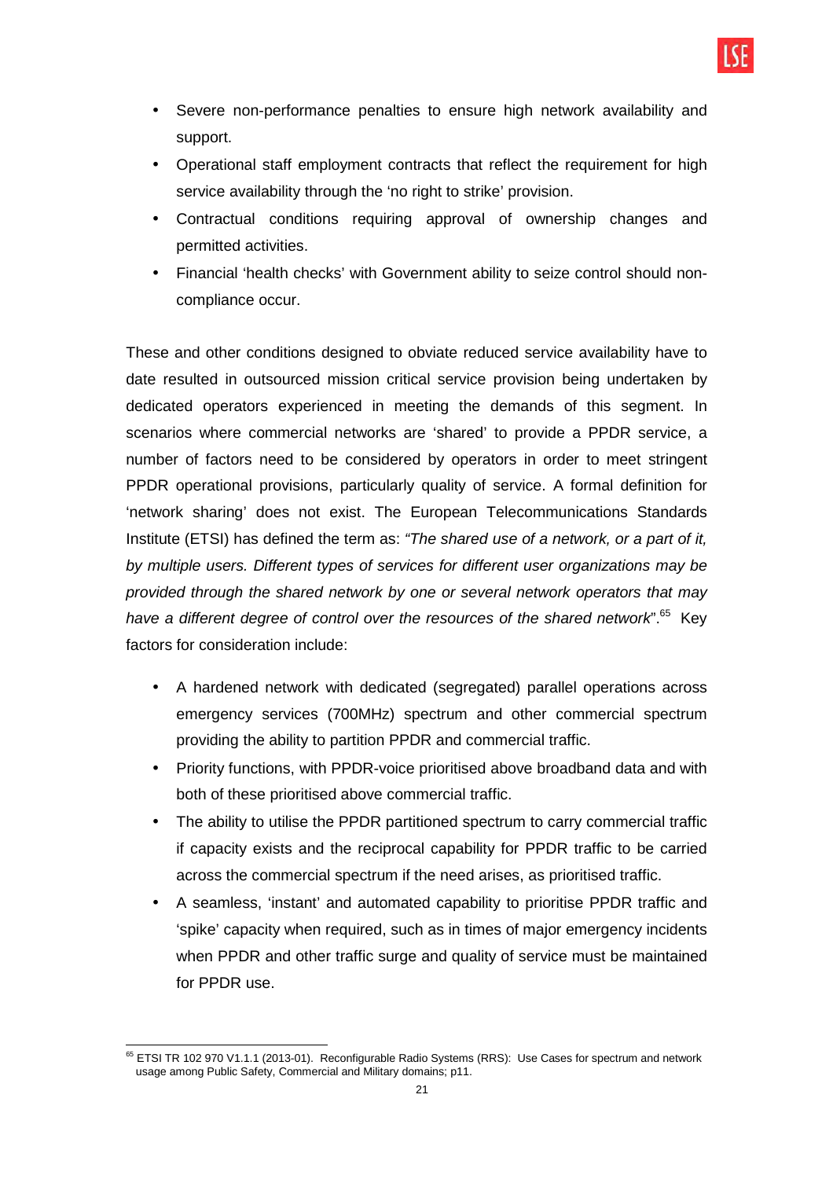- Severe non-performance penalties to ensure high network availability and support.
- Operational staff employment contracts that reflect the requirement for high service availability through the 'no right to strike' provision.
- Contractual conditions requiring approval of ownership changes and permitted activities.
- Financial 'health checks' with Government ability to seize control should non-compliance occur.

These and other conditions designed to obviate reduced service availability have to date resulted in outsourced mission critical service provision being undertaken by dedicated operators experienced in meeting the demands of this segment. In scenarios where commercial networks are 'shared' to provide a PPDR service, a number of factors need to be considered by operators in order to meet stringent PPDR operational provisions, particularly quality of service. A formal definition for 'network sharing' does not exist. The European Telecommunications Standards Institute (ETSI) has defined the term as: *"The shared use of a network, or a part of it, by multiple users. Different types of services for different user organizations may be provided through the shared network by one or several network operators that may have a different degree of control over the resources of the shared network*".[65] Key factors for consideration include:

- A hardened network with dedicated (segregated) parallel operations across emergency services (700MHz) spectrum and other commercial spectrum providing the ability to partition PPDR and commercial traffic.
- Priority functions, with PPDR-voice prioritised above broadband data and with both of these prioritised above commercial traffic.
- The ability to utilise the PPDR partitioned spectrum to carry commercial traffic if capacity exists and the reciprocal capability for PPDR traffic to be carried across the commercial spectrum if the need arises, as prioritised traffic.
- A seamless, 'instant' and automated capability to prioritise PPDR traffic and 'spike' capacity when required, such as in times of major emergency incidents when PPDR and other traffic surge and quality of service must be maintained for PPDR use.

[65] ETSI TR 102 970 V1.1.1 (2013-01). Reconfigurable Radio Systems (RRS): Use Cases for spectrum and network usage among Public Safety, Commercial and Military domains; p11.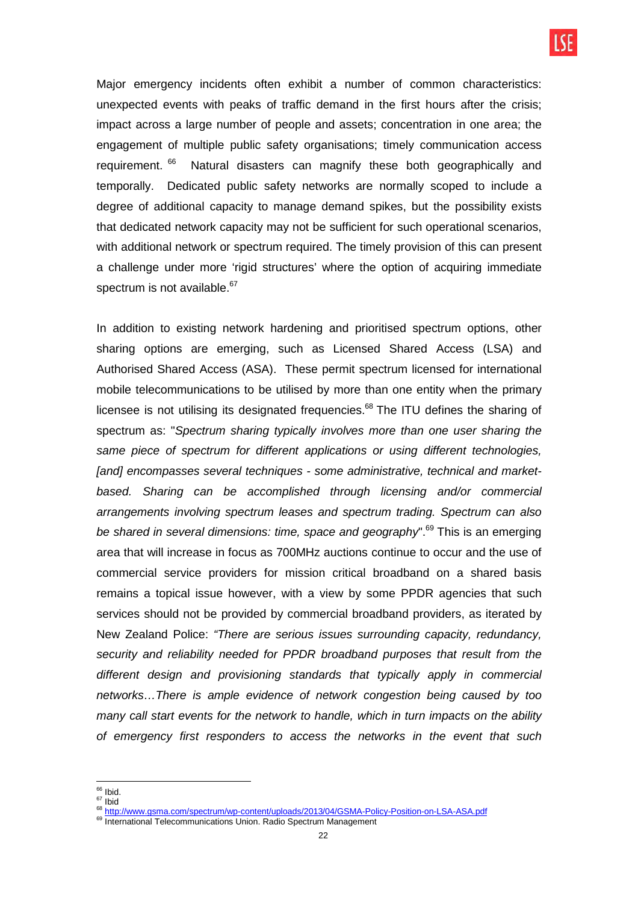Major emergency incidents often exhibit a number of common characteristics: unexpected events with peaks of traffic demand in the first hours after the crisis; impact across a large number of people and assets; concentration in one area; the engagement of multiple public safety organisations; timely communication access requirement. [66] Natural disasters can magnify these both geographically and temporally. Dedicated public safety networks are normally scoped to include a degree of additional capacity to manage demand spikes, but the possibility exists that dedicated network capacity may not be sufficient for such operational scenarios, with additional network or spectrum required. The timely provision of this can present a challenge under more 'rigid structures' where the option of acquiring immediate spectrum is not available.[67]

In addition to existing network hardening and prioritised spectrum options, other sharing options are emerging, such as Licensed Shared Access (LSA) and Authorised Shared Access (ASA). These permit spectrum licensed for international mobile telecommunications to be utilised by more than one entity when the primary licensee is not utilising its designated frequencies.[68] The ITU defines the sharing of spectrum as: "*Spectrum sharing typically involves more than one user sharing the same piece of spectrum for different applications or using different technologies, [and] encompasses several techniques - some administrative, technical and market-based. Sharing can be accomplished through licensing and/or commercial arrangements involving spectrum leases and spectrum trading. Spectrum can also be shared in several dimensions: time, space and geography*".[69] This is an emerging area that will increase in focus as 700MHz auctions continue to occur and the use of commercial service providers for mission critical broadband on a shared basis remains a topical issue however, with a view by some PPDR agencies that such services should not be provided by commercial broadband providers, as iterated by New Zealand Police: *"There are serious issues surrounding capacity, redundancy, security and reliability needed for PPDR broadband purposes that result from the different design and provisioning standards that typically apply in commercial networks…There is ample evidence of network congestion being caused by too many call start events for the network to handle, which in turn impacts on the ability of emergency first responders to access the networks in the event that such*

---

[66] Ibid.
[67] Ibid
[68] http://www.gsma.com/spectrum/wp-content/uploads/2013/04/GSMA-Policy-Position-on-LSA-ASA.pdf
[69] International Telecommunications Union. Radio Spectrum Management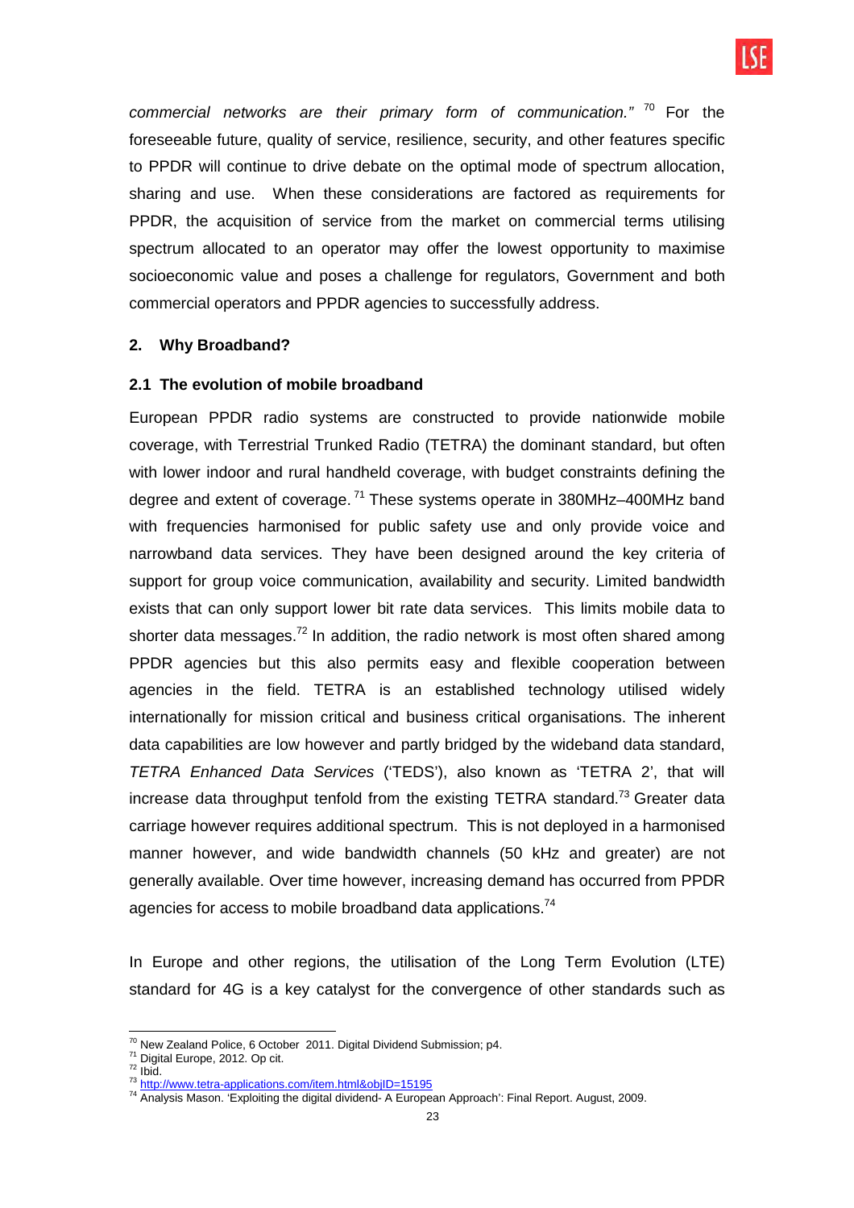*commercial networks are their primary form of communication."* [70] For the foreseeable future, quality of service, resilience, security, and other features specific to PPDR will continue to drive debate on the optimal mode of spectrum allocation, sharing and use. When these considerations are factored as requirements for PPDR, the acquisition of service from the market on commercial terms utilising spectrum allocated to an operator may offer the lowest opportunity to maximise socioeconomic value and poses a challenge for regulators, Government and both commercial operators and PPDR agencies to successfully address.

## 2. Why Broadband?

### 2.1 The evolution of mobile broadband

European PPDR radio systems are constructed to provide nationwide mobile coverage, with Terrestrial Trunked Radio (TETRA) the dominant standard, but often with lower indoor and rural handheld coverage, with budget constraints defining the degree and extent of coverage. [71] These systems operate in 380MHz–400MHz band with frequencies harmonised for public safety use and only provide voice and narrowband data services. They have been designed around the key criteria of support for group voice communication, availability and security. Limited bandwidth exists that can only support lower bit rate data services. This limits mobile data to shorter data messages.[72] In addition, the radio network is most often shared among PPDR agencies but this also permits easy and flexible cooperation between agencies in the field. TETRA is an established technology utilised widely internationally for mission critical and business critical organisations. The inherent data capabilities are low however and partly bridged by the wideband data standard, *TETRA Enhanced Data Services* ('TEDS'), also known as 'TETRA 2', that will increase data throughput tenfold from the existing TETRA standard.[73] Greater data carriage however requires additional spectrum. This is not deployed in a harmonised manner however, and wide bandwidth channels (50 kHz and greater) are not generally available. Over time however, increasing demand has occurred from PPDR agencies for access to mobile broadband data applications.[74]

In Europe and other regions, the utilisation of the Long Term Evolution (LTE) standard for 4G is a key catalyst for the convergence of other standards such as

---

[70] New Zealand Police, 6 October 2011. Digital Dividend Submission; p4.
[71] Digital Europe, 2012. Op cit.
[72] Ibid.
[73] http://www.tetra-applications.com/item.html&objID=15195
[74] Analysis Mason. 'Exploiting the digital dividend- A European Approach': Final Report. August, 2009.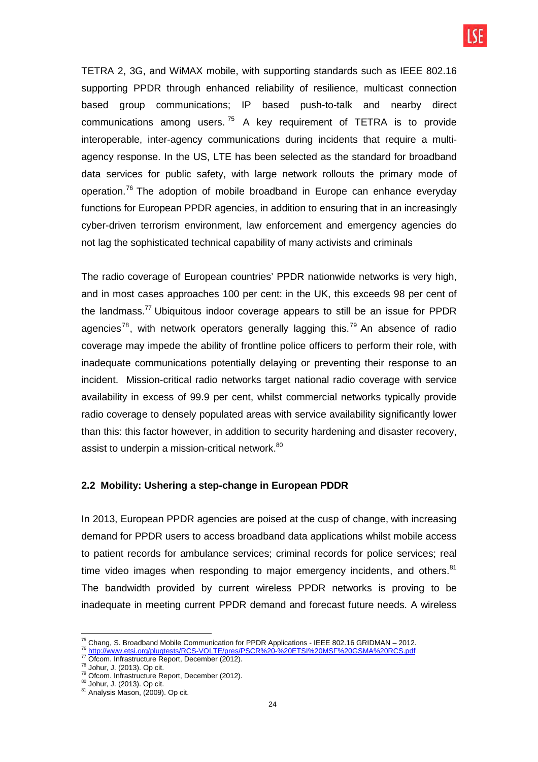TETRA 2, 3G, and WiMAX mobile, with supporting standards such as IEEE 802.16 supporting PPDR through enhanced reliability of resilience, multicast connection based group communications; IP based push-to-talk and nearby direct communications among users.[75] A key requirement of TETRA is to provide interoperable, inter-agency communications during incidents that require a multi-agency response. In the US, LTE has been selected as the standard for broadband data services for public safety, with large network rollouts the primary mode of operation.[76] The adoption of mobile broadband in Europe can enhance everyday functions for European PPDR agencies, in addition to ensuring that in an increasingly cyber-driven terrorism environment, law enforcement and emergency agencies do not lag the sophisticated technical capability of many activists and criminals

The radio coverage of European countries' PPDR nationwide networks is very high, and in most cases approaches 100 per cent: in the UK, this exceeds 98 per cent of the landmass.[77] Ubiquitous indoor coverage appears to still be an issue for PPDR agencies[78], with network operators generally lagging this.[79] An absence of radio coverage may impede the ability of frontline police officers to perform their role, with inadequate communications potentially delaying or preventing their response to an incident. Mission-critical radio networks target national radio coverage with service availability in excess of 99.9 per cent, whilst commercial networks typically provide radio coverage to densely populated areas with service availability significantly lower than this: this factor however, in addition to security hardening and disaster recovery, assist to underpin a mission-critical network.[80]

### 2.2 Mobility: Ushering a step-change in European PDDR

In 2013, European PPDR agencies are poised at the cusp of change, with increasing demand for PPDR users to access broadband data applications whilst mobile access to patient records for ambulance services; criminal records for police services; real time video images when responding to major emergency incidents, and others.[81] The bandwidth provided by current wireless PPDR networks is proving to be inadequate in meeting current PPDR demand and forecast future needs. A wireless

---

[75] Chang, S. Broadband Mobile Communication for PPDR Applications - IEEE 802.16 GRIDMAN – 2012.
[76] http://www.etsi.org/plugtests/RCS-VOLTE/pres/PSCR%20-%20ETSI%20MSF%20GSMA%20RCS.pdf
[77] Ofcom. Infrastructure Report, December (2012).
[78] Johur, J. (2013). Op cit.
[79] Ofcom. Infrastructure Report, December (2012).
[80] Johur, J. (2013). Op cit.
[81] Analysis Mason, (2009). Op cit.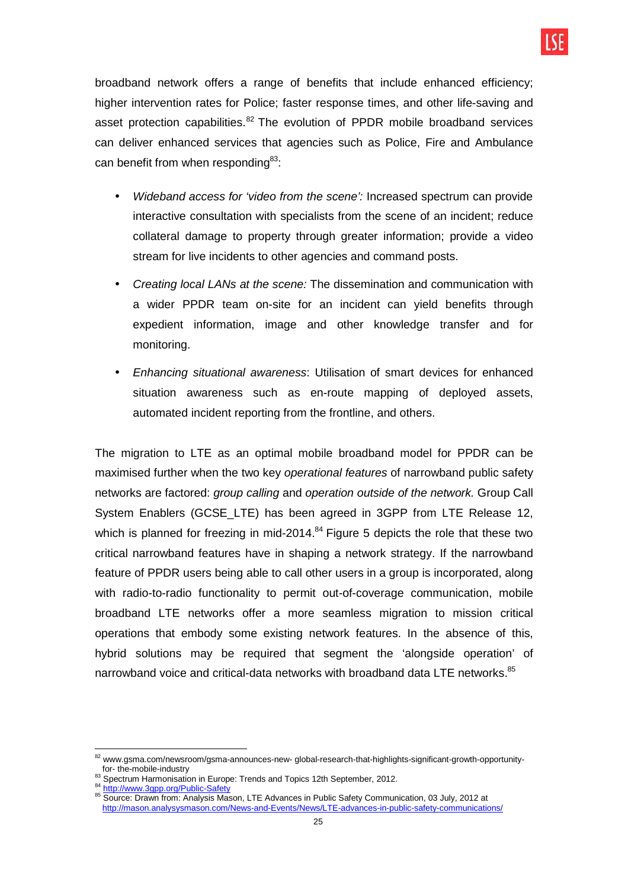broadband network offers a range of benefits that include enhanced efficiency; higher intervention rates for Police; faster response times, and other life-saving and asset protection capabilities.[82] The evolution of PPDR mobile broadband services can deliver enhanced services that agencies such as Police, Fire and Ambulance can benefit from when responding[83]:

- *Wideband access for 'video from the scene':* Increased spectrum can provide interactive consultation with specialists from the scene of an incident; reduce collateral damage to property through greater information; provide a video stream for live incidents to other agencies and command posts.
- *Creating local LANs at the scene:* The dissemination and communication with a wider PPDR team on-site for an incident can yield benefits through expedient information, image and other knowledge transfer and for monitoring.
- *Enhancing situational awareness*: Utilisation of smart devices for enhanced situation awareness such as en-route mapping of deployed assets, automated incident reporting from the frontline, and others.

The migration to LTE as an optimal mobile broadband model for PPDR can be maximised further when the two key *operational features* of narrowband public safety networks are factored: *group calling* and *operation outside of the network.* Group Call System Enablers (GCSE_LTE) has been agreed in 3GPP from LTE Release 12, which is planned for freezing in mid-2014.[84] Figure 5 depicts the role that these two critical narrowband features have in shaping a network strategy. If the narrowband feature of PPDR users being able to call other users in a group is incorporated, along with radio-to-radio functionality to permit out-of-coverage communication, mobile broadband LTE networks offer a more seamless migration to mission critical operations that embody some existing network features. In the absence of this, hybrid solutions may be required that segment the 'alongside operation' of narrowband voice and critical-data networks with broadband data LTE networks.[85]

---

[82] www.gsma.com/newsroom/gsma-announces-new- global-research-that-highlights-significant-growth-opportunity-for- the-mobile-industry

[83] Spectrum Harmonisation in Europe: Trends and Topics 12th September, 2012.

[84] http://www.3gpp.org/Public-Safety

[85] Source: Drawn from: Analysis Mason, LTE Advances in Public Safety Communication, 03 July, 2012 at http://mason.analysysmason.com/News-and-Events/News/LTE-advances-in-public-safety-communications/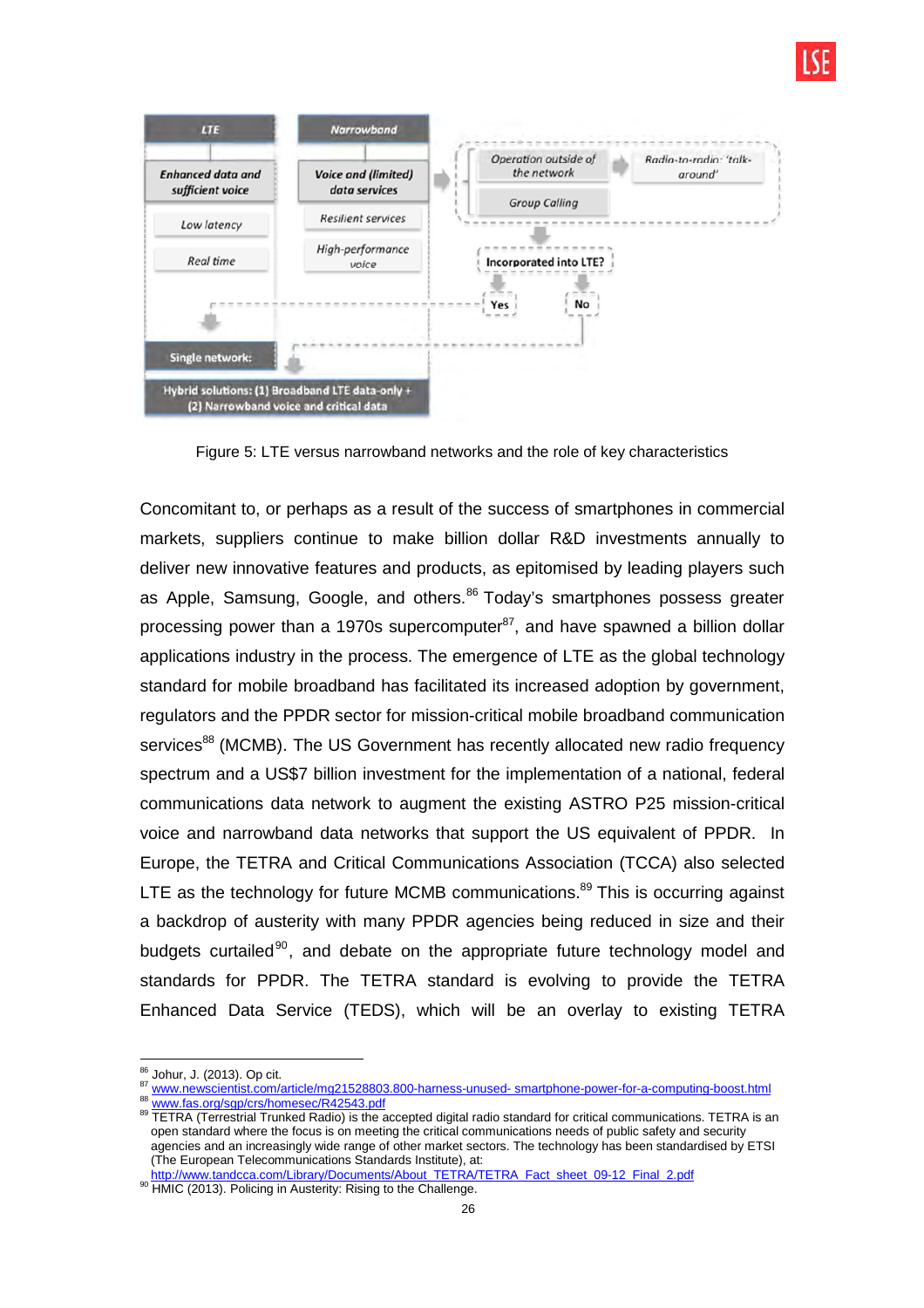| LTE | Narrowband |
|---|---|
| Enhanced data and sufficient voice | Voice and (limited) data services |
| Low latency | Resilient services |
| Real time | High-performance voice |

Operation outside of the network → Radio-to-radio: 'talk-around'

Group Calling

Incorporated into LTE?

Yes / No

Single network:

Hybrid solutions: (1) Broadband LTE data-only + (2) Narrowband voice and critical data

Figure 5: LTE versus narrowband networks and the role of key characteristics

Concomitant to, or perhaps as a result of the success of smartphones in commercial markets, suppliers continue to make billion dollar R&D investments annually to deliver new innovative features and products, as epitomised by leading players such as Apple, Samsung, Google, and others.[86] Today's smartphones possess greater processing power than a 1970s supercomputer[87], and have spawned a billion dollar applications industry in the process. The emergence of LTE as the global technology standard for mobile broadband has facilitated its increased adoption by government, regulators and the PPDR sector for mission-critical mobile broadband communication services[88] (MCMB). The US Government has recently allocated new radio frequency spectrum and a US$7 billion investment for the implementation of a national, federal communications data network to augment the existing ASTRO P25 mission-critical voice and narrowband data networks that support the US equivalent of PPDR. In Europe, the TETRA and Critical Communications Association (TCCA) also selected LTE as the technology for future MCMB communications.[89] This is occurring against a backdrop of austerity with many PPDR agencies being reduced in size and their budgets curtailed[90], and debate on the appropriate future technology model and standards for PPDR. The TETRA standard is evolving to provide the TETRA Enhanced Data Service (TEDS), which will be an overlay to existing TETRA

---

[86] Johur, J. (2013). Op cit.

[87] www.newscientist.com/article/mg21528803.800-harness-unused- smartphone-power-for-a-computing-boost.html

[88] www.fas.org/sgp/crs/homesec/R42543.pdf

[89] TETRA (Terrestrial Trunked Radio) is the accepted digital radio standard for critical communications. TETRA is an open standard where the focus is on meeting the critical communications needs of public safety and security agencies and an increasingly wide range of other market sectors. The technology has been standardised by ETSI (The European Telecommunications Standards Institute), at: http://www.tandcca.com/Library/Documents/About_TETRA/TETRA_Fact_sheet_09-12_Final_2.pdf

[90] HMIC (2013). Policing in Austerity: Rising to the Challenge.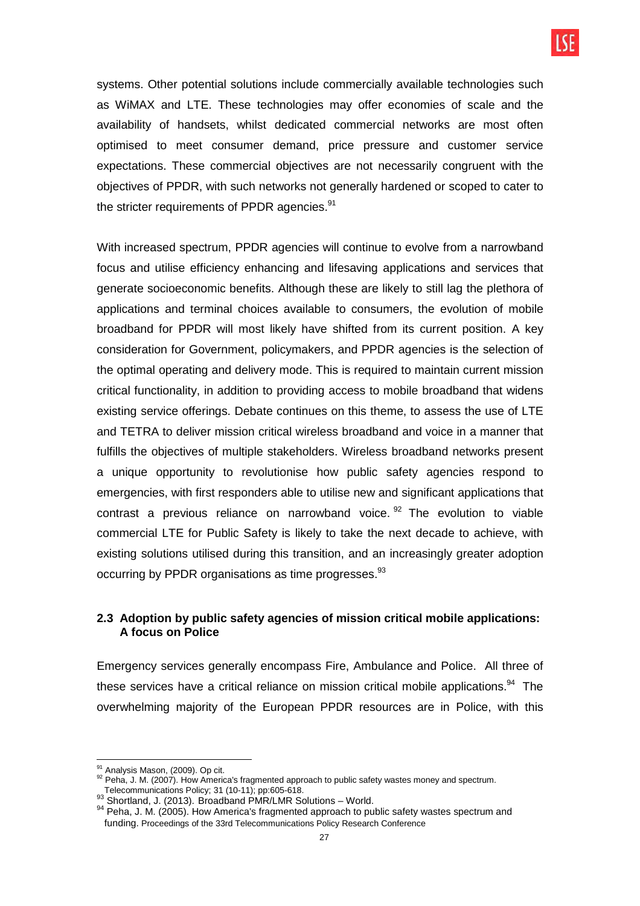systems. Other potential solutions include commercially available technologies such as WiMAX and LTE. These technologies may offer economies of scale and the availability of handsets, whilst dedicated commercial networks are most often optimised to meet consumer demand, price pressure and customer service expectations. These commercial objectives are not necessarily congruent with the objectives of PPDR, with such networks not generally hardened or scoped to cater to the stricter requirements of PPDR agencies.[91]

With increased spectrum, PPDR agencies will continue to evolve from a narrowband focus and utilise efficiency enhancing and lifesaving applications and services that generate socioeconomic benefits. Although these are likely to still lag the plethora of applications and terminal choices available to consumers, the evolution of mobile broadband for PPDR will most likely have shifted from its current position. A key consideration for Government, policymakers, and PPDR agencies is the selection of the optimal operating and delivery mode. This is required to maintain current mission critical functionality, in addition to providing access to mobile broadband that widens existing service offerings. Debate continues on this theme, to assess the use of LTE and TETRA to deliver mission critical wireless broadband and voice in a manner that fulfills the objectives of multiple stakeholders. Wireless broadband networks present a unique opportunity to revolutionise how public safety agencies respond to emergencies, with first responders able to utilise new and significant applications that contrast a previous reliance on narrowband voice.[92] The evolution to viable commercial LTE for Public Safety is likely to take the next decade to achieve, with existing solutions utilised during this transition, and an increasingly greater adoption occurring by PPDR organisations as time progresses.[93]

### 2.3 Adoption by public safety agencies of mission critical mobile applications: A focus on Police

Emergency services generally encompass Fire, Ambulance and Police. All three of these services have a critical reliance on mission critical mobile applications.[94] The overwhelming majority of the European PPDR resources are in Police, with this

---

[91] Analysis Mason, (2009). Op cit.

[92] Peha, J. M. (2007). How America's fragmented approach to public safety wastes money and spectrum. Telecommunications Policy; 31 (10-11); pp:605-618.

[93] Shortland, J. (2013). Broadband PMR/LMR Solutions – World.

[94] Peha, J. M. (2005). How America's fragmented approach to public safety wastes spectrum and funding. Proceedings of the 33rd Telecommunications Policy Research Conference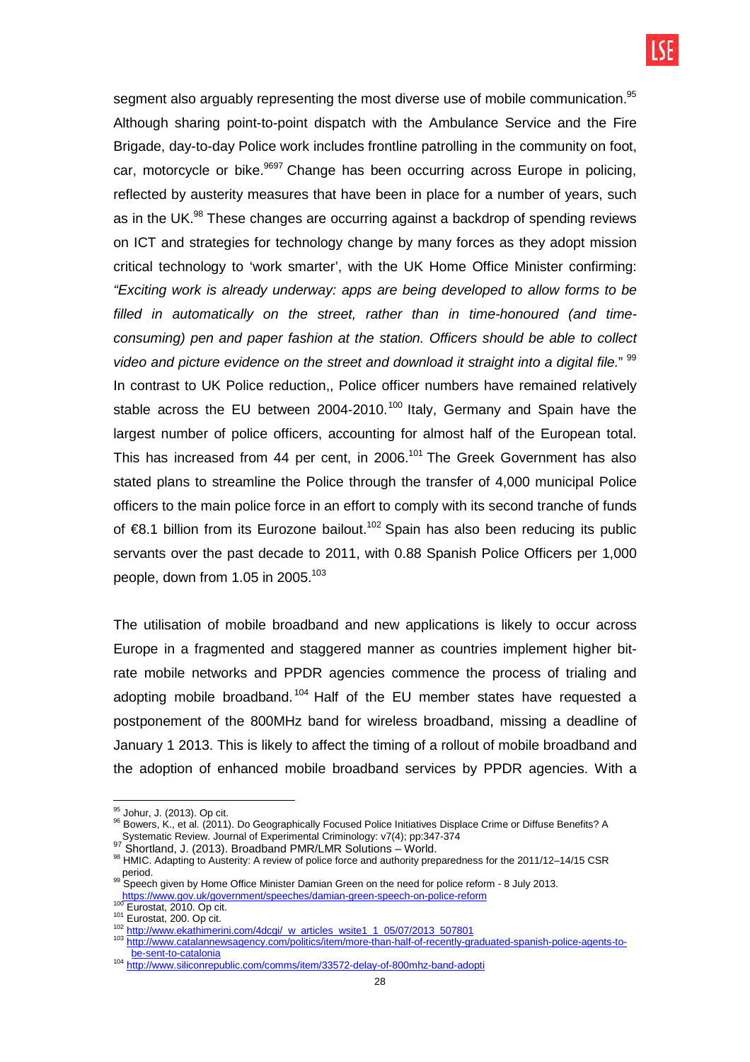segment also arguably representing the most diverse use of mobile communication.[95] Although sharing point-to-point dispatch with the Ambulance Service and the Fire Brigade, day-to-day Police work includes frontline patrolling in the community on foot, car, motorcycle or bike.[96][97] Change has been occurring across Europe in policing, reflected by austerity measures that have been in place for a number of years, such as in the UK.[98] These changes are occurring against a backdrop of spending reviews on ICT and strategies for technology change by many forces as they adopt mission critical technology to 'work smarter', with the UK Home Office Minister confirming: *"Exciting work is already underway: apps are being developed to allow forms to be filled in automatically on the street, rather than in time-honoured (and time-consuming) pen and paper fashion at the station. Officers should be able to collect video and picture evidence on the street and download it straight into a digital file.*" [99] In contrast to UK Police reduction,, Police officer numbers have remained relatively stable across the EU between 2004-2010.[100] Italy, Germany and Spain have the largest number of police officers, accounting for almost half of the European total. This has increased from 44 per cent, in 2006.[101] The Greek Government has also stated plans to streamline the Police through the transfer of 4,000 municipal Police officers to the main police force in an effort to comply with its second tranche of funds of €8.1 billion from its Eurozone bailout.[102] Spain has also been reducing its public servants over the past decade to 2011, with 0.88 Spanish Police Officers per 1,000 people, down from 1.05 in 2005.[103]

The utilisation of mobile broadband and new applications is likely to occur across Europe in a fragmented and staggered manner as countries implement higher bit-rate mobile networks and PPDR agencies commence the process of trialing and adopting mobile broadband.[104] Half of the EU member states have requested a postponement of the 800MHz band for wireless broadband, missing a deadline of January 1 2013. This is likely to affect the timing of a rollout of mobile broadband and the adoption of enhanced mobile broadband services by PPDR agencies. With a

---

[95] Johur, J. (2013). Op cit.

[96] Bowers, K., et al. (2011). Do Geographically Focused Police Initiatives Displace Crime or Diffuse Benefits? A Systematic Review. Journal of Experimental Criminology: v7(4); pp:347-374

[97] Shortland, J. (2013). Broadband PMR/LMR Solutions – World.

[98] HMIC. Adapting to Austerity: A review of police force and authority preparedness for the 2011/12–14/15 CSR period.

[99] Speech given by Home Office Minister Damian Green on the need for police reform - 8 July 2013. https://www.gov.uk/government/speeches/damian-green-speech-on-police-reform

[100] Eurostat, 2010. Op cit.

[101] Eurostat, 200. Op cit.

[102] http://www.ekathimerini.com/4dcgi/_w_articles_wsite1_1_05/07/2013_507801

[103] http://www.catalannewsagency.com/politics/item/more-than-half-of-recently-graduated-spanish-police-agents-to-be-sent-to-catalonia

[104] http://www.siliconrepublic.com/comms/item/33572-delay-of-800mhz-band-adopti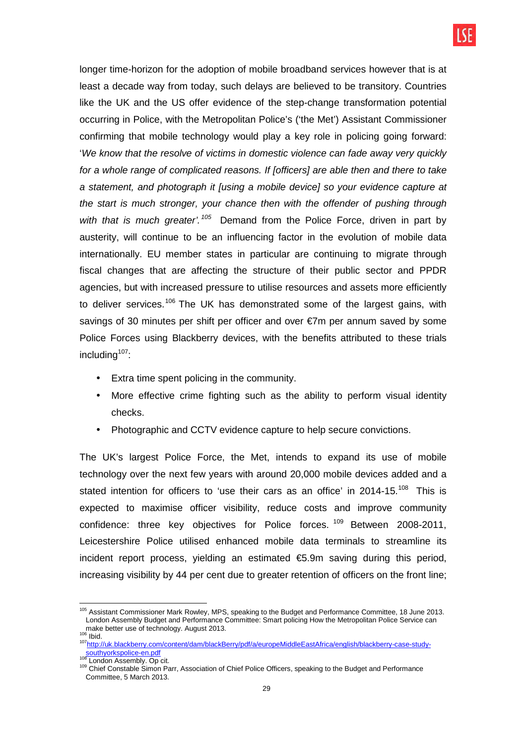longer time-horizon for the adoption of mobile broadband services however that is at least a decade way from today, such delays are believed to be transitory. Countries like the UK and the US offer evidence of the step-change transformation potential occurring in Police, with the Metropolitan Police's ('the Met') Assistant Commissioner confirming that mobile technology would play a key role in policing going forward: '*We know that the resolve of victims in domestic violence can fade away very quickly for a whole range of complicated reasons. If [officers] are able then and there to take a statement, and photograph it [using a mobile device] so your evidence capture at the start is much stronger, your chance then with the offender of pushing through with that is much greater'.*[105] Demand from the Police Force, driven in part by austerity, will continue to be an influencing factor in the evolution of mobile data internationally. EU member states in particular are continuing to migrate through fiscal changes that are affecting the structure of their public sector and PPDR agencies, but with increased pressure to utilise resources and assets more efficiently to deliver services.[106] The UK has demonstrated some of the largest gains, with savings of 30 minutes per shift per officer and over €7m per annum saved by some Police Forces using Blackberry devices, with the benefits attributed to these trials including[107]:

- Extra time spent policing in the community.
- More effective crime fighting such as the ability to perform visual identity checks.
- Photographic and CCTV evidence capture to help secure convictions.

The UK's largest Police Force, the Met, intends to expand its use of mobile technology over the next few years with around 20,000 mobile devices added and a stated intention for officers to 'use their cars as an office' in 2014-15.[108] This is expected to maximise officer visibility, reduce costs and improve community confidence: three key objectives for Police forces.[109] Between 2008-2011, Leicestershire Police utilised enhanced mobile data terminals to streamline its incident report process, yielding an estimated €5.9m saving during this period, increasing visibility by 44 per cent due to greater retention of officers on the front line;

---

[105] Assistant Commissioner Mark Rowley, MPS, speaking to the Budget and Performance Committee, 18 June 2013. London Assembly Budget and Performance Committee: Smart policing How the Metropolitan Police Service can make better use of technology. August 2013.

[106] Ibid.

[107] http://uk.blackberry.com/content/dam/blackBerry/pdf/a/europeMiddleEastAfrica/english/blackberry-case-study-southyorkspolice-en.pdf

[108] London Assembly. Op cit.

[109] Chief Constable Simon Parr, Association of Chief Police Officers, speaking to the Budget and Performance Committee, 5 March 2013.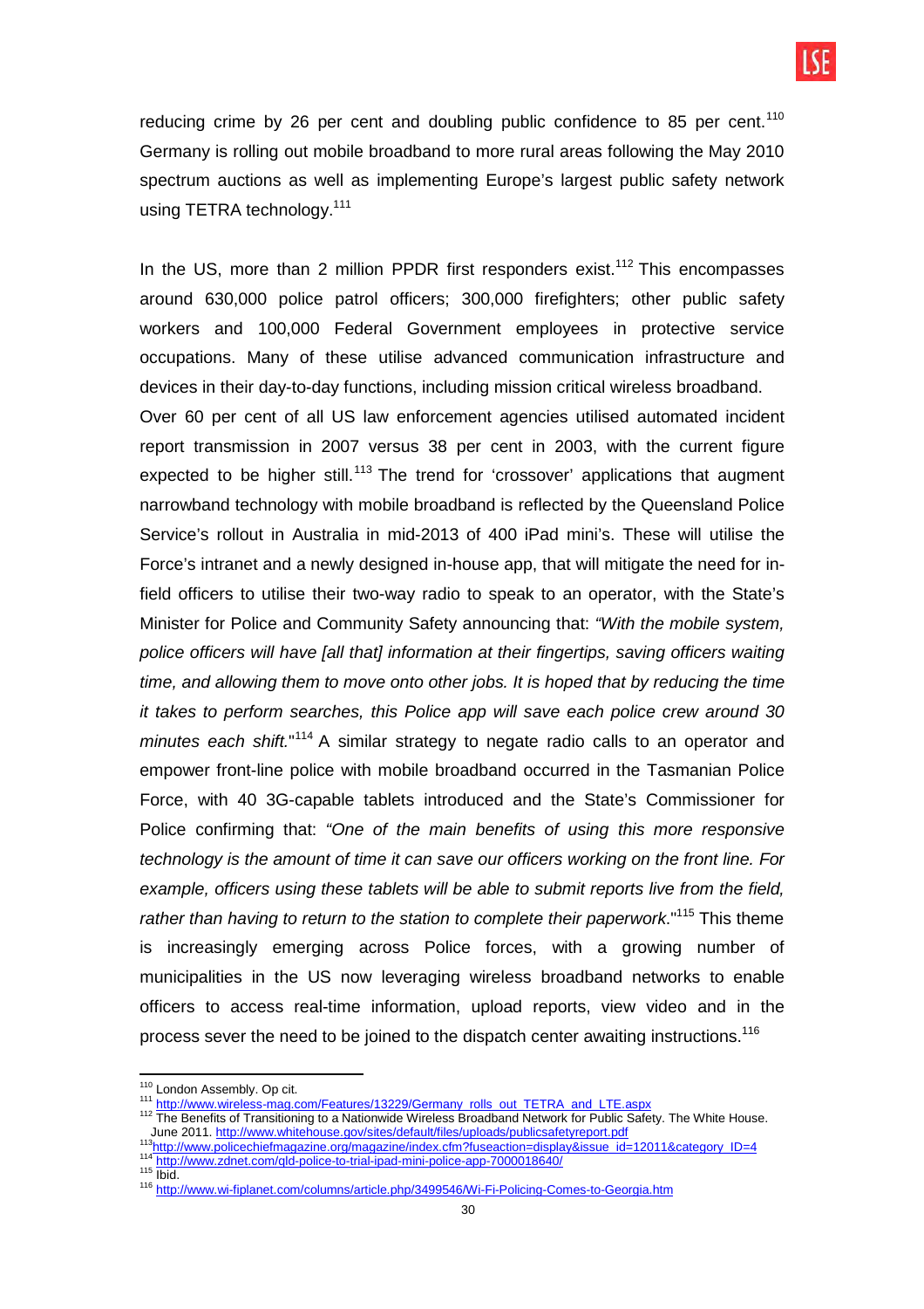reducing crime by 26 per cent and doubling public confidence to 85 per cent.[110] Germany is rolling out mobile broadband to more rural areas following the May 2010 spectrum auctions as well as implementing Europe's largest public safety network using TETRA technology.[111]

In the US, more than 2 million PPDR first responders exist.[112] This encompasses around 630,000 police patrol officers; 300,000 firefighters; other public safety workers and 100,000 Federal Government employees in protective service occupations. Many of these utilise advanced communication infrastructure and devices in their day-to-day functions, including mission critical wireless broadband.

Over 60 per cent of all US law enforcement agencies utilised automated incident report transmission in 2007 versus 38 per cent in 2003, with the current figure expected to be higher still.[113] The trend for 'crossover' applications that augment narrowband technology with mobile broadband is reflected by the Queensland Police Service's rollout in Australia in mid-2013 of 400 iPad mini's. These will utilise the Force's intranet and a newly designed in-house app, that will mitigate the need for in-field officers to utilise their two-way radio to speak to an operator, with the State's Minister for Police and Community Safety announcing that: *"With the mobile system, police officers will have [all that] information at their fingertips, saving officers waiting time, and allowing them to move onto other jobs. It is hoped that by reducing the time it takes to perform searches, this Police app will save each police crew around 30 minutes each shift.*"[114] A similar strategy to negate radio calls to an operator and empower front-line police with mobile broadband occurred in the Tasmanian Police Force, with 40 3G-capable tablets introduced and the State's Commissioner for Police confirming that: *"One of the main benefits of using this more responsive technology is the amount of time it can save our officers working on the front line. For example, officers using these tablets will be able to submit reports live from the field, rather than having to return to the station to complete their paperwork.*"[115] This theme is increasingly emerging across Police forces, with a growing number of municipalities in the US now leveraging wireless broadband networks to enable officers to access real-time information, upload reports, view video and in the process sever the need to be joined to the dispatch center awaiting instructions.[116]

---

[110] London Assembly. Op cit.

[111] http://www.wireless-mag.com/Features/13229/Germany_rolls_out_TETRA_and_LTE.aspx

[112] The Benefits of Transitioning to a Nationwide Wireless Broadband Network for Public Safety. The White House. June 2011. http://www.whitehouse.gov/sites/default/files/uploads/publicsafetyreport.pdf

[113] http://www.policechiefmagazine.org/magazine/index.cfm?fuseaction=display&issue_id=12011&category_ID=4

[114] http://www.zdnet.com/qld-police-to-trial-ipad-mini-police-app-7000018640/

[115] Ibid.

[116] http://www.wi-fiplanet.com/columns/article.php/3499546/Wi-Fi-Policing-Comes-to-Georgia.htm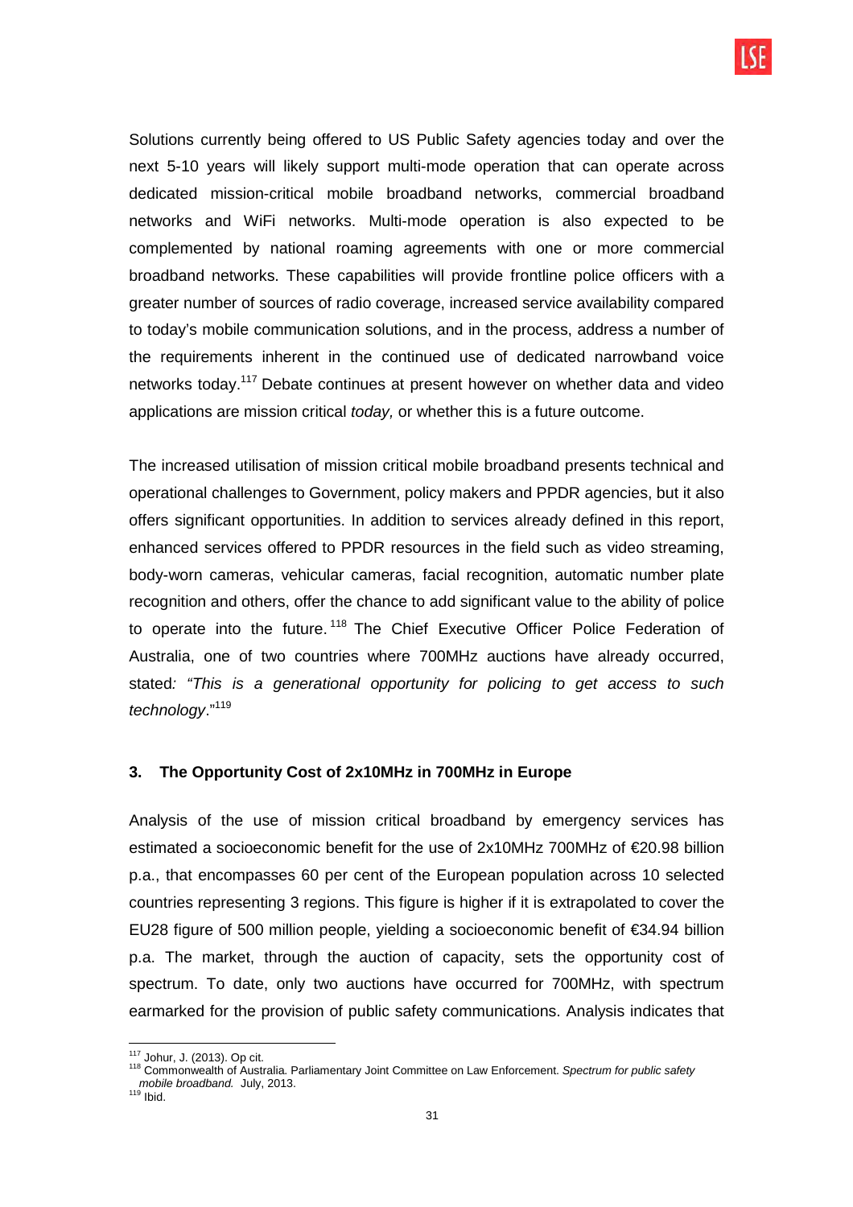Solutions currently being offered to US Public Safety agencies today and over the next 5-10 years will likely support multi-mode operation that can operate across dedicated mission-critical mobile broadband networks, commercial broadband networks and WiFi networks. Multi-mode operation is also expected to be complemented by national roaming agreements with one or more commercial broadband networks. These capabilities will provide frontline police officers with a greater number of sources of radio coverage, increased service availability compared to today's mobile communication solutions, and in the process, address a number of the requirements inherent in the continued use of dedicated narrowband voice networks today.[117] Debate continues at present however on whether data and video applications are mission critical *today,* or whether this is a future outcome.

The increased utilisation of mission critical mobile broadband presents technical and operational challenges to Government, policy makers and PPDR agencies, but it also offers significant opportunities. In addition to services already defined in this report, enhanced services offered to PPDR resources in the field such as video streaming, body-worn cameras, vehicular cameras, facial recognition, automatic number plate recognition and others, offer the chance to add significant value to the ability of police to operate into the future.[118] The Chief Executive Officer Police Federation of Australia, one of two countries where 700MHz auctions have already occurred, stated*: "This is a generational opportunity for policing to get access to such technology*."[119]

### 3. The Opportunity Cost of 2x10MHz in 700MHz in Europe

Analysis of the use of mission critical broadband by emergency services has estimated a socioeconomic benefit for the use of 2x10MHz 700MHz of €20.98 billion p.a., that encompasses 60 per cent of the European population across 10 selected countries representing 3 regions. This figure is higher if it is extrapolated to cover the EU28 figure of 500 million people, yielding a socioeconomic benefit of €34.94 billion p.a. The market, through the auction of capacity, sets the opportunity cost of spectrum. To date, only two auctions have occurred for 700MHz, with spectrum earmarked for the provision of public safety communications. Analysis indicates that

---

[117] Johur, J. (2013). Op cit.

[118] Commonwealth of Australia. Parliamentary Joint Committee on Law Enforcement. *Spectrum for public safety mobile broadband.* July, 2013.

[119] Ibid.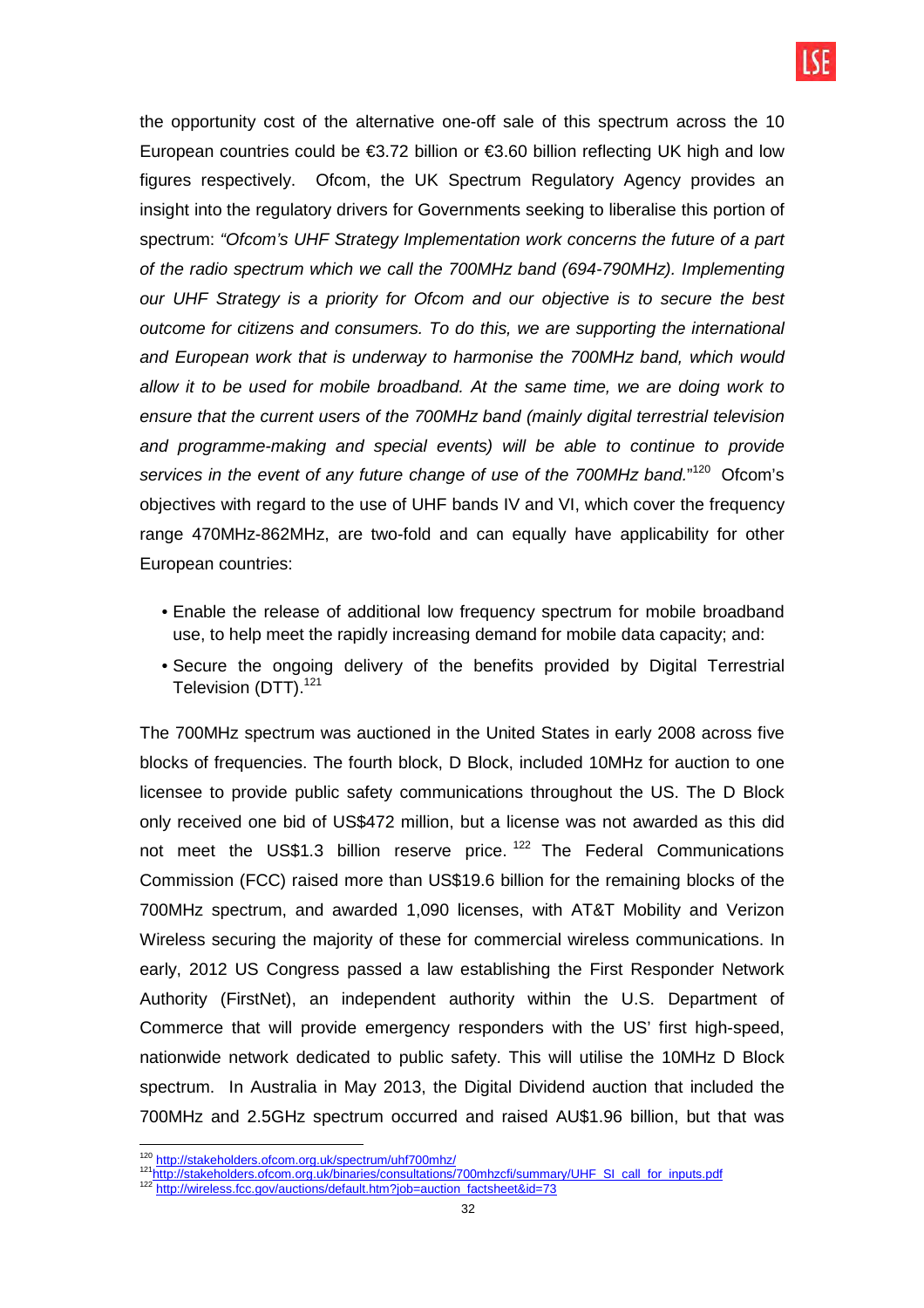the opportunity cost of the alternative one-off sale of this spectrum across the 10 European countries could be €3.72 billion or €3.60 billion reflecting UK high and low figures respectively. Ofcom, the UK Spectrum Regulatory Agency provides an insight into the regulatory drivers for Governments seeking to liberalise this portion of spectrum: *"Ofcom's UHF Strategy Implementation work concerns the future of a part of the radio spectrum which we call the 700MHz band (694-790MHz). Implementing our UHF Strategy is a priority for Ofcom and our objective is to secure the best outcome for citizens and consumers. To do this, we are supporting the international and European work that is underway to harmonise the 700MHz band, which would allow it to be used for mobile broadband. At the same time, we are doing work to ensure that the current users of the 700MHz band (mainly digital terrestrial television and programme-making and special events) will be able to continue to provide services in the event of any future change of use of the 700MHz band."*[120] Ofcom's objectives with regard to the use of UHF bands IV and VI, which cover the frequency range 470MHz-862MHz, are two-fold and can equally have applicability for other European countries:

- Enable the release of additional low frequency spectrum for mobile broadband use, to help meet the rapidly increasing demand for mobile data capacity; and:
- Secure the ongoing delivery of the benefits provided by Digital Terrestrial Television (DTT).[121]

The 700MHz spectrum was auctioned in the United States in early 2008 across five blocks of frequencies. The fourth block, D Block, included 10MHz for auction to one licensee to provide public safety communications throughout the US. The D Block only received one bid of US$472 million, but a license was not awarded as this did not meet the US$1.3 billion reserve price.[122] The Federal Communications Commission (FCC) raised more than US$19.6 billion for the remaining blocks of the 700MHz spectrum, and awarded 1,090 licenses, with AT&T Mobility and Verizon Wireless securing the majority of these for commercial wireless communications. In early, 2012 US Congress passed a law establishing the First Responder Network Authority (FirstNet), an independent authority within the U.S. Department of Commerce that will provide emergency responders with the US' first high-speed, nationwide network dedicated to public safety. This will utilise the 10MHz D Block spectrum. In Australia in May 2013, the Digital Dividend auction that included the 700MHz and 2.5GHz spectrum occurred and raised AU$1.96 billion, but that was

---

[120] http://stakeholders.ofcom.org.uk/spectrum/uhf700mhz/

[121] http://stakeholders.ofcom.org.uk/binaries/consultations/700mhzcfi/summary/UHF_SI_call_for_inputs.pdf

[122] http://wireless.fcc.gov/auctions/default.htm?job=auction_factsheet&id=73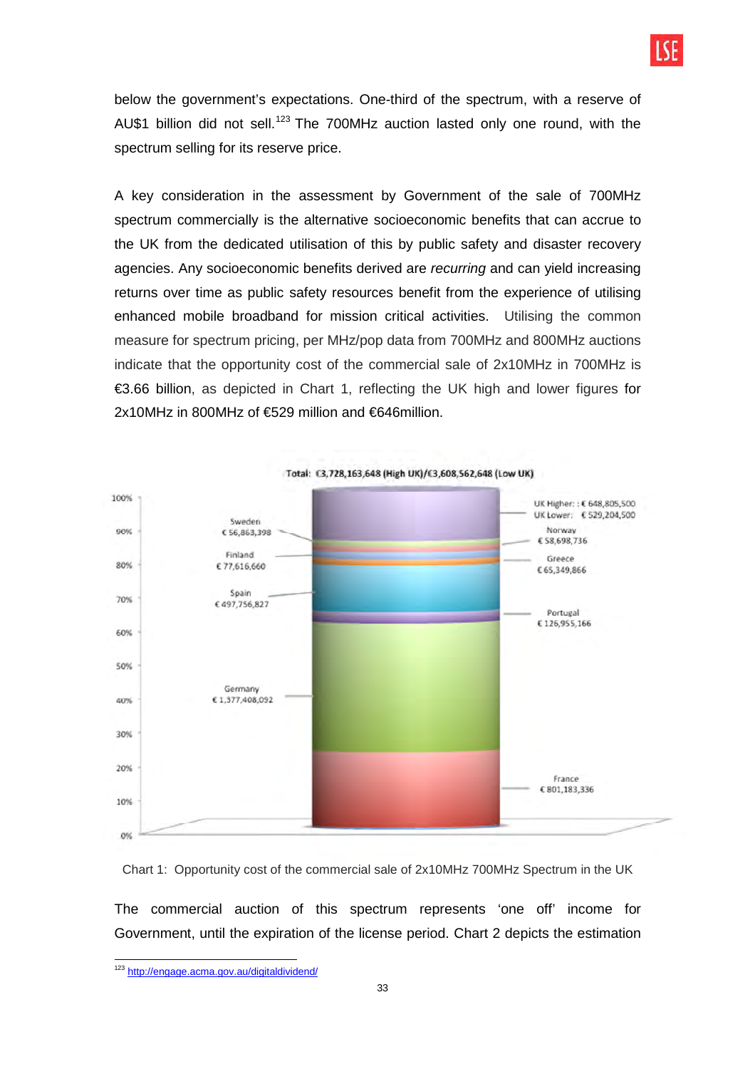below the government's expectations. One-third of the spectrum, with a reserve of AU$1 billion did not sell.[123] The 700MHz auction lasted only one round, with the spectrum selling for its reserve price.

A key consideration in the assessment by Government of the sale of 700MHz spectrum commercially is the alternative socioeconomic benefits that can accrue to the UK from the dedicated utilisation of this by public safety and disaster recovery agencies. Any socioeconomic benefits derived are *recurring* and can yield increasing returns over time as public safety resources benefit from the experience of utilising enhanced mobile broadband for mission critical activities. Utilising the common measure for spectrum pricing, per MHz/pop data from 700MHz and 800MHz auctions indicate that the opportunity cost of the commercial sale of 2x10MHz in 700MHz is €3.66 billion, as depicted in Chart 1, reflecting the UK high and lower figures for 2x10MHz in 800MHz of €529 million and €646million.

Total: €3,728,163,648 (High UK)/€3,608,562,648 (Low UK)

| Country | Value |
|---|---|
| UK Higher | € 648,805,500 |
| UK Lower | € 529,204,500 |
| Sweden | € 56,863,398 |
| Norway | € 58,698,736 |
| Finland | € 77,616,660 |
| Greece | € 65,349,866 |
| Spain | € 497,756,827 |
| Portugal | € 126,955,166 |
| Germany | € 1,377,408,092 |
| France | € 801,183,336 |

Chart 1: Opportunity cost of the commercial sale of 2x10MHz 700MHz Spectrum in the UK

The commercial auction of this spectrum represents 'one off' income for Government, until the expiration of the license period. Chart 2 depicts the estimation

[123] http://engage.acma.gov.au/digitaldividend/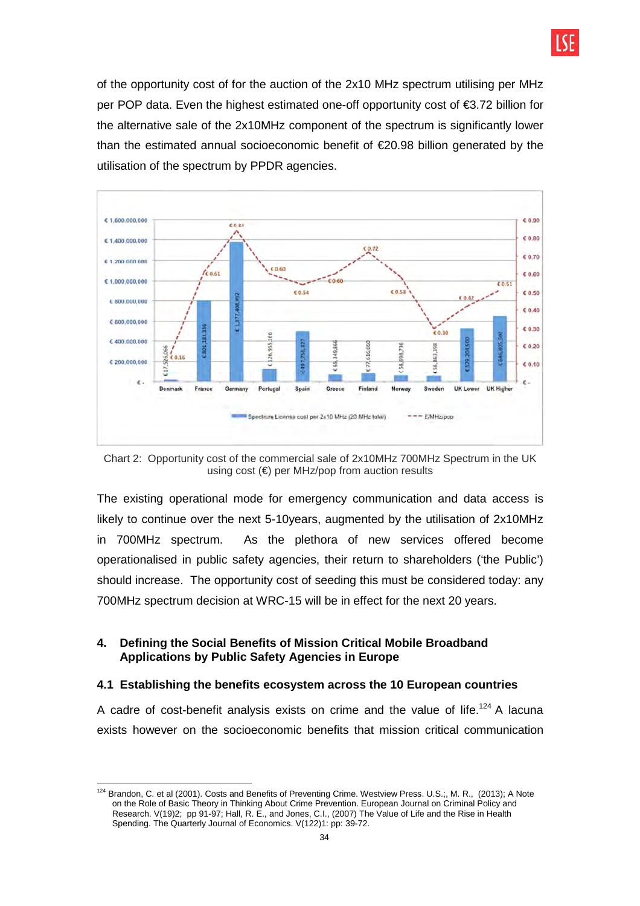of the opportunity cost of for the auction of the 2x10 MHz spectrum utilising per MHz per POP data. Even the highest estimated one-off opportunity cost of €3.72 billion for the alternative sale of the 2x10MHz component of the spectrum is significantly lower than the estimated annual socioeconomic benefit of €20.98 billion generated by the utilisation of the spectrum by PPDR agencies.

| Country | Spectrum License cost per 2x10 MHz (20 MHz total) | €/MHz/pop |
|---|---|---|
| Denmark | €17,526,066 | €0.16 |
| France | €801,181,336 | €0.61 |
| Germany | €1,377,408,092 | €0.84 |
| Portugal | €126,935,166 | €0.60 |
| Spain | €497,356,827 | €0.54 |
| Greece | €65,349,866 | €0.60 |
| Finland | €77,616,660 | €0.72 |
| Norway | €58,698,736 | €0.58 |
| Sweden | €56,863,398 | €0.30 |
| UK Lower | €529,204,500 | €0.42 |
| UK Higher | €646,805,500 | €0.51 |

Chart 2: Opportunity cost of the commercial sale of 2x10MHz 700MHz Spectrum in the UK using cost (€) per MHz/pop from auction results

The existing operational mode for emergency communication and data access is likely to continue over the next 5-10years, augmented by the utilisation of 2x10MHz in 700MHz spectrum. As the plethora of new services offered become operationalised in public safety agencies, their return to shareholders ('the Public') should increase. The opportunity cost of seeding this must be considered today: any 700MHz spectrum decision at WRC-15 will be in effect for the next 20 years.

## 4. Defining the Social Benefits of Mission Critical Mobile Broadband Applications by Public Safety Agencies in Europe

### 4.1 Establishing the benefits ecosystem across the 10 European countries

A cadre of cost-benefit analysis exists on crime and the value of life.[124] A lacuna exists however on the socioeconomic benefits that mission critical communication

[124] Brandon, C. et al (2001). Costs and Benefits of Preventing Crime. Westview Press. U.S.;, M. R., (2013); A Note on the Role of Basic Theory in Thinking About Crime Prevention. European Journal on Criminal Policy and Research. V(19)2; pp 91-97; Hall, R. E., and Jones, C.I., (2007) The Value of Life and the Rise in Health Spending. The Quarterly Journal of Economics. V(122)1: pp: 39-72.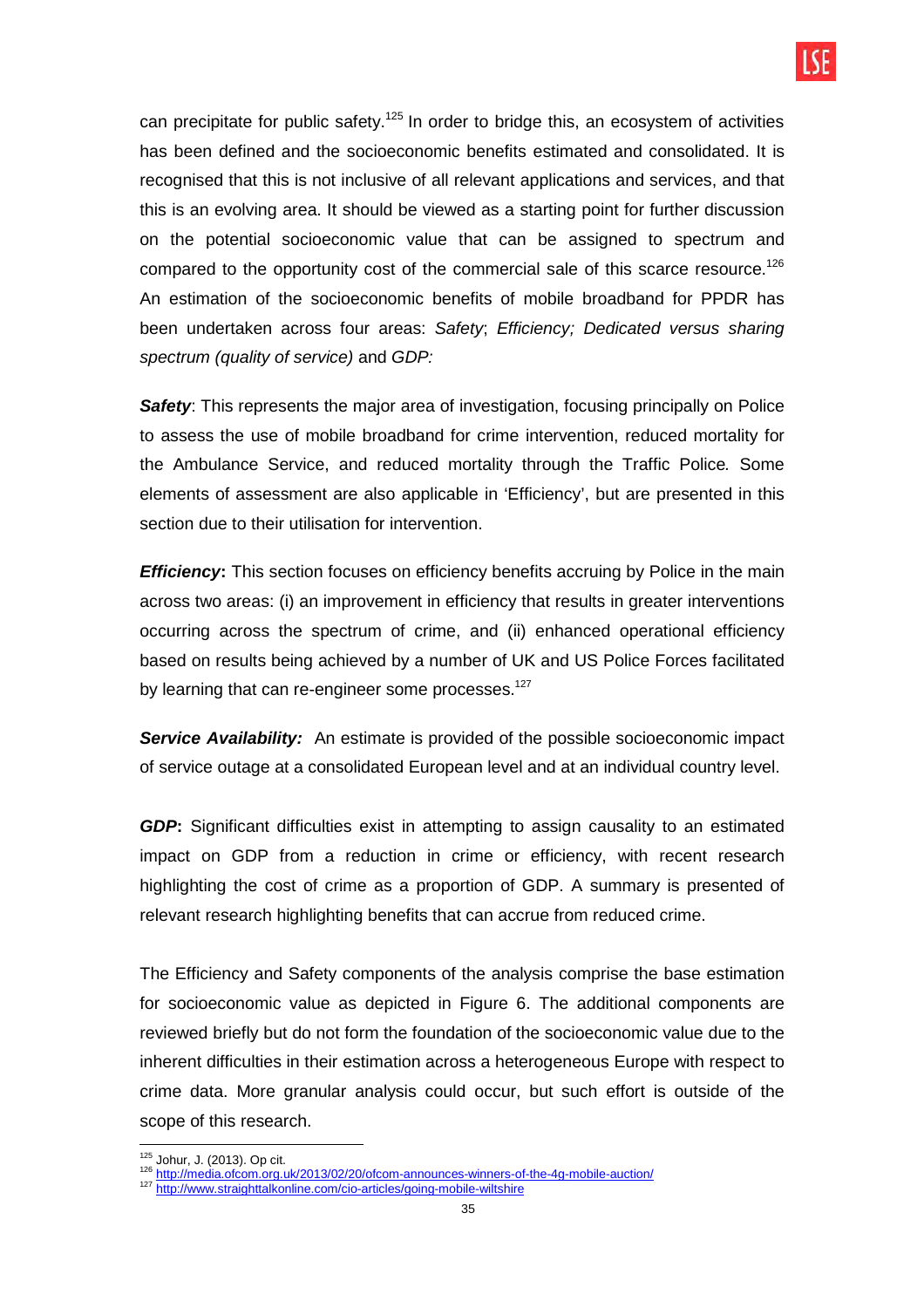can precipitate for public safety.[125] In order to bridge this, an ecosystem of activities has been defined and the socioeconomic benefits estimated and consolidated. It is recognised that this is not inclusive of all relevant applications and services, and that this is an evolving area. It should be viewed as a starting point for further discussion on the potential socioeconomic value that can be assigned to spectrum and compared to the opportunity cost of the commercial sale of this scarce resource.[126] An estimation of the socioeconomic benefits of mobile broadband for PPDR has been undertaken across four areas: *Safety*; *Efficiency; Dedicated versus sharing spectrum (quality of service)* and *GDP:*

***Safety***: This represents the major area of investigation, focusing principally on Police to assess the use of mobile broadband for crime intervention, reduced mortality for the Ambulance Service, and reduced mortality through the Traffic Police. Some elements of assessment are also applicable in 'Efficiency', but are presented in this section due to their utilisation for intervention.

***Efficiency*:** This section focuses on efficiency benefits accruing by Police in the main across two areas: (i) an improvement in efficiency that results in greater interventions occurring across the spectrum of crime, and (ii) enhanced operational efficiency based on results being achieved by a number of UK and US Police Forces facilitated by learning that can re-engineer some processes.[127]

***Service Availability:*** An estimate is provided of the possible socioeconomic impact of service outage at a consolidated European level and at an individual country level.

***GDP*:** Significant difficulties exist in attempting to assign causality to an estimated impact on GDP from a reduction in crime or efficiency, with recent research highlighting the cost of crime as a proportion of GDP. A summary is presented of relevant research highlighting benefits that can accrue from reduced crime.

The Efficiency and Safety components of the analysis comprise the base estimation for socioeconomic value as depicted in Figure 6. The additional components are reviewed briefly but do not form the foundation of the socioeconomic value due to the inherent difficulties in their estimation across a heterogeneous Europe with respect to crime data. More granular analysis could occur, but such effort is outside of the scope of this research.

---

[125] Johur, J. (2013). Op cit.

[126] http://media.ofcom.org.uk/2013/02/20/ofcom-announces-winners-of-the-4g-mobile-auction/

[127] http://www.straighttalkonline.com/cio-articles/going-mobile-wiltshire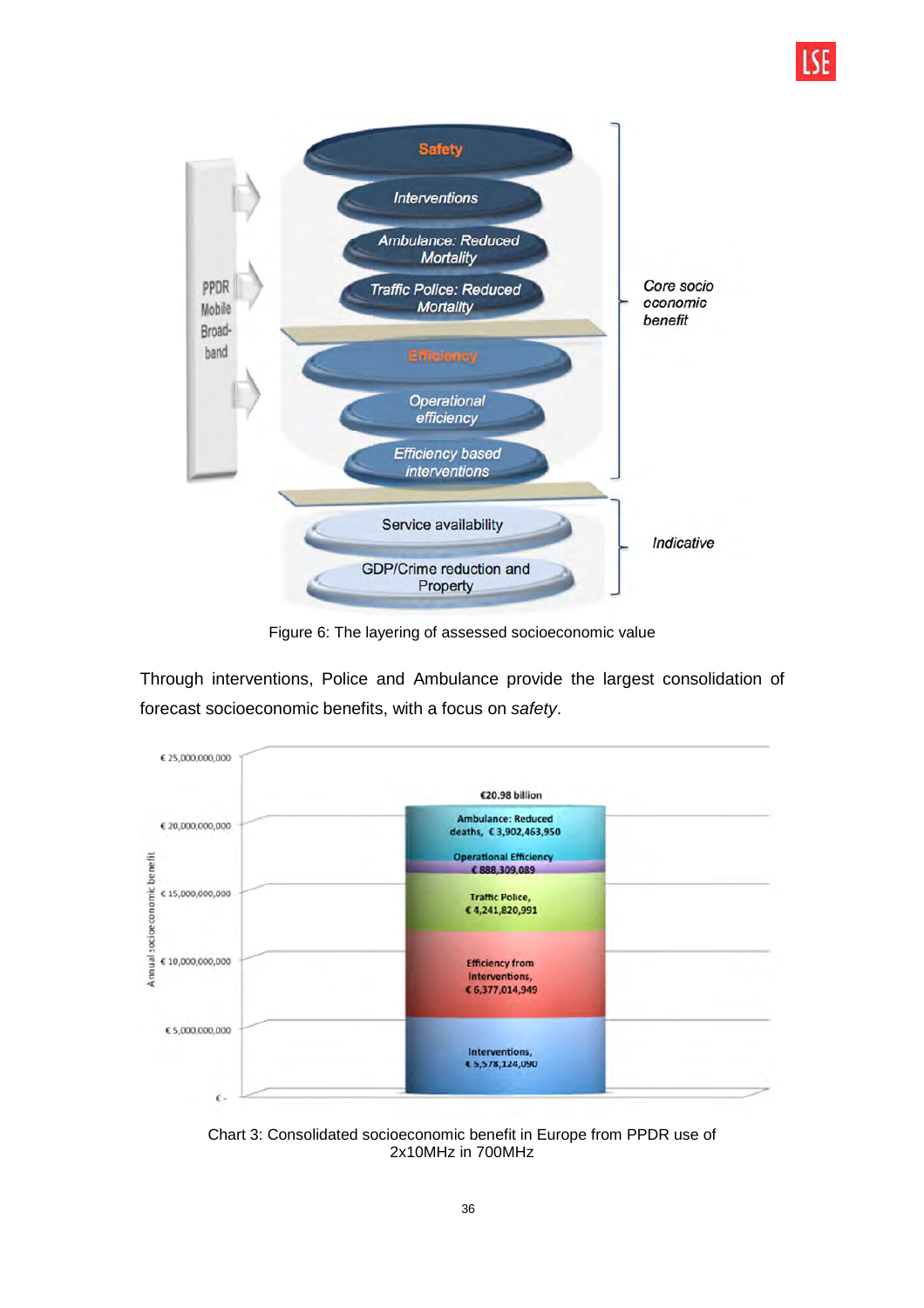Figure 6: The layering of assessed socioeconomic value

Through interventions, Police and Ambulance provide the largest consolidation of forecast socioeconomic benefits, with a focus on *safety*.

Chart 3: Consolidated socioeconomic benefit in Europe from PPDR use of 2x10MHz in 700MHz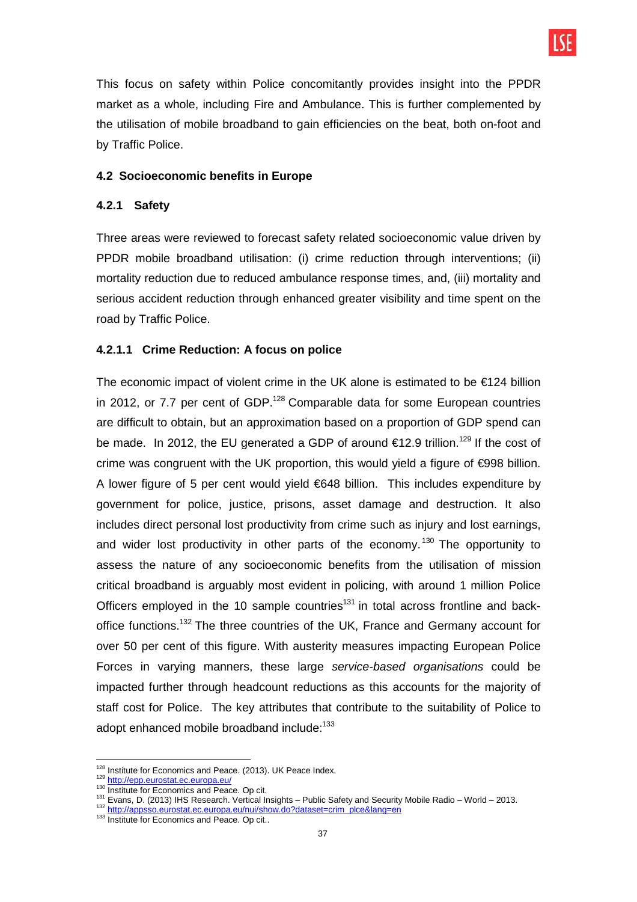This focus on safety within Police concomitantly provides insight into the PPDR market as a whole, including Fire and Ambulance. This is further complemented by the utilisation of mobile broadband to gain efficiencies on the beat, both on-foot and by Traffic Police.

## 4.2 Socioeconomic benefits in Europe

### 4.2.1 Safety

Three areas were reviewed to forecast safety related socioeconomic value driven by PPDR mobile broadband utilisation: (i) crime reduction through interventions; (ii) mortality reduction due to reduced ambulance response times, and, (iii) mortality and serious accident reduction through enhanced greater visibility and time spent on the road by Traffic Police.

#### 4.2.1.1 Crime Reduction: A focus on police

The economic impact of violent crime in the UK alone is estimated to be €124 billion in 2012, or 7.7 per cent of GDP.[128] Comparable data for some European countries are difficult to obtain, but an approximation based on a proportion of GDP spend can be made. In 2012, the EU generated a GDP of around €12.9 trillion.[129] If the cost of crime was congruent with the UK proportion, this would yield a figure of €998 billion. A lower figure of 5 per cent would yield €648 billion. This includes expenditure by government for police, justice, prisons, asset damage and destruction. It also includes direct personal lost productivity from crime such as injury and lost earnings, and wider lost productivity in other parts of the economy.[130] The opportunity to assess the nature of any socioeconomic benefits from the utilisation of mission critical broadband is arguably most evident in policing, with around 1 million Police Officers employed in the 10 sample countries[131] in total across frontline and back-office functions.[132] The three countries of the UK, France and Germany account for over 50 per cent of this figure. With austerity measures impacting European Police Forces in varying manners, these large *service-based organisations* could be impacted further through headcount reductions as this accounts for the majority of staff cost for Police. The key attributes that contribute to the suitability of Police to adopt enhanced mobile broadband include:[133]

---

[128] Institute for Economics and Peace. (2013). UK Peace Index.
[129] http://epp.eurostat.ec.europa.eu/
[130] Institute for Economics and Peace. Op cit.
[131] Evans, D. (2013) IHS Research. Vertical Insights – Public Safety and Security Mobile Radio – World – 2013.
[132] http://appsso.eurostat.ec.europa.eu/nui/show.do?dataset=crim_plce&lang=en
[133] Institute for Economics and Peace. Op cit..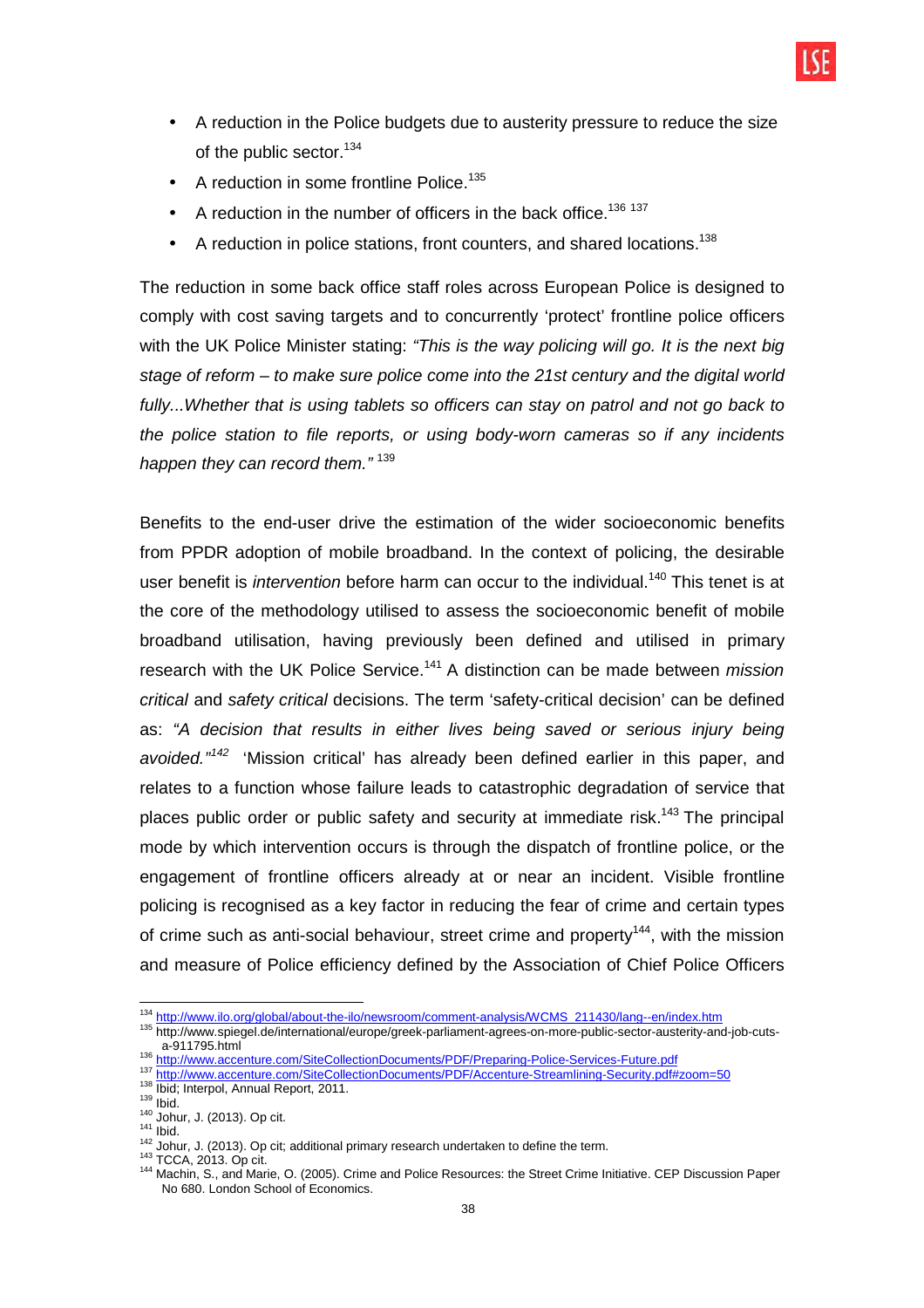- A reduction in the Police budgets due to austerity pressure to reduce the size of the public sector.[134]
- A reduction in some frontline Police.[135]
- A reduction in the number of officers in the back office.[136] [137]
- A reduction in police stations, front counters, and shared locations.[138]

The reduction in some back office staff roles across European Police is designed to comply with cost saving targets and to concurrently 'protect' frontline police officers with the UK Police Minister stating: *"This is the way policing will go. It is the next big stage of reform – to make sure police come into the 21st century and the digital world fully...Whether that is using tablets so officers can stay on patrol and not go back to the police station to file reports, or using body-worn cameras so if any incidents happen they can record them."* [139]

Benefits to the end-user drive the estimation of the wider socioeconomic benefits from PPDR adoption of mobile broadband. In the context of policing, the desirable user benefit is *intervention* before harm can occur to the individual.[140] This tenet is at the core of the methodology utilised to assess the socioeconomic benefit of mobile broadband utilisation, having previously been defined and utilised in primary research with the UK Police Service.[141] A distinction can be made between *mission critical* and *safety critical* decisions. The term 'safety-critical decision' can be defined as: *"A decision that results in either lives being saved or serious injury being avoided."*[142] 'Mission critical' has already been defined earlier in this paper, and relates to a function whose failure leads to catastrophic degradation of service that places public order or public safety and security at immediate risk.[143] The principal mode by which intervention occurs is through the dispatch of frontline police, or the engagement of frontline officers already at or near an incident. Visible frontline policing is recognised as a key factor in reducing the fear of crime and certain types of crime such as anti-social behaviour, street crime and property[144], with the mission and measure of Police efficiency defined by the Association of Chief Police Officers

---

[134] http://www.ilo.org/global/about-the-ilo/newsroom/comment-analysis/WCMS_211430/lang--en/index.htm
[135] http://www.spiegel.de/international/europe/greek-parliament-agrees-on-more-public-sector-austerity-and-job-cuts-a-911795.html
[136] http://www.accenture.com/SiteCollectionDocuments/PDF/Preparing-Police-Services-Future.pdf
[137] http://www.accenture.com/SiteCollectionDocuments/PDF/Accenture-Streamlining-Security.pdf#zoom=50
[138] Ibid; Interpol, Annual Report, 2011.
[139] Ibid.
[140] Johur, J. (2013). Op cit.
[141] Ibid.
[142] Johur, J. (2013). Op cit; additional primary research undertaken to define the term.
[143] TCCA, 2013. Op cit.
[144] Machin, S., and Marie, O. (2005). Crime and Police Resources: the Street Crime Initiative. CEP Discussion Paper No 680. London School of Economics.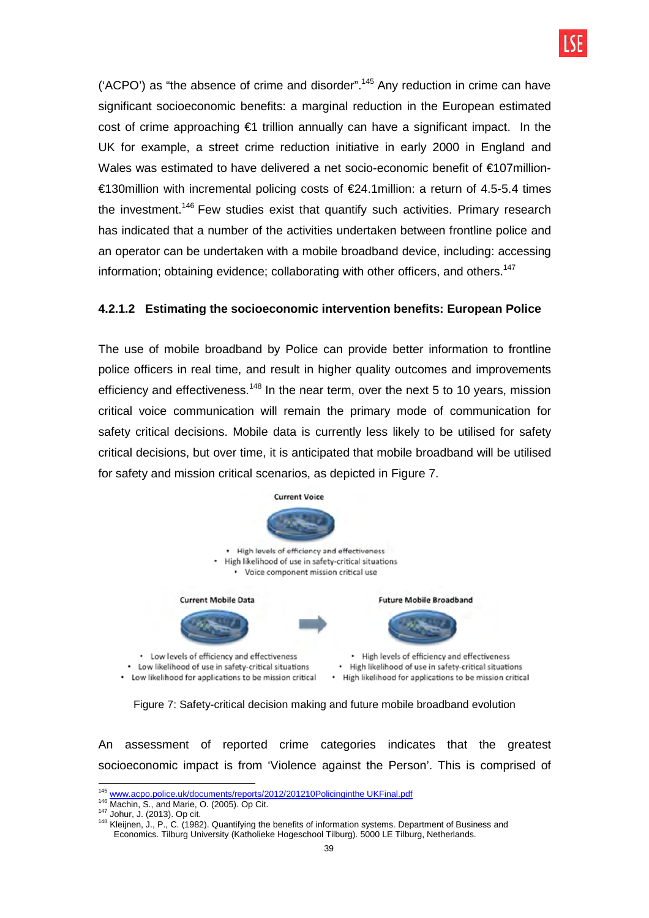('ACPO') as "the absence of crime and disorder".[145] Any reduction in crime can have significant socioeconomic benefits: a marginal reduction in the European estimated cost of crime approaching €1 trillion annually can have a significant impact. In the UK for example, a street crime reduction initiative in early 2000 in England and Wales was estimated to have delivered a net socio-economic benefit of €107million-€130million with incremental policing costs of €24.1million: a return of 4.5-5.4 times the investment.[146] Few studies exist that quantify such activities. Primary research has indicated that a number of the activities undertaken between frontline police and an operator can be undertaken with a mobile broadband device, including: accessing information; obtaining evidence; collaborating with other officers, and others.[147]

#### 4.2.1.2 Estimating the socioeconomic intervention benefits: European Police

The use of mobile broadband by Police can provide better information to frontline police officers in real time, and result in higher quality outcomes and improvements efficiency and effectiveness.[148] In the near term, over the next 5 to 10 years, mission critical voice communication will remain the primary mode of communication for safety critical decisions. Mobile data is currently less likely to be utilised for safety critical decisions, but over time, it is anticipated that mobile broadband will be utilised for safety and mission critical scenarios, as depicted in Figure 7.

**Current Voice**

- High levels of efficiency and effectiveness
- High likelihood of use in safety-critical situations
- Voice component mission critical use

**Current Mobile Data**

- Low levels of efficiency and effectiveness
- Low likelihood of use in safety-critical situations
- Low likelihood for applications to be mission critical

**Future Mobile Broadband**

- High levels of efficiency and effectiveness
- High likelihood of use in safety-critical situations
- High likelihood for applications to be mission critical

Figure 7: Safety-critical decision making and future mobile broadband evolution

An assessment of reported crime categories indicates that the greatest socioeconomic impact is from 'Violence against the Person'. This is comprised of

---

[145] www.acpo.police.uk/documents/reports/2012/201210Policinginthe UKFinal.pdf

[146] Machin, S., and Marie, O. (2005). Op Cit.

[147] Johur, J. (2013). Op cit.

[148] Kleijnen, J., P., C. (1982). Quantifying the benefits of information systems. Department of Business and Economics. Tilburg University (Katholieke Hogeschool Tilburg). 5000 LE Tilburg, Netherlands.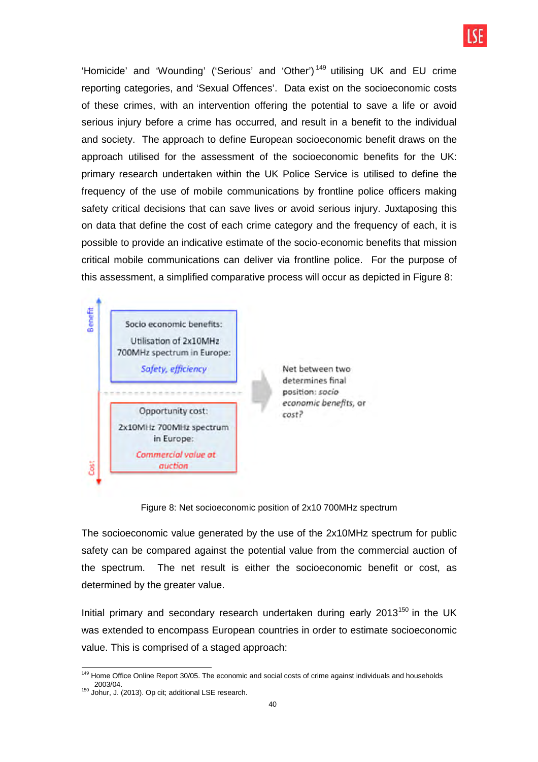'Homicide' and 'Wounding' ('Serious' and 'Other')[149] utilising UK and EU crime reporting categories, and 'Sexual Offences'. Data exist on the socioeconomic costs of these crimes, with an intervention offering the potential to save a life or avoid serious injury before a crime has occurred, and result in a benefit to the individual and society. The approach to define European socioeconomic benefit draws on the approach utilised for the assessment of the socioeconomic benefits for the UK: primary research undertaken within the UK Police Service is utilised to define the frequency of the use of mobile communications by frontline police officers making safety critical decisions that can save lives or avoid serious injury. Juxtaposing this on data that define the cost of each crime category and the frequency of each, it is possible to provide an indicative estimate of the socio-economic benefits that mission critical mobile communications can deliver via frontline police. For the purpose of this assessment, a simplified comparative process will occur as depicted in Figure 8:

Benefit

Socio economic benefits:
Utilisation of 2x10MHz 700MHz spectrum in Europe:
*Safety, efficiency*

Opportunity cost:
2x10MHz 700MHz spectrum in Europe:
*Commercial value at auction*

Cost

Net between two determines final position: *socio economic benefits, or cost?*

Figure 8: Net socioeconomic position of 2x10 700MHz spectrum

The socioeconomic value generated by the use of the 2x10MHz spectrum for public safety can be compared against the potential value from the commercial auction of the spectrum. The net result is either the socioeconomic benefit or cost, as determined by the greater value.

Initial primary and secondary research undertaken during early 2013[150] in the UK was extended to encompass European countries in order to estimate socioeconomic value. This is comprised of a staged approach:

---

[149] Home Office Online Report 30/05. The economic and social costs of crime against individuals and households 2003/04.

[150] Johur, J. (2013). Op cit; additional LSE research.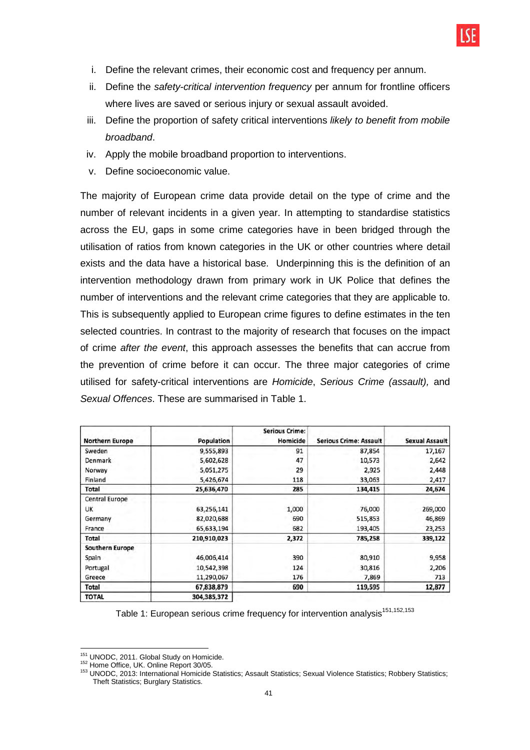i. Define the relevant crimes, their economic cost and frequency per annum.
ii. Define the *safety-critical intervention frequency* per annum for frontline officers where lives are saved or serious injury or sexual assault avoided.
iii. Define the proportion of safety critical interventions *likely to benefit from mobile broadband*.
iv. Apply the mobile broadband proportion to interventions.
v. Define socioeconomic value.

The majority of European crime data provide detail on the type of crime and the number of relevant incidents in a given year. In attempting to standardise statistics across the EU, gaps in some crime categories have in been bridged through the utilisation of ratios from known categories in the UK or other countries where detail exists and the data have a historical base. Underpinning this is the definition of an intervention methodology drawn from primary work in UK Police that defines the number of interventions and the relevant crime categories that they are applicable to. This is subsequently applied to European crime figures to define estimates in the ten selected countries. In contrast to the majority of research that focuses on the impact of crime *after the event*, this approach assesses the benefits that can accrue from the prevention of crime before it can occur. The three major categories of crime utilised for safety-critical interventions are *Homicide*, *Serious Crime (assault),* and *Sexual Offences*. These are summarised in Table 1.

| Northern Europe | Population | Serious Crime: Homicide | Serious Crime: Assault | Sexual Assault |
|---|---|---|---|---|
| Sweden | 9,555,893 | 91 | 87,854 | 17,167 |
| Denmark | 5,602,628 | 47 | 10,573 | 2,642 |
| Norway | 5,051,275 | 29 | 2,925 | 2,448 |
| Finland | 5,426,674 | 118 | 33,063 | 2,417 |
| **Total** | **25,636,470** | **285** | **134,415** | **24,674** |
| Central Europe | | | | |
| UK | 63,256,141 | 1,000 | 76,000 | 269,000 |
| Germany | 82,020,688 | 690 | 515,853 | 46,869 |
| France | 65,633,194 | 682 | 193,405 | 23,253 |
| **Total** | **210,910,023** | **2,372** | **785,258** | **339,122** |
| **Southern Europe** | | | | |
| Spain | 46,006,414 | 390 | 80,910 | 9,958 |
| Portugal | 10,542,398 | 124 | 30,816 | 2,206 |
| Greece | 11,290,067 | 176 | 7,869 | 713 |
| **Total** | **67,838,879** | **690** | **119,595** | **12,877** |
| **TOTAL** | **304,385,372** | | | |

Table 1: European serious crime frequency for intervention analysis[151,152,153]

[151] UNODC, 2011. Global Study on Homicide.
[152] Home Office, UK. Online Report 30/05.
[153] UNODC, 2013: International Homicide Statistics; Assault Statistics; Sexual Violence Statistics; Robbery Statistics; Theft Statistics; Burglary Statistics.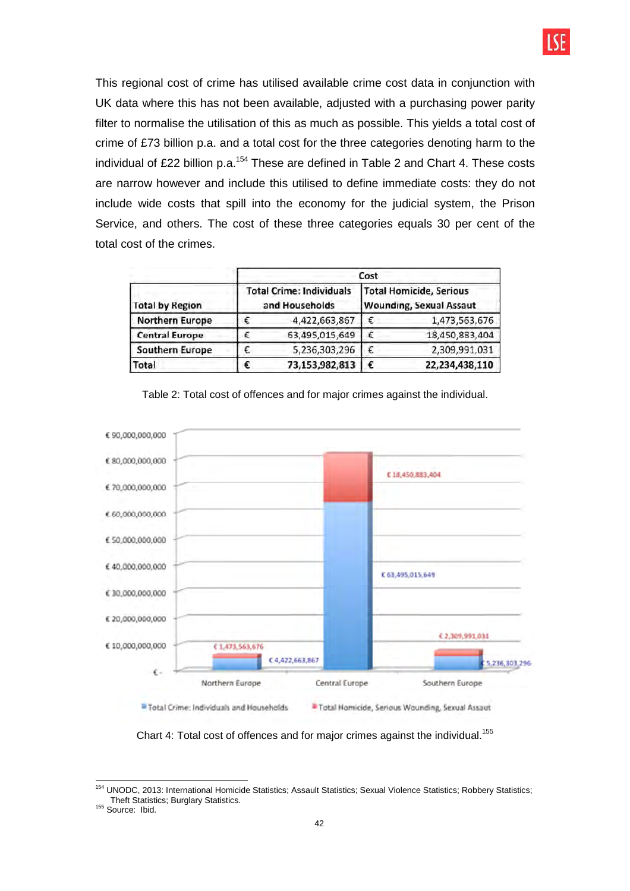This regional cost of crime has utilised available crime cost data in conjunction with UK data where this has not been available, adjusted with a purchasing power parity filter to normalise the utilisation of this as much as possible. This yields a total cost of crime of £73 billion p.a. and a total cost for the three categories denoting harm to the individual of £22 billion p.a.[154] These are defined in Table 2 and Chart 4. These costs are narrow however and include this utilised to define immediate costs: they do not include wide costs that spill into the economy for the judicial system, the Prison Service, and others. The cost of these three categories equals 30 per cent of the total cost of the crimes.

| | Cost | |
|---|---|---|
| Total by Region | Total Crime: Individuals and Households | Total Homicide, Serious Wounding, Sexual Assault |
| Northern Europe | € 4,422,663,867 | € 1,473,563,676 |
| Central Europe | € 63,495,015,649 | € 18,450,883,404 |
| Southern Europe | € 5,236,303,296 | € 2,309,991,031 |
| **Total** | **€ 73,153,982,813** | **€ 22,234,438,110** |

Table 2: Total cost of offences and for major crimes against the individual.

Chart 4: Total cost of offences and for major crimes against the individual.[155]

[154] UNODC, 2013: International Homicide Statistics; Assault Statistics; Sexual Violence Statistics; Robbery Statistics; Theft Statistics; Burglary Statistics.

[155] Source: Ibid.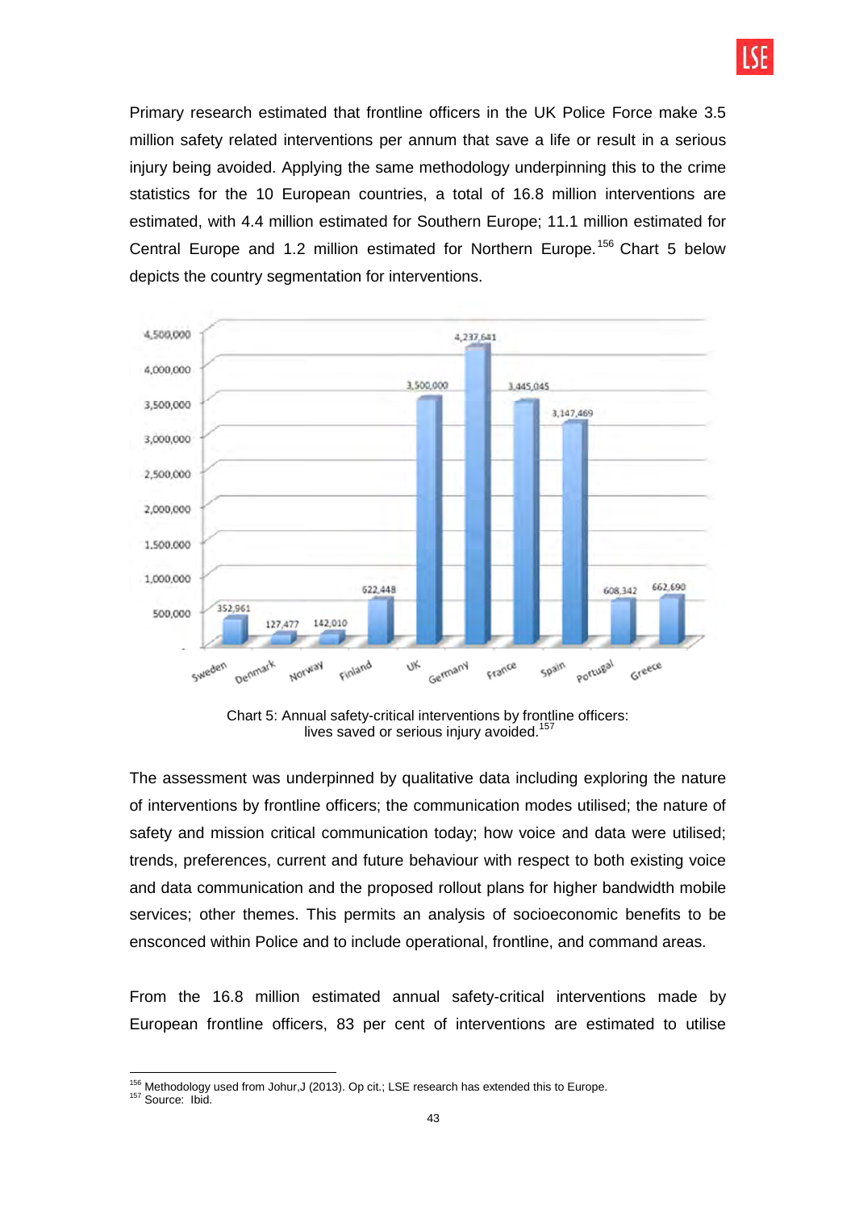Primary research estimated that frontline officers in the UK Police Force make 3.5 million safety related interventions per annum that save a life or result in a serious injury being avoided. Applying the same methodology underpinning this to the crime statistics for the 10 European countries, a total of 16.8 million interventions are estimated, with 4.4 million estimated for Southern Europe; 11.1 million estimated for Central Europe and 1.2 million estimated for Northern Europe.[156] Chart 5 below depicts the country segmentation for interventions.

| Country | Interventions |
|---|---|
| Sweden | 352,961 |
| Denmark | 127,477 |
| Norway | 142,010 |
| Finland | 622,448 |
| UK | 3,500,000 |
| Germany | 4,237,641 |
| France | 3,445,045 |
| Spain | 3,147,469 |
| Portugal | 608,342 |
| Greece | 662,690 |

Chart 5: Annual safety-critical interventions by frontline officers: lives saved or serious injury avoided.[157]

The assessment was underpinned by qualitative data including exploring the nature of interventions by frontline officers; the communication modes utilised; the nature of safety and mission critical communication today; how voice and data were utilised; trends, preferences, current and future behaviour with respect to both existing voice and data communication and the proposed rollout plans for higher bandwidth mobile services; other themes. This permits an analysis of socioeconomic benefits to be ensconced within Police and to include operational, frontline, and command areas.

From the 16.8 million estimated annual safety-critical interventions made by European frontline officers, 83 per cent of interventions are estimated to utilise

---

[156] Methodology used from Johur,J (2013). Op cit.; LSE research has extended this to Europe.
[157] Source: Ibid.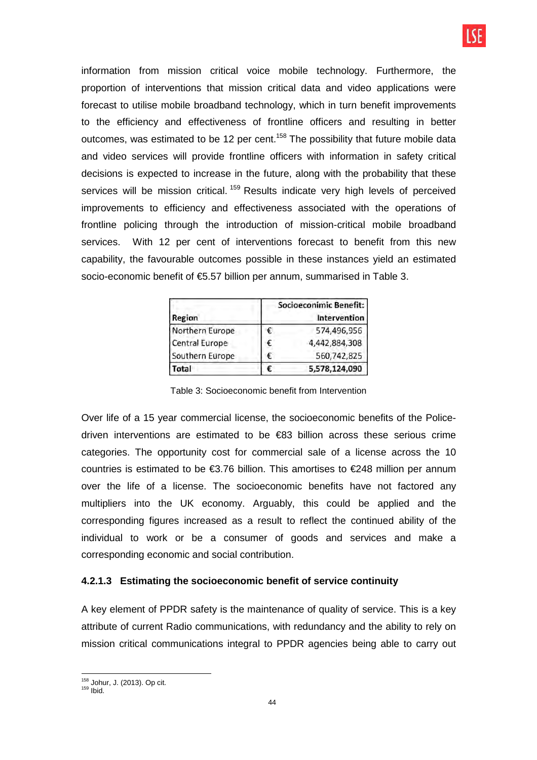information from mission critical voice mobile technology. Furthermore, the proportion of interventions that mission critical data and video applications were forecast to utilise mobile broadband technology, which in turn benefit improvements to the efficiency and effectiveness of frontline officers and resulting in better outcomes, was estimated to be 12 per cent.[158] The possibility that future mobile data and video services will provide frontline officers with information in safety critical decisions is expected to increase in the future, along with the probability that these services will be mission critical. [159] Results indicate very high levels of perceived improvements to efficiency and effectiveness associated with the operations of frontline policing through the introduction of mission-critical mobile broadband services. With 12 per cent of interventions forecast to benefit from this new capability, the favourable outcomes possible in these instances yield an estimated socio-economic benefit of €5.57 billion per annum, summarised in Table 3.

| Region | | Socioeconimic Benefit: Intervention |
|---|---|---|
| Northern Europe | € | 574,496,956 |
| Central Europe | € | 4,442,884,308 |
| Southern Europe | € | 560,742,825 |
| **Total** | **€** | **5,578,124,090** |

Table 3: Socioeconomic benefit from Intervention

Over life of a 15 year commercial license, the socioeconomic benefits of the Police-driven interventions are estimated to be €83 billion across these serious crime categories. The opportunity cost for commercial sale of a license across the 10 countries is estimated to be €3.76 billion. This amortises to €248 million per annum over the life of a license. The socioeconomic benefits have not factored any multipliers into the UK economy. Arguably, this could be applied and the corresponding figures increased as a result to reflect the continued ability of the individual to work or be a consumer of goods and services and make a corresponding economic and social contribution.

#### 4.2.1.3 Estimating the socioeconomic benefit of service continuity

A key element of PPDR safety is the maintenance of quality of service. This is a key attribute of current Radio communications, with redundancy and the ability to rely on mission critical communications integral to PPDR agencies being able to carry out

[158] Johur, J. (2013). Op cit.
[159] Ibid.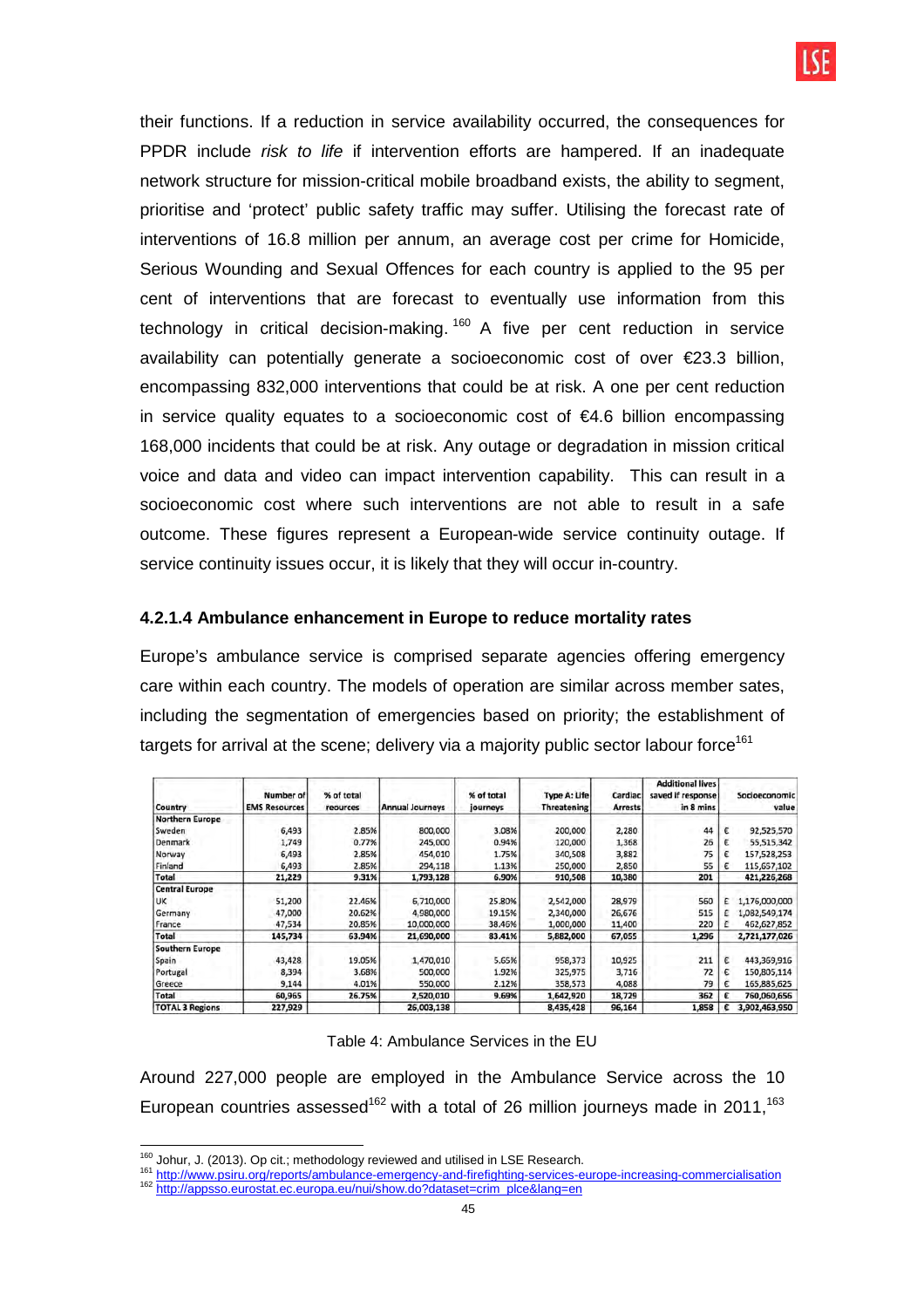their functions. If a reduction in service availability occurred, the consequences for PPDR include *risk to life* if intervention efforts are hampered. If an inadequate network structure for mission-critical mobile broadband exists, the ability to segment, prioritise and 'protect' public safety traffic may suffer. Utilising the forecast rate of interventions of 16.8 million per annum, an average cost per crime for Homicide, Serious Wounding and Sexual Offences for each country is applied to the 95 per cent of interventions that are forecast to eventually use information from this technology in critical decision-making.[160] A five per cent reduction in service availability can potentially generate a socioeconomic cost of over €23.3 billion, encompassing 832,000 interventions that could be at risk. A one per cent reduction in service quality equates to a socioeconomic cost of €4.6 billion encompassing 168,000 incidents that could be at risk. Any outage or degradation in mission critical voice and data and video can impact intervention capability. This can result in a socioeconomic cost where such interventions are not able to result in a safe outcome. These figures represent a European-wide service continuity outage. If service continuity issues occur, it is likely that they will occur in-country.

#### 4.2.1.4 Ambulance enhancement in Europe to reduce mortality rates

Europe's ambulance service is comprised separate agencies offering emergency care within each country. The models of operation are similar across member sates, including the segmentation of emergencies based on priority; the establishment of targets for arrival at the scene; delivery via a majority public sector labour force[161]

| Country | Number of EMS Resources | % of total reources | Annual Journeys | % of total journeys | Type A: Life Threatening | Cardiac Arrests | Additional lives saved if response in 8 mins | | Socioeconomic value |
|---|---|---|---|---|---|---|---|---|---|
| **Northern Europe** | | | | | | | | | |
| Sweden | 6,493 | 2.85% | 800,000 | 3.08% | 200,000 | 2,280 | 44 | € | 92,525,570 |
| Denmark | 1,749 | 0.77% | 245,000 | 0.94% | 120,000 | 1,368 | 26 | € | 55,515,342 |
| Norway | 6,493 | 2.85% | 454,010 | 1.75% | 340,508 | 3,882 | 75 | € | 157,528,253 |
| Finland | 6,493 | 2.85% | 294,118 | 1.13% | 250,000 | 2,850 | 55 | € | 115,657,102 |
| **Total** | **21,229** | **9.31%** | **1,793,128** | **6.90%** | **910,508** | **10,380** | **201** | | **421,226,268** |
| **Central Europe** | | | | | | | | | |
| UK | 51,200 | 22.46% | 6,710,000 | 25.80% | 2,542,000 | 28,979 | 560 | £ | 1,176,000,000 |
| Germany | 47,000 | 20.62% | 4,980,000 | 19.15% | 2,340,000 | 26,676 | 515 | £ | 1,082,549,174 |
| France | 47,534 | 20.85% | 10,000,000 | 38.46% | 1,000,000 | 11,400 | 220 | £ | 462,627,852 |
| **Total** | **145,734** | **63.94%** | **21,690,000** | **83.41%** | **5,882,000** | **67,055** | **1,296** | | **2,721,177,026** |
| **Southern Europe** | | | | | | | | | |
| Spain | 43,428 | 19.05% | 1,470,010 | 5.65% | 958,373 | 10,925 | 211 | € | 443,369,916 |
| Portugal | 8,394 | 3.68% | 500,000 | 1.92% | 325,975 | 3,716 | 72 | € | 150,805,114 |
| Greece | 9,144 | 4.01% | 550,000 | 2.12% | 358,573 | 4,088 | 79 | € | 165,885,625 |
| **Total** | **60,965** | **26.75%** | **2,520,010** | **9.69%** | **1,642,920** | **18,729** | **362** | **€** | **760,060,656** |
| **TOTAL 3 Regions** | **227,929** | | **26,003,138** | | **8,435,428** | **96,164** | **1,858** | **€** | **3,902,463,950** |

Table 4: Ambulance Services in the EU

Around 227,000 people are employed in the Ambulance Service across the 10 European countries assessed[162] with a total of 26 million journeys made in 2011,[163]

[160] Johur, J. (2013). Op cit.; methodology reviewed and utilised in LSE Research.
[161] http://www.psiru.org/reports/ambulance-emergency-and-firefighting-services-europe-increasing-commercialisation
[162] http://appsso.eurostat.ec.europa.eu/nui/show.do?dataset=crim_plce&lang=en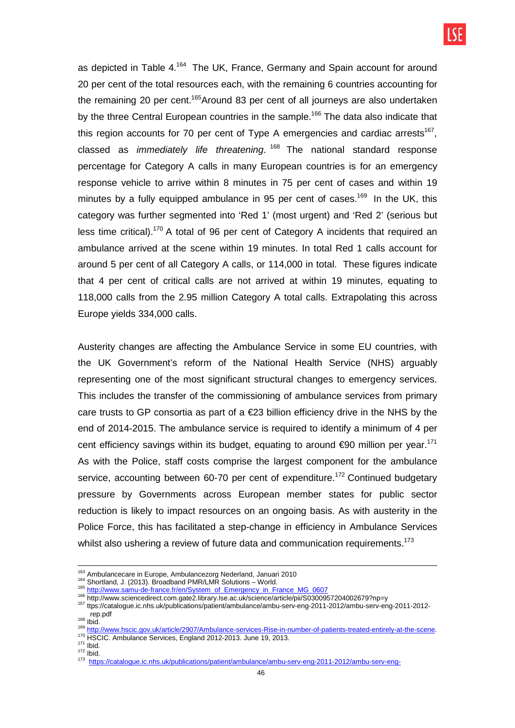as depicted in Table 4.[164] The UK, France, Germany and Spain account for around 20 per cent of the total resources each, with the remaining 6 countries accounting for the remaining 20 per cent.[165]Around 83 per cent of all journeys are also undertaken by the three Central European countries in the sample.[166] The data also indicate that this region accounts for 70 per cent of Type A emergencies and cardiac arrests[167], classed as *immediately life threatening*. [168] The national standard response percentage for Category A calls in many European countries is for an emergency response vehicle to arrive within 8 minutes in 75 per cent of cases and within 19 minutes by a fully equipped ambulance in 95 per cent of cases.[169] In the UK, this category was further segmented into 'Red 1' (most urgent) and 'Red 2' (serious but less time critical).[170] A total of 96 per cent of Category A incidents that required an ambulance arrived at the scene within 19 minutes. In total Red 1 calls account for around 5 per cent of all Category A calls, or 114,000 in total. These figures indicate that 4 per cent of critical calls are not arrived at within 19 minutes, equating to 118,000 calls from the 2.95 million Category A total calls. Extrapolating this across Europe yields 334,000 calls.

Austerity changes are affecting the Ambulance Service in some EU countries, with the UK Government's reform of the National Health Service (NHS) arguably representing one of the most significant structural changes to emergency services. This includes the transfer of the commissioning of ambulance services from primary care trusts to GP consortia as part of a €23 billion efficiency drive in the NHS by the end of 2014-2015. The ambulance service is required to identify a minimum of 4 per cent efficiency savings within its budget, equating to around €90 million per year.[171] As with the Police, staff costs comprise the largest component for the ambulance service, accounting between 60-70 per cent of expenditure.[172] Continued budgetary pressure by Governments across European member states for public sector reduction is likely to impact resources on an ongoing basis. As with austerity in the Police Force, this has facilitated a step-change in efficiency in Ambulance Services whilst also ushering a review of future data and communication requirements.[173]

---

[163] Ambulancecare in Europe, Ambulancezorg Nederland, Januari 2010
[164] Shortland, J. (2013). Broadband PMR/LMR Solutions – World.
[165] http://www.samu-de-france.fr/en/System_of_Emergency_in_France_MG_0607
[166] http://www.sciencedirect.com.gate2.library.lse.ac.uk/science/article/pii/S0300957204002679?np=y
[167] ttps://catalogue.ic.nhs.uk/publications/patient/ambulance/ambu-serv-eng-2011-2012/ambu-serv-eng-2011-2012-rep.pdf
[168] Ibid.
[169] http://www.hscic.gov.uk/article/2907/Ambulance-services-Rise-in-number-of-patients-treated-entirely-at-the-scene.
[170] HSCIC. Ambulance Services, England 2012-2013. June 19, 2013.
[171] Ibid.
[172] Ibid.
[173] https://catalogue.ic.nhs.uk/publications/patient/ambulance/ambu-serv-eng-2011-2012/ambu-serv-eng-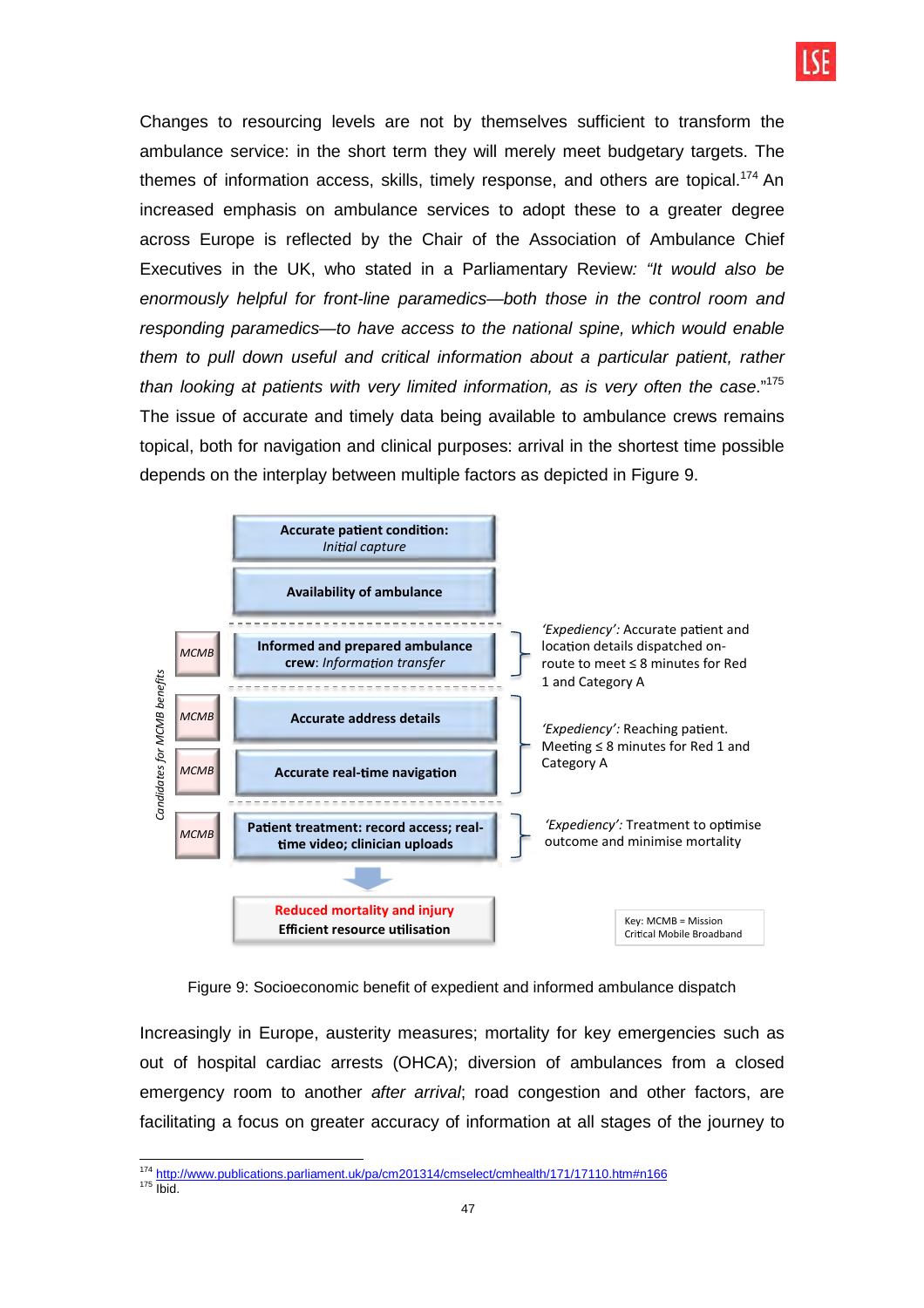Changes to resourcing levels are not by themselves sufficient to transform the ambulance service: in the short term they will merely meet budgetary targets. The themes of information access, skills, timely response, and others are topical.[174] An increased emphasis on ambulance services to adopt these to a greater degree across Europe is reflected by the Chair of the Association of Ambulance Chief Executives in the UK, who stated in a Parliamentary Review: *"It would also be enormously helpful for front-line paramedics—both those in the control room and responding paramedics—to have access to the national spine, which would enable them to pull down useful and critical information about a particular patient, rather than looking at patients with very limited information, as is very often the case*."[175] The issue of accurate and timely data being available to ambulance crews remains topical, both for navigation and clinical purposes: arrival in the shortest time possible depends on the interplay between multiple factors as depicted in Figure 9.

*Candidates for MCMB benefits*

- **Accurate patient condition:** *Initial capture*
- **Availability of ambulance**
- *MCMB* — **Informed and prepared ambulance crew**: *Information transfer* — *'Expediency'*: Accurate patient and location details dispatched on-route to meet ≤ 8 minutes for Red 1 and Category A
- *MCMB* — **Accurate address details**
- *MCMB* — **Accurate real-time navigation** — *'Expediency'*: Reaching patient. Meeting ≤ 8 minutes for Red 1 and Category A
- *MCMB* — **Patient treatment: record access; real-time video; clinician uploads** — *'Expediency'*: Treatment to optimise outcome and minimise mortality
- **Reduced mortality and injury**
  **Efficient resource utilisation**

Key: MCMB = Mission Critical Mobile Broadband

Figure 9: Socioeconomic benefit of expedient and informed ambulance dispatch

Increasingly in Europe, austerity measures; mortality for key emergencies such as out of hospital cardiac arrests (OHCA); diversion of ambulances from a closed emergency room to another *after arrival*; road congestion and other factors, are facilitating a focus on greater accuracy of information at all stages of the journey to

[174] http://www.publications.parliament.uk/pa/cm201314/cmselect/cmhealth/171/17110.htm#n166
[175] Ibid.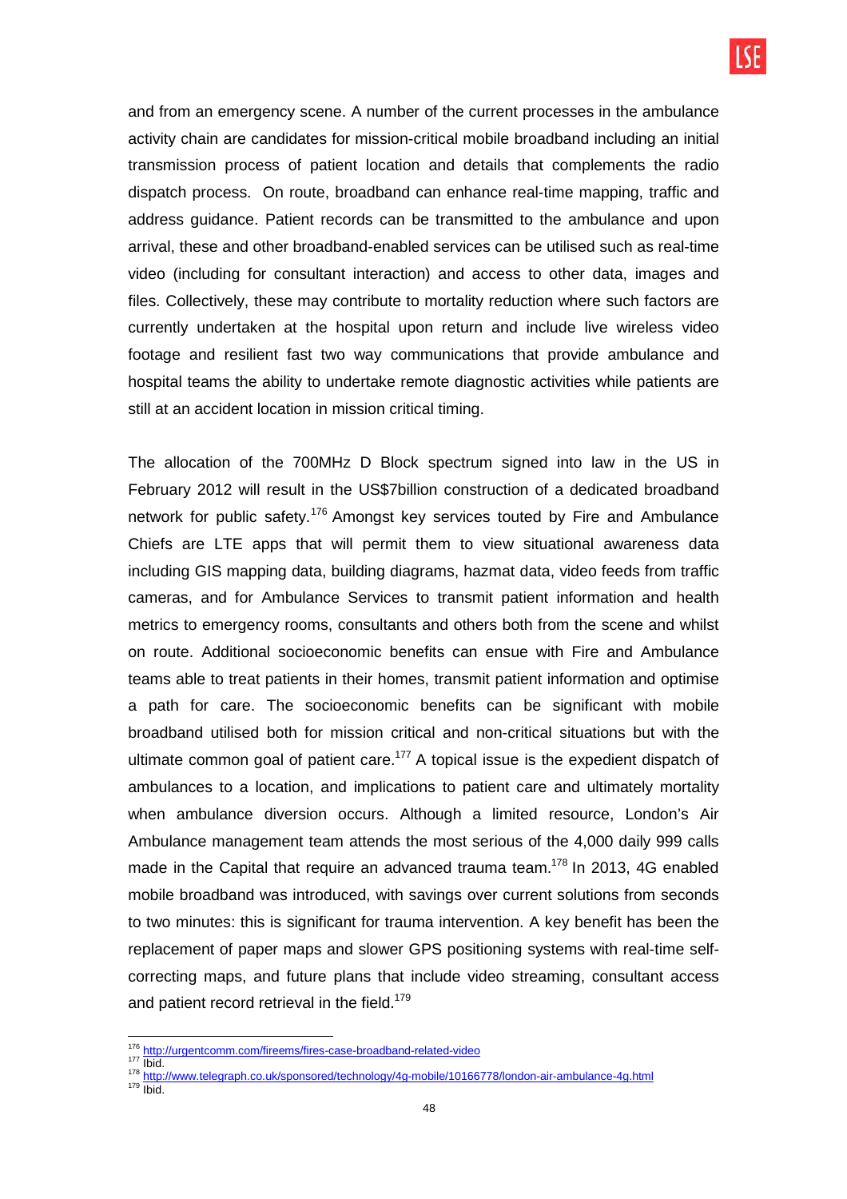and from an emergency scene. A number of the current processes in the ambulance activity chain are candidates for mission-critical mobile broadband including an initial transmission process of patient location and details that complements the radio dispatch process. On route, broadband can enhance real-time mapping, traffic and address guidance. Patient records can be transmitted to the ambulance and upon arrival, these and other broadband-enabled services can be utilised such as real-time video (including for consultant interaction) and access to other data, images and files. Collectively, these may contribute to mortality reduction where such factors are currently undertaken at the hospital upon return and include live wireless video footage and resilient fast two way communications that provide ambulance and hospital teams the ability to undertake remote diagnostic activities while patients are still at an accident location in mission critical timing.

The allocation of the 700MHz D Block spectrum signed into law in the US in February 2012 will result in the US$7billion construction of a dedicated broadband network for public safety.[176] Amongst key services touted by Fire and Ambulance Chiefs are LTE apps that will permit them to view situational awareness data including GIS mapping data, building diagrams, hazmat data, video feeds from traffic cameras, and for Ambulance Services to transmit patient information and health metrics to emergency rooms, consultants and others both from the scene and whilst on route. Additional socioeconomic benefits can ensue with Fire and Ambulance teams able to treat patients in their homes, transmit patient information and optimise a path for care. The socioeconomic benefits can be significant with mobile broadband utilised both for mission critical and non-critical situations but with the ultimate common goal of patient care.[177] A topical issue is the expedient dispatch of ambulances to a location, and implications to patient care and ultimately mortality when ambulance diversion occurs. Although a limited resource, London's Air Ambulance management team attends the most serious of the 4,000 daily 999 calls made in the Capital that require an advanced trauma team.[178] In 2013, 4G enabled mobile broadband was introduced, with savings over current solutions from seconds to two minutes: this is significant for trauma intervention. A key benefit has been the replacement of paper maps and slower GPS positioning systems with real-time self-correcting maps, and future plans that include video streaming, consultant access and patient record retrieval in the field.[179]

---

[176] http://urgentcomm.com/fireems/fires-case-broadband-related-video
[177] Ibid.
[178] http://www.telegraph.co.uk/sponsored/technology/4g-mobile/10166778/london-air-ambulance-4g.html
[179] Ibid.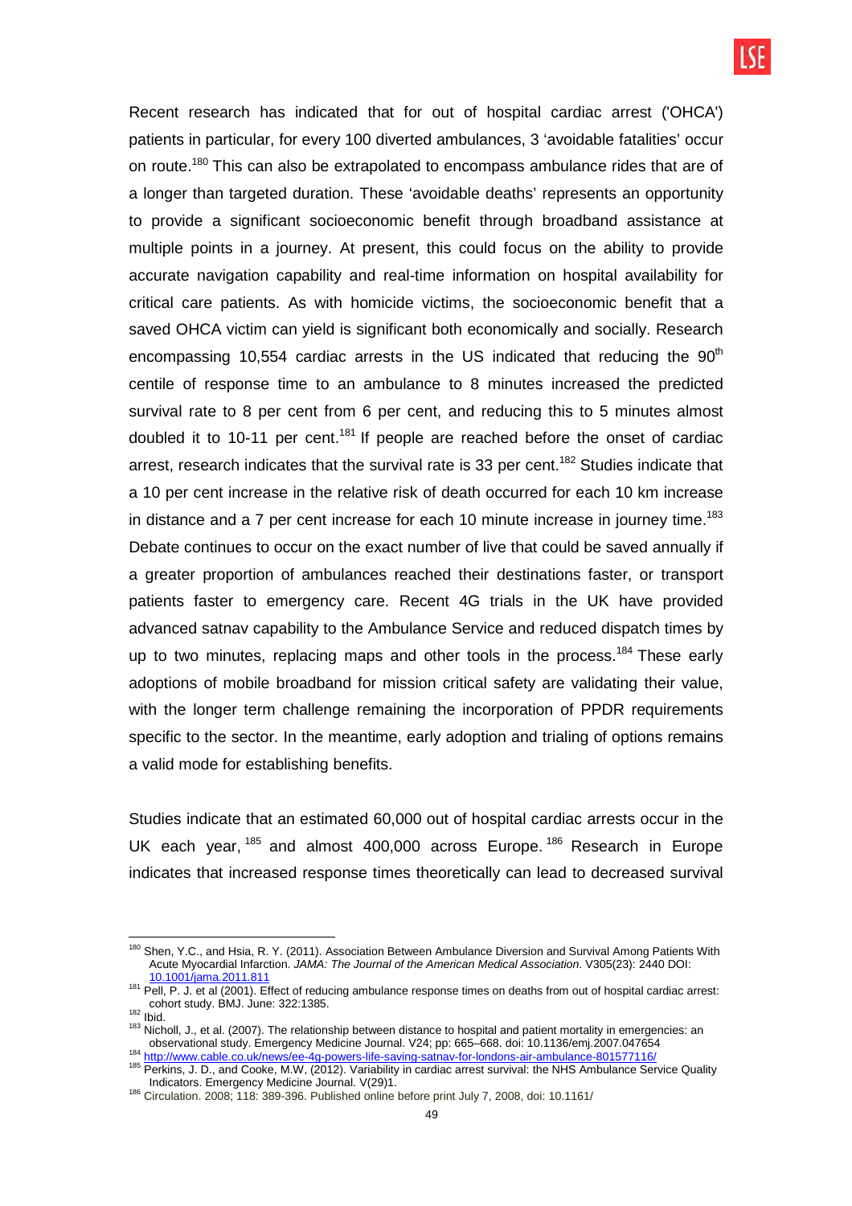Recent research has indicated that for out of hospital cardiac arrest ('OHCA') patients in particular, for every 100 diverted ambulances, 3 'avoidable fatalities' occur on route.[180] This can also be extrapolated to encompass ambulance rides that are of a longer than targeted duration. These 'avoidable deaths' represents an opportunity to provide a significant socioeconomic benefit through broadband assistance at multiple points in a journey. At present, this could focus on the ability to provide accurate navigation capability and real-time information on hospital availability for critical care patients. As with homicide victims, the socioeconomic benefit that a saved OHCA victim can yield is significant both economically and socially. Research encompassing 10,554 cardiac arrests in the US indicated that reducing the 90$^{th}$ centile of response time to an ambulance to 8 minutes increased the predicted survival rate to 8 per cent from 6 per cent, and reducing this to 5 minutes almost doubled it to 10-11 per cent.[181] If people are reached before the onset of cardiac arrest, research indicates that the survival rate is 33 per cent.[182] Studies indicate that a 10 per cent increase in the relative risk of death occurred for each 10 km increase in distance and a 7 per cent increase for each 10 minute increase in journey time.[183] Debate continues to occur on the exact number of live that could be saved annually if a greater proportion of ambulances reached their destinations faster, or transport patients faster to emergency care. Recent 4G trials in the UK have provided advanced satnav capability to the Ambulance Service and reduced dispatch times by up to two minutes, replacing maps and other tools in the process.[184] These early adoptions of mobile broadband for mission critical safety are validating their value, with the longer term challenge remaining the incorporation of PPDR requirements specific to the sector. In the meantime, early adoption and trialing of options remains a valid mode for establishing benefits.

Studies indicate that an estimated 60,000 out of hospital cardiac arrests occur in the UK each year,[185] and almost 400,000 across Europe.[186] Research in Europe indicates that increased response times theoretically can lead to decreased survival

---

[180] Shen, Y.C., and Hsia, R. Y. (2011). Association Between Ambulance Diversion and Survival Among Patients With Acute Myocardial Infarction. *JAMA: The Journal of the American Medical Association*. V305(23): 2440 DOI: 10.1001/jama.2011.811

[181] Pell, P. J. et al (2001). Effect of reducing ambulance response times on deaths from out of hospital cardiac arrest: cohort study. BMJ. June: 322:1385.

[182] Ibid.

[183] Nicholl, J., et al. (2007). The relationship between distance to hospital and patient mortality in emergencies: an observational study. Emergency Medicine Journal. V24; pp: 665–668. doi: 10.1136/emj.2007.047654

[184] http://www.cable.co.uk/news/ee-4g-powers-life-saving-satnav-for-londons-air-ambulance-801577116/

[185] Perkins, J. D., and Cooke, M.W, (2012). Variability in cardiac arrest survival: the NHS Ambulance Service Quality Indicators. Emergency Medicine Journal. V(29)1.

[186] Circulation. 2008; 118: 389-396. Published online before print July 7, 2008, doi: 10.1161/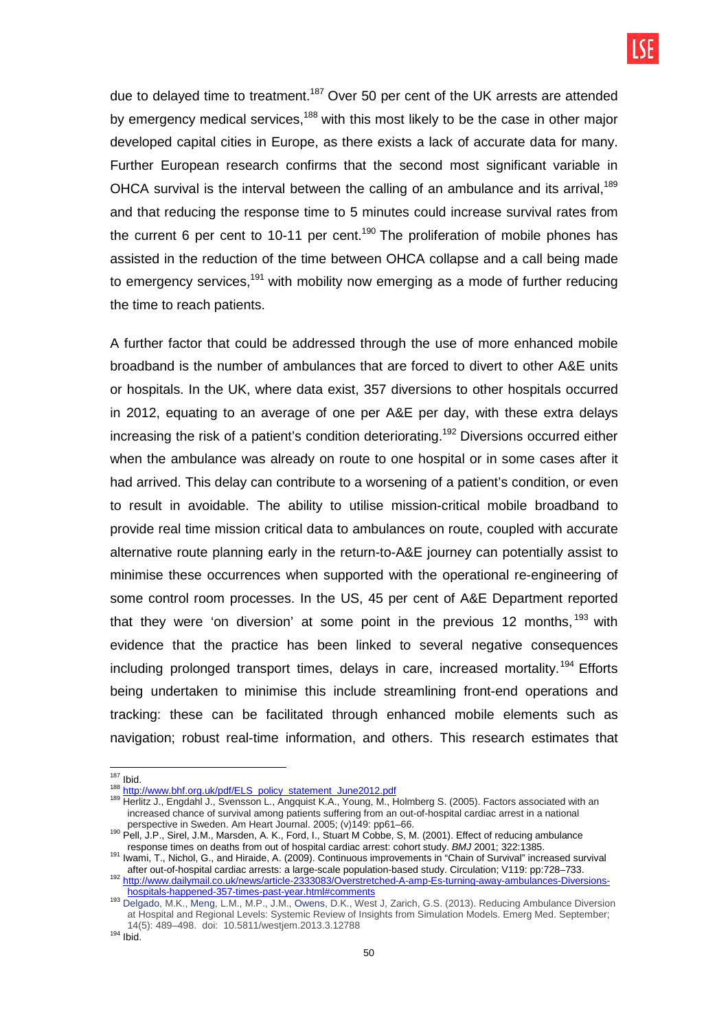due to delayed time to treatment.[187] Over 50 per cent of the UK arrests are attended by emergency medical services,[188] with this most likely to be the case in other major developed capital cities in Europe, as there exists a lack of accurate data for many. Further European research confirms that the second most significant variable in OHCA survival is the interval between the calling of an ambulance and its arrival,[189] and that reducing the response time to 5 minutes could increase survival rates from the current 6 per cent to 10-11 per cent.[190] The proliferation of mobile phones has assisted in the reduction of the time between OHCA collapse and a call being made to emergency services,[191] with mobility now emerging as a mode of further reducing the time to reach patients.

A further factor that could be addressed through the use of more enhanced mobile broadband is the number of ambulances that are forced to divert to other A&E units or hospitals. In the UK, where data exist, 357 diversions to other hospitals occurred in 2012, equating to an average of one per A&E per day, with these extra delays increasing the risk of a patient's condition deteriorating.[192] Diversions occurred either when the ambulance was already on route to one hospital or in some cases after it had arrived. This delay can contribute to a worsening of a patient's condition, or even to result in avoidable. The ability to utilise mission-critical mobile broadband to provide real time mission critical data to ambulances on route, coupled with accurate alternative route planning early in the return-to-A&E journey can potentially assist to minimise these occurrences when supported with the operational re-engineering of some control room processes. In the US, 45 per cent of A&E Department reported that they were 'on diversion' at some point in the previous 12 months,[193] with evidence that the practice has been linked to several negative consequences including prolonged transport times, delays in care, increased mortality.[194] Efforts being undertaken to minimise this include streamlining front-end operations and tracking: these can be facilitated through enhanced mobile elements such as navigation; robust real-time information, and others. This research estimates that

---

[187] Ibid.

[188] http://www.bhf.org.uk/pdf/ELS_policy_statement_June2012.pdf

[189] Herlitz J., Engdahl J., Svensson L., Angquist K.A., Young, M., Holmberg S. (2005). Factors associated with an increased chance of survival among patients suffering from an out-of-hospital cardiac arrest in a national perspective in Sweden. Am Heart Journal. 2005; (v)149: pp61–66.

[190] Pell, J.P., Sirel, J.M., Marsden, A. K., Ford, I., Stuart M Cobbe, S, M. (2001). Effect of reducing ambulance response times on deaths from out of hospital cardiac arrest: cohort study. *BMJ* 2001; 322:1385.

[191] Iwami, T., Nichol, G., and Hiraide, A. (2009). Continuous improvements in "Chain of Survival" increased survival after out-of-hospital cardiac arrests: a large-scale population-based study. Circulation; V119: pp:728–733.

[192] http://www.dailymail.co.uk/news/article-2333083/Overstretched-A-amp-Es-turning-away-ambulances-Diversions-hospitals-happened-357-times-past-year.html#comments

[193] Delgado, M.K., Meng, L.M., M.P., J.M., Owens, D.K., West J, Zarich, G.S. (2013). Reducing Ambulance Diversion at Hospital and Regional Levels: Systemic Review of Insights from Simulation Models. Emerg Med. September; 14(5): 489–498. doi: 10.5811/westjem.2013.3.12788

[194] Ibid.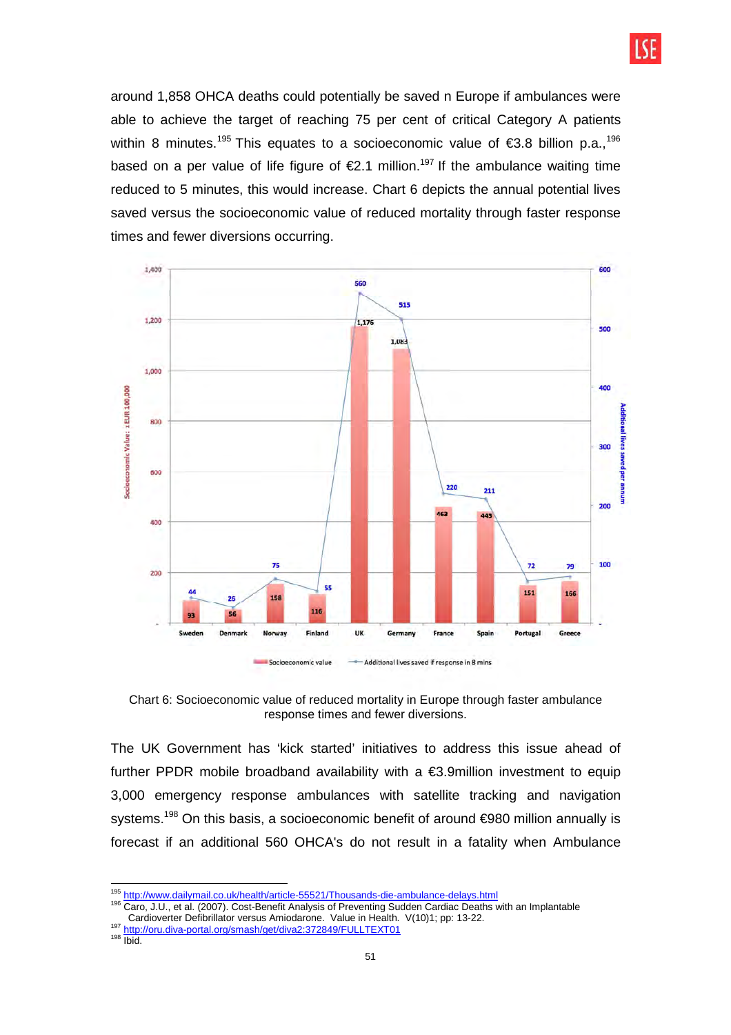around 1,858 OHCA deaths could potentially be saved n Europe if ambulances were able to achieve the target of reaching 75 per cent of critical Category A patients within 8 minutes.[195] This equates to a socioeconomic value of €3.8 billion p.a.,[196] based on a per value of life figure of €2.1 million.[197] If the ambulance waiting time reduced to 5 minutes, this would increase. Chart 6 depicts the annual potential lives saved versus the socioeconomic value of reduced mortality through faster response times and fewer diversions occurring.

| Country | Socioeconomic value (EUR 100,000) | Additional lives saved if response in 8 mins |
|---|---|---|
| Sweden | 93 | 44 |
| Denmark | 56 | 25 |
| Norway | 158 | 75 |
| Finland | 116 | 55 |
| UK | 1,176 | 560 |
| Germany | 1,083 | 515 |
| France | 462 | 220 |
| Spain | 443 | 211 |
| Portugal | 151 | 72 |
| Greece | 166 | 79 |

Chart 6: Socioeconomic value of reduced mortality in Europe through faster ambulance response times and fewer diversions.

The UK Government has 'kick started' initiatives to address this issue ahead of further PPDR mobile broadband availability with a €3.9million investment to equip 3,000 emergency response ambulances with satellite tracking and navigation systems.[198] On this basis, a socioeconomic benefit of around €980 million annually is forecast if an additional 560 OHCA's do not result in a fatality when Ambulance

---

[195] http://www.dailymail.co.uk/health/article-55521/Thousands-die-ambulance-delays.html

[196] Caro, J.U., et al. (2007). Cost-Benefit Analysis of Preventing Sudden Cardiac Deaths with an Implantable Cardioverter Defibrillator versus Amiodarone. Value in Health. V(10)1; pp: 13-22.

[197] http://oru.diva-portal.org/smash/get/diva2:372849/FULLTEXT01

[198] Ibid.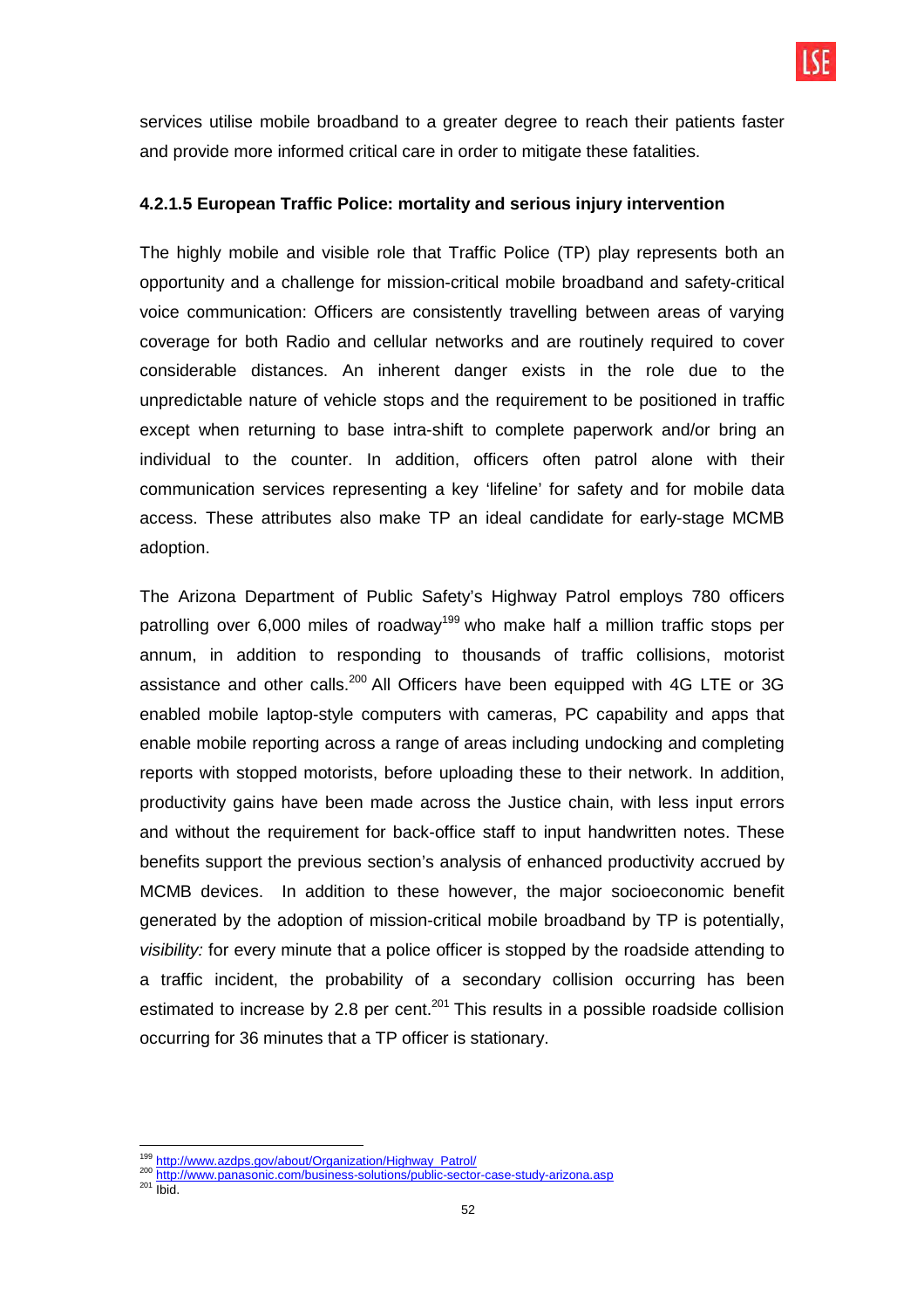services utilise mobile broadband to a greater degree to reach their patients faster and provide more informed critical care in order to mitigate these fatalities.

#### 4.2.1.5 European Traffic Police: mortality and serious injury intervention

The highly mobile and visible role that Traffic Police (TP) play represents both an opportunity and a challenge for mission-critical mobile broadband and safety-critical voice communication: Officers are consistently travelling between areas of varying coverage for both Radio and cellular networks and are routinely required to cover considerable distances. An inherent danger exists in the role due to the unpredictable nature of vehicle stops and the requirement to be positioned in traffic except when returning to base intra-shift to complete paperwork and/or bring an individual to the counter. In addition, officers often patrol alone with their communication services representing a key 'lifeline' for safety and for mobile data access. These attributes also make TP an ideal candidate for early-stage MCMB adoption.

The Arizona Department of Public Safety's Highway Patrol employs 780 officers patrolling over 6,000 miles of roadway[199] who make half a million traffic stops per annum, in addition to responding to thousands of traffic collisions, motorist assistance and other calls.[200] All Officers have been equipped with 4G LTE or 3G enabled mobile laptop-style computers with cameras, PC capability and apps that enable mobile reporting across a range of areas including undocking and completing reports with stopped motorists, before uploading these to their network. In addition, productivity gains have been made across the Justice chain, with less input errors and without the requirement for back-office staff to input handwritten notes. These benefits support the previous section's analysis of enhanced productivity accrued by MCMB devices. In addition to these however, the major socioeconomic benefit generated by the adoption of mission-critical mobile broadband by TP is potentially, *visibility:* for every minute that a police officer is stopped by the roadside attending to a traffic incident, the probability of a secondary collision occurring has been estimated to increase by 2.8 per cent.[201] This results in a possible roadside collision occurring for 36 minutes that a TP officer is stationary.

---

[199] http://www.azdps.gov/about/Organization/Highway_Patrol/

[200] http://www.panasonic.com/business-solutions/public-sector-case-study-arizona.asp

[201] Ibid.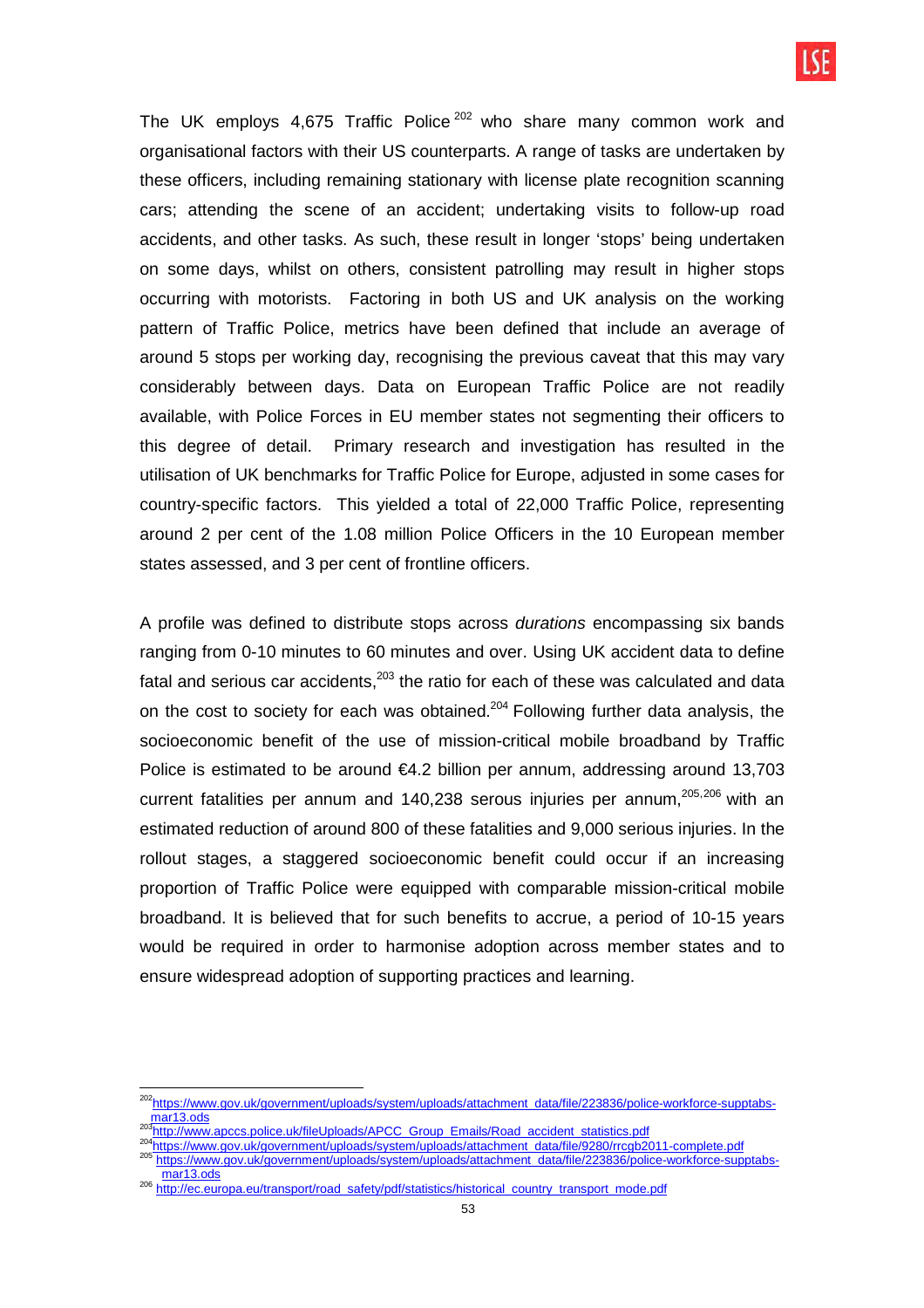The UK employs 4,675 Traffic Police [202] who share many common work and organisational factors with their US counterparts. A range of tasks are undertaken by these officers, including remaining stationary with license plate recognition scanning cars; attending the scene of an accident; undertaking visits to follow-up road accidents, and other tasks. As such, these result in longer 'stops' being undertaken on some days, whilst on others, consistent patrolling may result in higher stops occurring with motorists. Factoring in both US and UK analysis on the working pattern of Traffic Police, metrics have been defined that include an average of around 5 stops per working day, recognising the previous caveat that this may vary considerably between days. Data on European Traffic Police are not readily available, with Police Forces in EU member states not segmenting their officers to this degree of detail. Primary research and investigation has resulted in the utilisation of UK benchmarks for Traffic Police for Europe, adjusted in some cases for country-specific factors. This yielded a total of 22,000 Traffic Police, representing around 2 per cent of the 1.08 million Police Officers in the 10 European member states assessed, and 3 per cent of frontline officers.

A profile was defined to distribute stops across *durations* encompassing six bands ranging from 0-10 minutes to 60 minutes and over. Using UK accident data to define fatal and serious car accidents,[203] the ratio for each of these was calculated and data on the cost to society for each was obtained.[204] Following further data analysis, the socioeconomic benefit of the use of mission-critical mobile broadband by Traffic Police is estimated to be around €4.2 billion per annum, addressing around 13,703 current fatalities per annum and 140,238 serous injuries per annum,[205,206] with an estimated reduction of around 800 of these fatalities and 9,000 serious injuries. In the rollout stages, a staggered socioeconomic benefit could occur if an increasing proportion of Traffic Police were equipped with comparable mission-critical mobile broadband. It is believed that for such benefits to accrue, a period of 10-15 years would be required in order to harmonise adoption across member states and to ensure widespread adoption of supporting practices and learning.

---

[202] https://www.gov.uk/government/uploads/system/uploads/attachment_data/file/223836/police-workforce-supptabs-mar13.ods

[203] http://www.apccs.police.uk/fileUploads/APCC_Group_Emails/Road_accident_statistics.pdf

[204] https://www.gov.uk/government/uploads/system/uploads/attachment_data/file/9280/rrcgb2011-complete.pdf

[205] https://www.gov.uk/government/uploads/system/uploads/attachment_data/file/223836/police-workforce-supptabs-mar13.ods

[206] http://ec.europa.eu/transport/road_safety/pdf/statistics/historical_country_transport_mode.pdf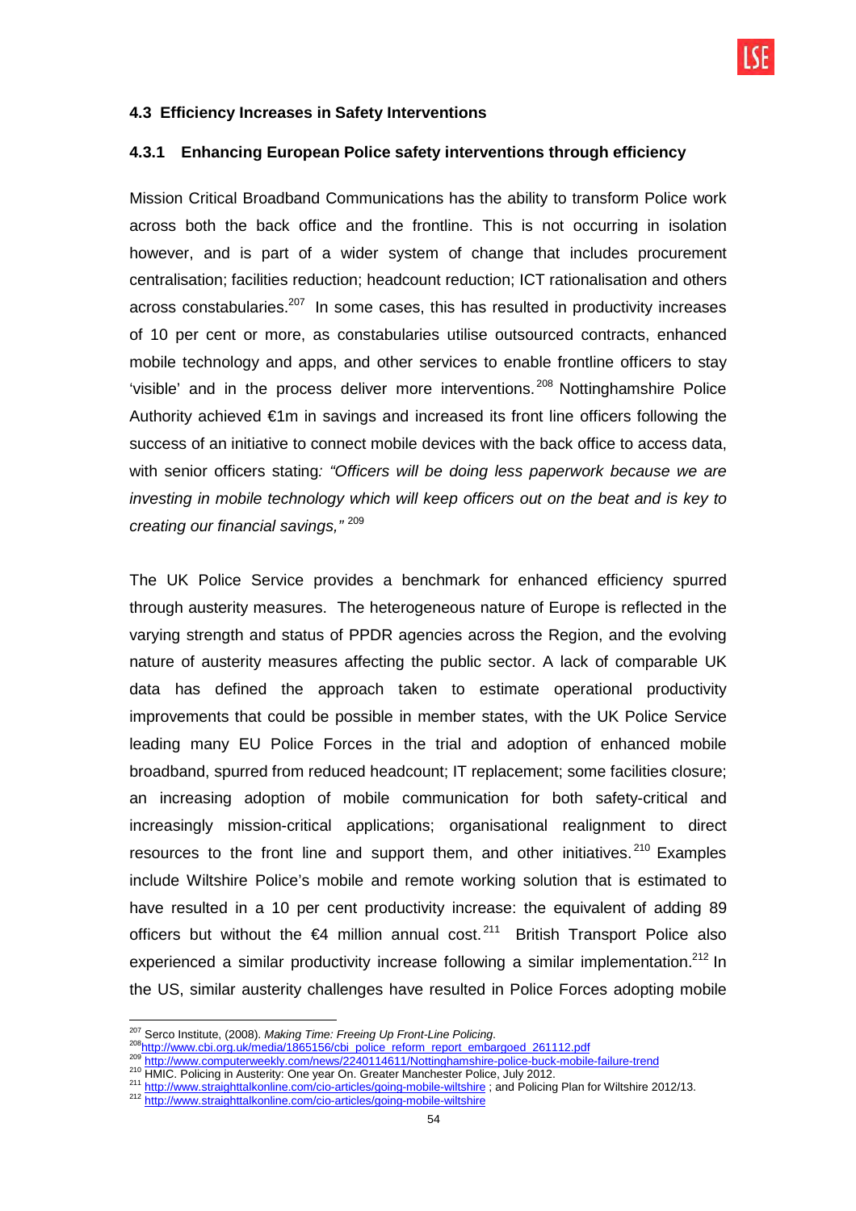### 4.3 Efficiency Increases in Safety Interventions

#### 4.3.1 Enhancing European Police safety interventions through efficiency

Mission Critical Broadband Communications has the ability to transform Police work across both the back office and the frontline. This is not occurring in isolation however, and is part of a wider system of change that includes procurement centralisation; facilities reduction; headcount reduction; ICT rationalisation and others across constabularies.[207] In some cases, this has resulted in productivity increases of 10 per cent or more, as constabularies utilise outsourced contracts, enhanced mobile technology and apps, and other services to enable frontline officers to stay 'visible' and in the process deliver more interventions.[208] Nottinghamshire Police Authority achieved €1m in savings and increased its front line officers following the success of an initiative to connect mobile devices with the back office to access data, with senior officers stating*: "Officers will be doing less paperwork because we are investing in mobile technology which will keep officers out on the beat and is key to creating our financial savings,"* [209]

The UK Police Service provides a benchmark for enhanced efficiency spurred through austerity measures. The heterogeneous nature of Europe is reflected in the varying strength and status of PPDR agencies across the Region, and the evolving nature of austerity measures affecting the public sector. A lack of comparable UK data has defined the approach taken to estimate operational productivity improvements that could be possible in member states, with the UK Police Service leading many EU Police Forces in the trial and adoption of enhanced mobile broadband, spurred from reduced headcount; IT replacement; some facilities closure; an increasing adoption of mobile communication for both safety-critical and increasingly mission-critical applications; organisational realignment to direct resources to the front line and support them, and other initiatives.[210] Examples include Wiltshire Police's mobile and remote working solution that is estimated to have resulted in a 10 per cent productivity increase: the equivalent of adding 89 officers but without the €4 million annual cost.[211] British Transport Police also experienced a similar productivity increase following a similar implementation.[212] In the US, similar austerity challenges have resulted in Police Forces adopting mobile

---

[207] Serco Institute, (2008). *Making Time: Freeing Up Front-Line Policing*.
[208] http://www.cbi.org.uk/media/1865156/cbi_police_reform_report_embargoed_261112.pdf
[209] http://www.computerweekly.com/news/2240114611/Nottinghamshire-police-buck-mobile-failure-trend
[210] HMIC. Policing in Austerity: One year On. Greater Manchester Police, July 2012.
[211] http://www.straighttalkonline.com/cio-articles/going-mobile-wiltshire ; and Policing Plan for Wiltshire 2012/13.
[212] http://www.straighttalkonline.com/cio-articles/going-mobile-wiltshire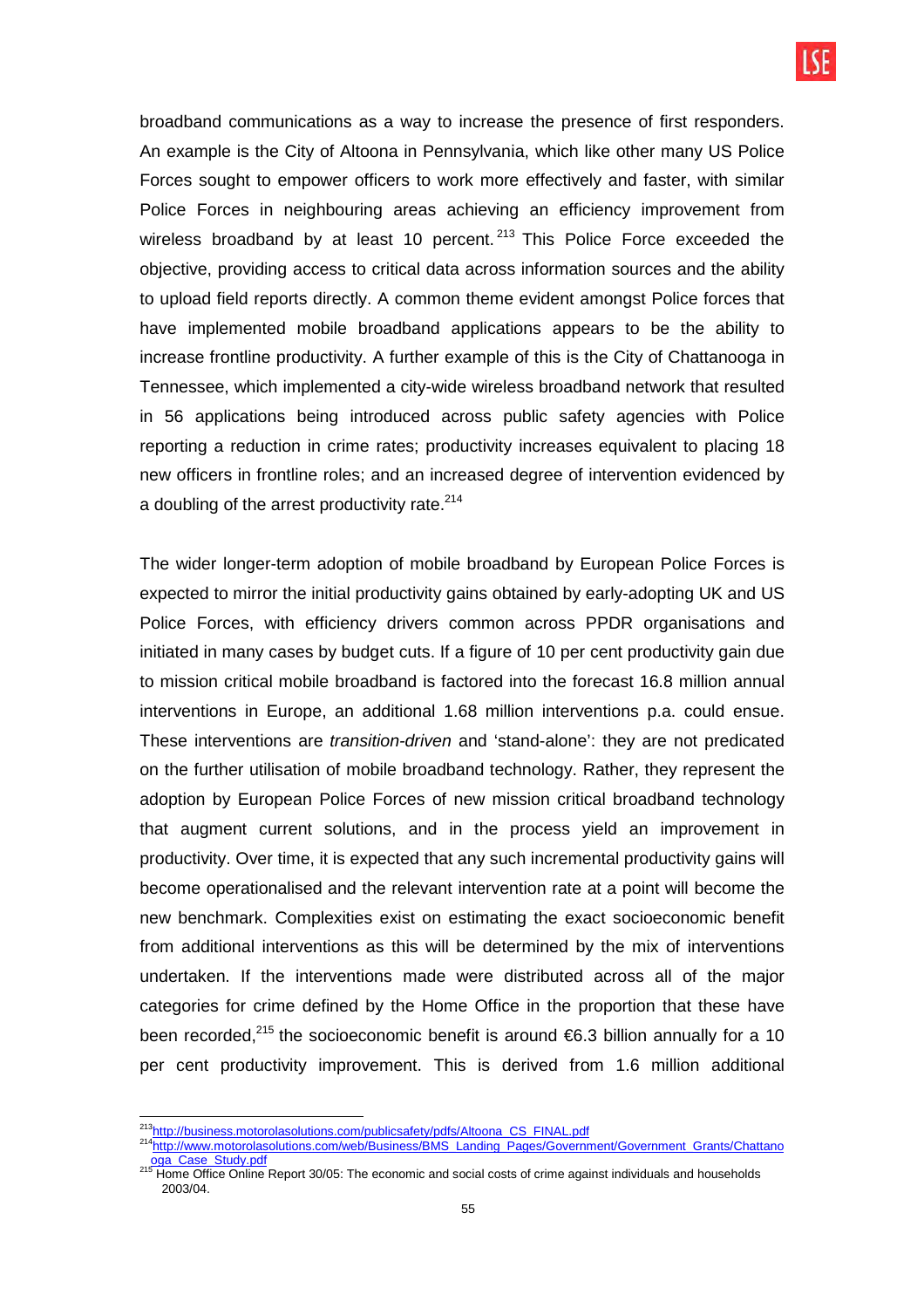broadband communications as a way to increase the presence of first responders. An example is the City of Altoona in Pennsylvania, which like other many US Police Forces sought to empower officers to work more effectively and faster, with similar Police Forces in neighbouring areas achieving an efficiency improvement from wireless broadband by at least 10 percent.[213] This Police Force exceeded the objective, providing access to critical data across information sources and the ability to upload field reports directly. A common theme evident amongst Police forces that have implemented mobile broadband applications appears to be the ability to increase frontline productivity. A further example of this is the City of Chattanooga in Tennessee, which implemented a city-wide wireless broadband network that resulted in 56 applications being introduced across public safety agencies with Police reporting a reduction in crime rates; productivity increases equivalent to placing 18 new officers in frontline roles; and an increased degree of intervention evidenced by a doubling of the arrest productivity rate.[214]

The wider longer-term adoption of mobile broadband by European Police Forces is expected to mirror the initial productivity gains obtained by early-adopting UK and US Police Forces, with efficiency drivers common across PPDR organisations and initiated in many cases by budget cuts. If a figure of 10 per cent productivity gain due to mission critical mobile broadband is factored into the forecast 16.8 million annual interventions in Europe, an additional 1.68 million interventions p.a. could ensue. These interventions are *transition-driven* and 'stand-alone': they are not predicated on the further utilisation of mobile broadband technology. Rather, they represent the adoption by European Police Forces of new mission critical broadband technology that augment current solutions, and in the process yield an improvement in productivity. Over time, it is expected that any such incremental productivity gains will become operationalised and the relevant intervention rate at a point will become the new benchmark. Complexities exist on estimating the exact socioeconomic benefit from additional interventions as this will be determined by the mix of interventions undertaken. If the interventions made were distributed across all of the major categories for crime defined by the Home Office in the proportion that these have been recorded,[215] the socioeconomic benefit is around €6.3 billion annually for a 10 per cent productivity improvement. This is derived from 1.6 million additional

---

[213] http://business.motorolasolutions.com/publicsafety/pdfs/Altoona_CS_FINAL.pdf

[214] http://www.motorolasolutions.com/web/Business/BMS_Landing_Pages/Government/Government_Grants/Chattanooga_Case_Study.pdf

[215] Home Office Online Report 30/05: The economic and social costs of crime against individuals and households 2003/04.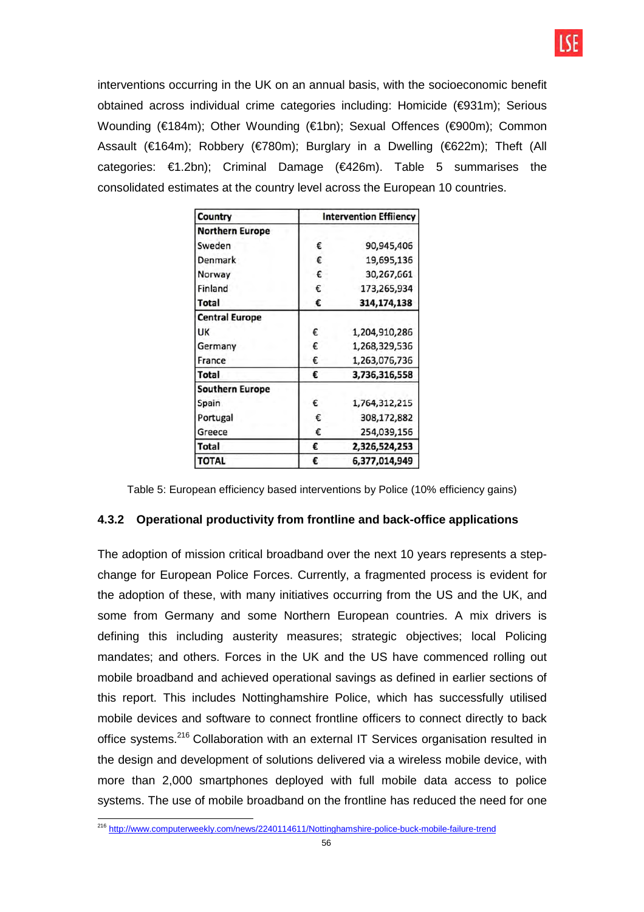interventions occurring in the UK on an annual basis, with the socioeconomic benefit obtained across individual crime categories including: Homicide (€931m); Serious Wounding (€184m); Other Wounding (€1bn); Sexual Offences (€900m); Common Assault (€164m); Robbery (€780m); Burglary in a Dwelling (€622m); Theft (All categories: €1.2bn); Criminal Damage (€426m). Table 5 summarises the consolidated estimates at the country level across the European 10 countries.

| Country | Intervention Effiiency | |
|---|---|---|
| **Northern Europe** | | |
| Sweden | € | 90,945,406 |
| Denmark | € | 19,695,136 |
| Norway | € | 30,267,661 |
| Finland | € | 173,265,934 |
| **Total** | **€** | **314,174,138** |
| **Central Europe** | | |
| UK | € | 1,204,910,286 |
| Germany | € | 1,268,329,536 |
| France | € | 1,263,076,736 |
| **Total** | **€** | **3,736,316,558** |
| **Southern Europe** | | |
| Spain | € | 1,764,312,215 |
| Portugal | € | 308,172,882 |
| Greece | € | 254,039,156 |
| **Total** | **€** | **2,326,524,253** |
| **TOTAL** | **€** | **6,377,014,949** |

Table 5: European efficiency based interventions by Police (10% efficiency gains)

### 4.3.2 Operational productivity from frontline and back-office applications

The adoption of mission critical broadband over the next 10 years represents a step-change for European Police Forces. Currently, a fragmented process is evident for the adoption of these, with many initiatives occurring from the US and the UK, and some from Germany and some Northern European countries. A mix drivers is defining this including austerity measures; strategic objectives; local Policing mandates; and others. Forces in the UK and the US have commenced rolling out mobile broadband and achieved operational savings as defined in earlier sections of this report. This includes Nottinghamshire Police, which has successfully utilised mobile devices and software to connect frontline officers to connect directly to back office systems.[216] Collaboration with an external IT Services organisation resulted in the design and development of solutions delivered via a wireless mobile device, with more than 2,000 smartphones deployed with full mobile data access to police systems. The use of mobile broadband on the frontline has reduced the need for one

[216] http://www.computerweekly.com/news/2240114611/Nottinghamshire-police-buck-mobile-failure-trend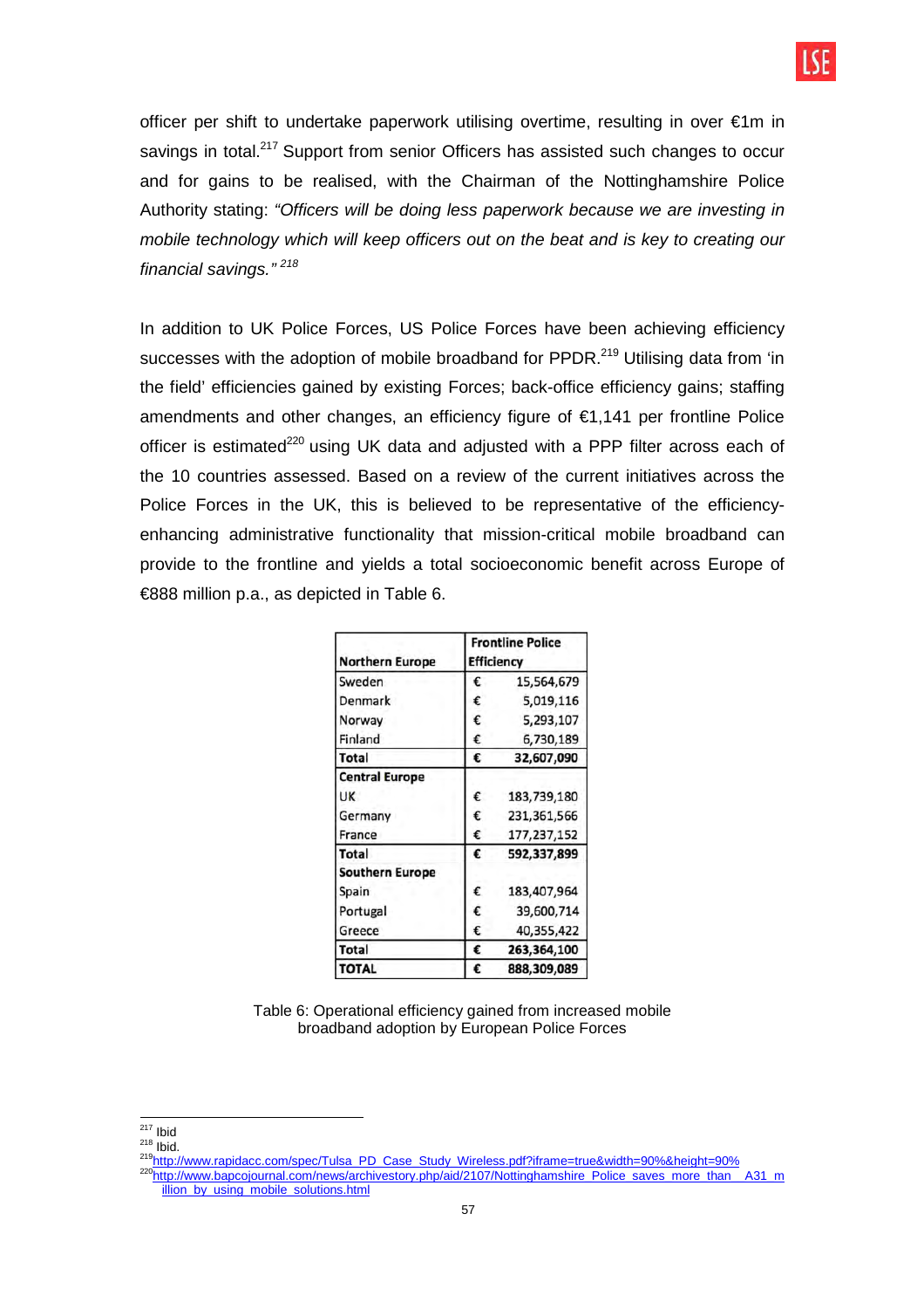officer per shift to undertake paperwork utilising overtime, resulting in over €1m in savings in total.[217] Support from senior Officers has assisted such changes to occur and for gains to be realised, with the Chairman of the Nottinghamshire Police Authority stating: *"Officers will be doing less paperwork because we are investing in mobile technology which will keep officers out on the beat and is key to creating our financial savings."* [218]

In addition to UK Police Forces, US Police Forces have been achieving efficiency successes with the adoption of mobile broadband for PPDR.[219] Utilising data from 'in the field' efficiencies gained by existing Forces; back-office efficiency gains; staffing amendments and other changes, an efficiency figure of €1,141 per frontline Police officer is estimated[220] using UK data and adjusted with a PPP filter across each of the 10 countries assessed. Based on a review of the current initiatives across the Police Forces in the UK, this is believed to be representative of the efficiency-enhancing administrative functionality that mission-critical mobile broadband can provide to the frontline and yields a total socioeconomic benefit across Europe of €888 million p.a., as depicted in Table 6.

| Northern Europe | | Frontline Police Efficiency |
|---|---|---|
| Sweden | € | 15,564,679 |
| Denmark | € | 5,019,116 |
| Norway | € | 5,293,107 |
| Finland | € | 6,730,189 |
| **Total** | **€** | **32,607,090** |
| **Central Europe** | | |
| UK | € | 183,739,180 |
| Germany | € | 231,361,566 |
| France | € | 177,237,152 |
| **Total** | **€** | **592,337,899** |
| **Southern Europe** | | |
| Spain | € | 183,407,964 |
| Portugal | € | 39,600,714 |
| Greece | € | 40,355,422 |
| **Total** | **€** | **263,364,100** |
| **TOTAL** | **€** | **888,309,089** |

Table 6: Operational efficiency gained from increased mobile broadband adoption by European Police Forces

[217] Ibid

[218] Ibid.

[219] http://www.rapidacc.com/spec/Tulsa_PD_Case_Study_Wireless.pdf?iframe=true&width=90%&height=90%

[220] http://www.bapcojournal.com/news/archivestory.php/aid/2107/Nottinghamshire_Police_saves_more_than__A31_million_by_using_mobile_solutions.html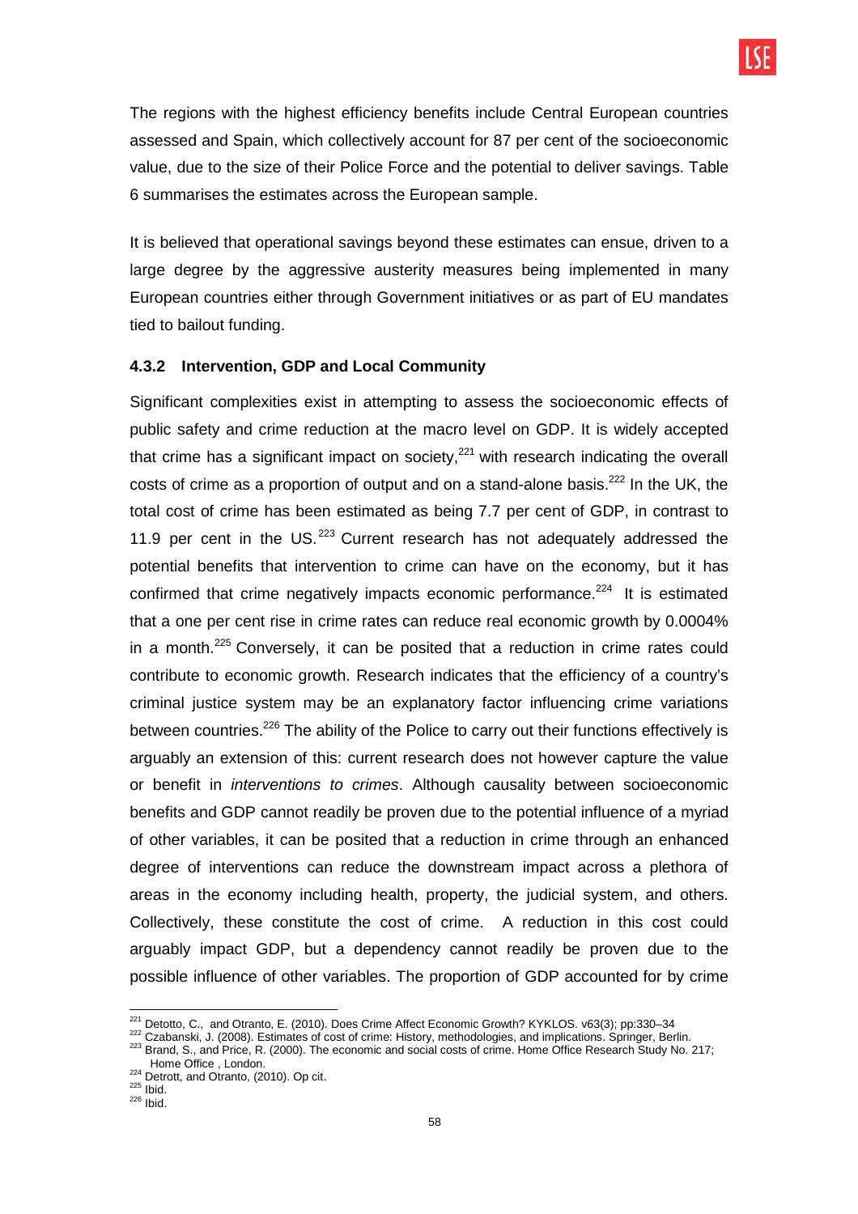The regions with the highest efficiency benefits include Central European countries assessed and Spain, which collectively account for 87 per cent of the socioeconomic value, due to the size of their Police Force and the potential to deliver savings. Table 6 summarises the estimates across the European sample.

It is believed that operational savings beyond these estimates can ensue, driven to a large degree by the aggressive austerity measures being implemented in many European countries either through Government initiatives or as part of EU mandates tied to bailout funding.

### 4.3.2 Intervention, GDP and Local Community

Significant complexities exist in attempting to assess the socioeconomic effects of public safety and crime reduction at the macro level on GDP. It is widely accepted that crime has a significant impact on society,[221] with research indicating the overall costs of crime as a proportion of output and on a stand-alone basis.[222] In the UK, the total cost of crime has been estimated as being 7.7 per cent of GDP, in contrast to 11.9 per cent in the US.[223] Current research has not adequately addressed the potential benefits that intervention to crime can have on the economy, but it has confirmed that crime negatively impacts economic performance.[224] It is estimated that a one per cent rise in crime rates can reduce real economic growth by 0.0004% in a month.[225] Conversely, it can be posited that a reduction in crime rates could contribute to economic growth. Research indicates that the efficiency of a country's criminal justice system may be an explanatory factor influencing crime variations between countries.[226] The ability of the Police to carry out their functions effectively is arguably an extension of this: current research does not however capture the value or benefit in *interventions to crimes*. Although causality between socioeconomic benefits and GDP cannot readily be proven due to the potential influence of a myriad of other variables, it can be posited that a reduction in crime through an enhanced degree of interventions can reduce the downstream impact across a plethora of areas in the economy including health, property, the judicial system, and others. Collectively, these constitute the cost of crime. A reduction in this cost could arguably impact GDP, but a dependency cannot readily be proven due to the possible influence of other variables. The proportion of GDP accounted for by crime

---

[221] Detotto, C., and Otranto, E. (2010). Does Crime Affect Economic Growth? KYKLOS. v63(3); pp:330–34

[222] Czabanski, J. (2008). Estimates of cost of crime: History, methodologies, and implications. Springer, Berlin.

[223] Brand, S., and Price, R. (2000). The economic and social costs of crime. Home Office Research Study No. 217; Home Office , London.

[224] Detrott, and Otranto, (2010). Op cit.

[225] Ibid.

[226] Ibid.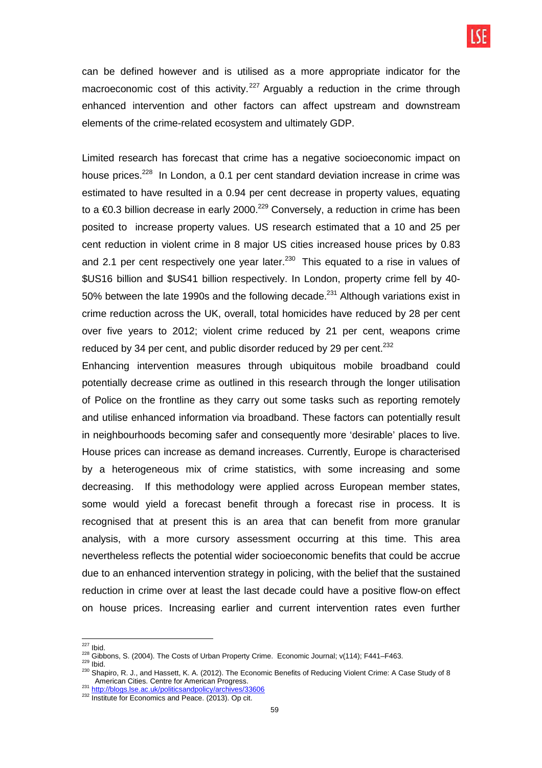can be defined however and is utilised as a more appropriate indicator for the macroeconomic cost of this activity.[227] Arguably a reduction in the crime through enhanced intervention and other factors can affect upstream and downstream elements of the crime-related ecosystem and ultimately GDP.

Limited research has forecast that crime has a negative socioeconomic impact on house prices.[228] In London, a 0.1 per cent standard deviation increase in crime was estimated to have resulted in a 0.94 per cent decrease in property values, equating to a €0.3 billion decrease in early 2000.[229] Conversely, a reduction in crime has been posited to increase property values. US research estimated that a 10 and 25 per cent reduction in violent crime in 8 major US cities increased house prices by 0.83 and 2.1 per cent respectively one year later.[230] This equated to a rise in values of $US16 billion and $US41 billion respectively. In London, property crime fell by 40-50% between the late 1990s and the following decade.[231] Although variations exist in crime reduction across the UK, overall, total homicides have reduced by 28 per cent over five years to 2012; violent crime reduced by 21 per cent, weapons crime reduced by 34 per cent, and public disorder reduced by 29 per cent.[232]

Enhancing intervention measures through ubiquitous mobile broadband could potentially decrease crime as outlined in this research through the longer utilisation of Police on the frontline as they carry out some tasks such as reporting remotely and utilise enhanced information via broadband. These factors can potentially result in neighbourhoods becoming safer and consequently more 'desirable' places to live. House prices can increase as demand increases. Currently, Europe is characterised by a heterogeneous mix of crime statistics, with some increasing and some decreasing. If this methodology were applied across European member states, some would yield a forecast benefit through a forecast rise in process. It is recognised that at present this is an area that can benefit from more granular analysis, with a more cursory assessment occurring at this time. This area nevertheless reflects the potential wider socioeconomic benefits that could be accrue due to an enhanced intervention strategy in policing, with the belief that the sustained reduction in crime over at least the last decade could have a positive flow-on effect on house prices. Increasing earlier and current intervention rates even further

---

[227] Ibid.

[228] Gibbons, S. (2004). The Costs of Urban Property Crime. Economic Journal; v(114); F441–F463.

[229] Ibid.

[230] Shapiro, R. J., and Hassett, K. A. (2012). The Economic Benefits of Reducing Violent Crime: A Case Study of 8 American Cities. Centre for American Progress.

[231] http://blogs.lse.ac.uk/politicsandpolicy/archives/33606

[232] Institute for Economics and Peace. (2013). Op cit.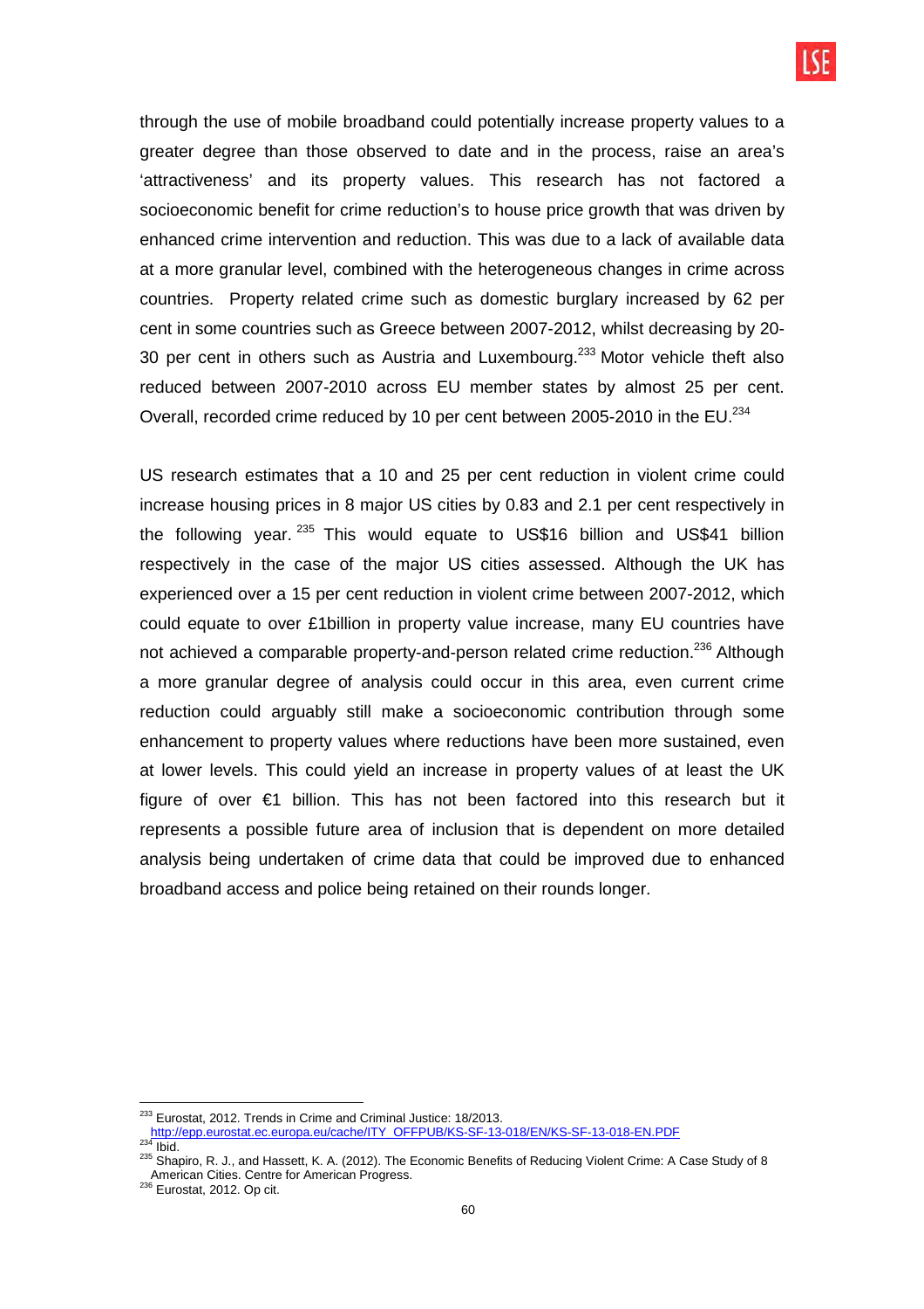through the use of mobile broadband could potentially increase property values to a greater degree than those observed to date and in the process, raise an area's 'attractiveness' and its property values. This research has not factored a socioeconomic benefit for crime reduction's to house price growth that was driven by enhanced crime intervention and reduction. This was due to a lack of available data at a more granular level, combined with the heterogeneous changes in crime across countries. Property related crime such as domestic burglary increased by 62 per cent in some countries such as Greece between 2007-2012, whilst decreasing by 20-30 per cent in others such as Austria and Luxembourg.[233] Motor vehicle theft also reduced between 2007-2010 across EU member states by almost 25 per cent. Overall, recorded crime reduced by 10 per cent between 2005-2010 in the EU.[234]

US research estimates that a 10 and 25 per cent reduction in violent crime could increase housing prices in 8 major US cities by 0.83 and 2.1 per cent respectively in the following year.[235] This would equate to US$16 billion and US$41 billion respectively in the case of the major US cities assessed. Although the UK has experienced over a 15 per cent reduction in violent crime between 2007-2012, which could equate to over £1billion in property value increase, many EU countries have not achieved a comparable property-and-person related crime reduction.[236] Although a more granular degree of analysis could occur in this area, even current crime reduction could arguably still make a socioeconomic contribution through some enhancement to property values where reductions have been more sustained, even at lower levels. This could yield an increase in property values of at least the UK figure of over €1 billion. This has not been factored into this research but it represents a possible future area of inclusion that is dependent on more detailed analysis being undertaken of crime data that could be improved due to enhanced broadband access and police being retained on their rounds longer.

---

[233] Eurostat, 2012. Trends in Crime and Criminal Justice: 18/2013. http://epp.eurostat.ec.europa.eu/cache/ITY_OFFPUB/KS-SF-13-018/EN/KS-SF-13-018-EN.PDF

[234] Ibid.

[235] Shapiro, R. J., and Hassett, K. A. (2012). The Economic Benefits of Reducing Violent Crime: A Case Study of 8 American Cities. Centre for American Progress.

[236] Eurostat, 2012. Op cit.